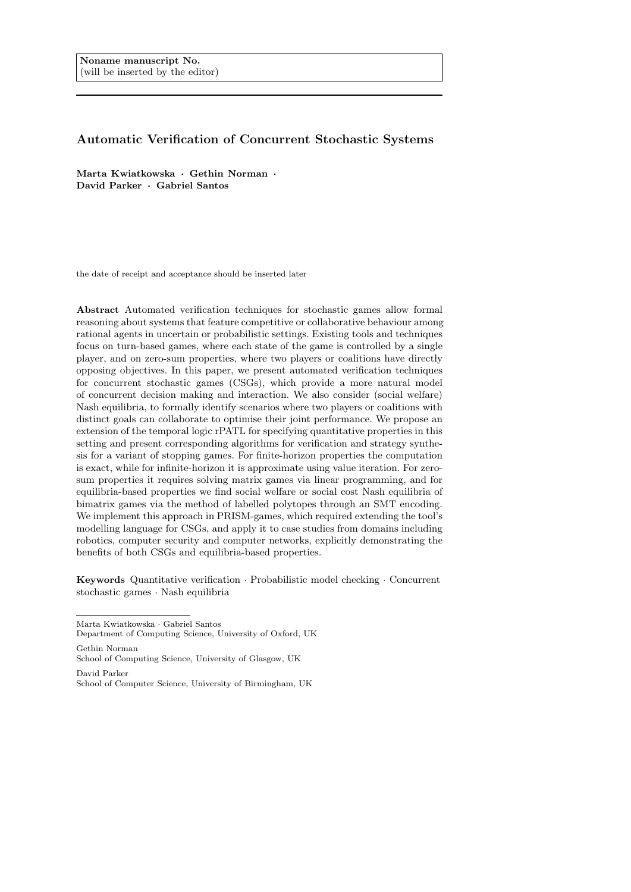**Noname manuscript No.**
(will be inserted by the editor)

# Automatic Verification of Concurrent Stochastic Systems

**Marta Kwiatkowska · Gethin Norman · David Parker · Gabriel Santos**

the date of receipt and acceptance should be inserted later

**Abstract** Automated verification techniques for stochastic games allow formal reasoning about systems that feature competitive or collaborative behaviour among rational agents in uncertain or probabilistic settings. Existing tools and techniques focus on turn-based games, where each state of the game is controlled by a single player, and on zero-sum properties, where two players or coalitions have directly opposing objectives. In this paper, we present automated verification techniques for concurrent stochastic games (CSGs), which provide a more natural model of concurrent decision making and interaction. We also consider (social welfare) Nash equilibria, to formally identify scenarios where two players or coalitions with distinct goals can collaborate to optimise their joint performance. We propose an extension of the temporal logic rPATL for specifying quantitative properties in this setting and present corresponding algorithms for verification and strategy synthesis for a variant of stopping games. For finite-horizon properties the computation is exact, while for infinite-horizon it is approximate using value iteration. For zero-sum properties it requires solving matrix games via linear programming, and for equilibria-based properties we find social welfare or social cost Nash equilibria of bimatrix games via the method of labelled polytopes through an SMT encoding. We implement this approach in PRISM-games, which required extending the tool's modelling language for CSGs, and apply it to case studies from domains including robotics, computer security and computer networks, explicitly demonstrating the benefits of both CSGs and equilibria-based properties.

**Keywords** Quantitative verification · Probabilistic model checking · Concurrent stochastic games · Nash equilibria

Marta Kwiatkowska · Gabriel Santos
Department of Computing Science, University of Oxford, UK

Gethin Norman
School of Computing Science, University of Glasgow, UK

David Parker
School of Computer Science, University of Birmingham, UK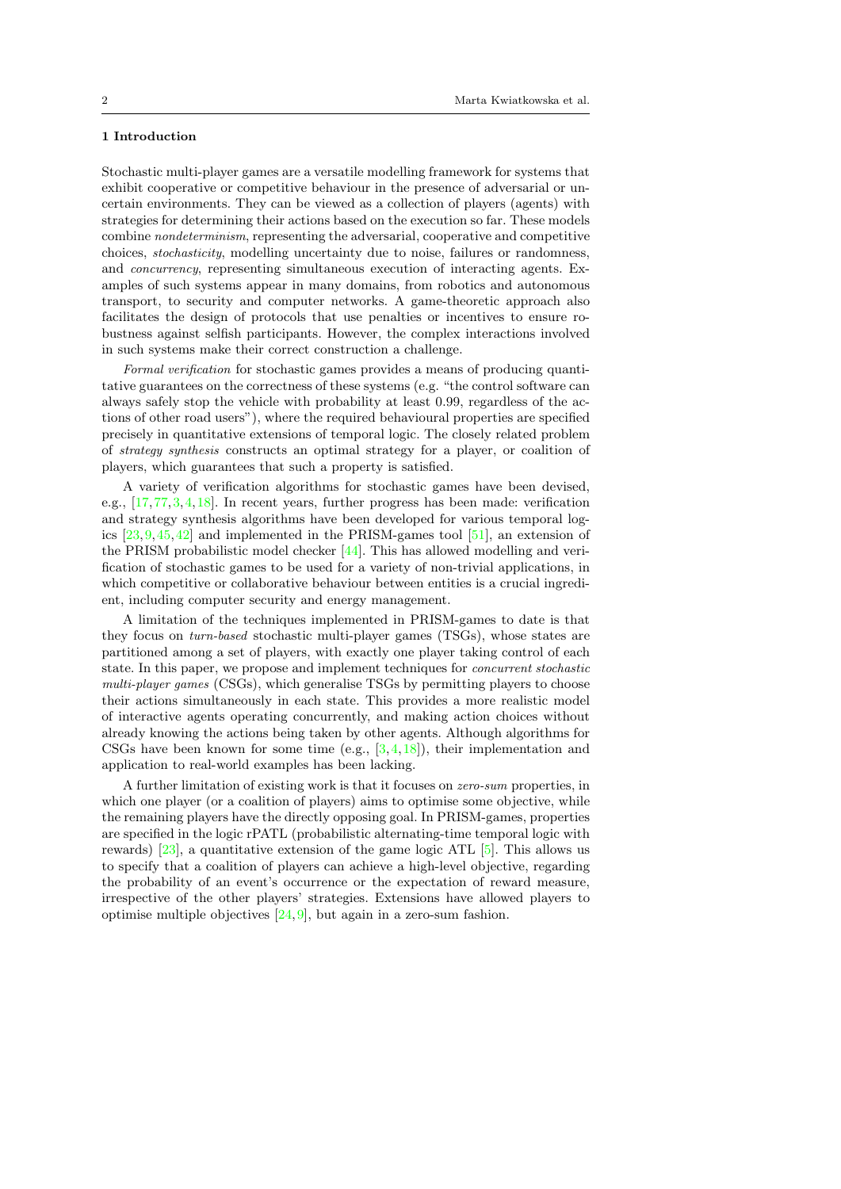## 1 Introduction

Stochastic multi-player games are a versatile modelling framework for systems that exhibit cooperative or competitive behaviour in the presence of adversarial or uncertain environments. They can be viewed as a collection of players (agents) with strategies for determining their actions based on the execution so far. These models combine *nondeterminism*, representing the adversarial, cooperative and competitive choices, *stochasticity*, modelling uncertainty due to noise, failures or randomness, and *concurrency*, representing simultaneous execution of interacting agents. Examples of such systems appear in many domains, from robotics and autonomous transport, to security and computer networks. A game-theoretic approach also facilitates the design of protocols that use penalties or incentives to ensure robustness against selfish participants. However, the complex interactions involved in such systems make their correct construction a challenge.

*Formal verification* for stochastic games provides a means of producing quantitative guarantees on the correctness of these systems (e.g. "the control software can always safely stop the vehicle with probability at least 0.99, regardless of the actions of other road users"), where the required behavioural properties are specified precisely in quantitative extensions of temporal logic. The closely related problem of *strategy synthesis* constructs an optimal strategy for a player, or coalition of players, which guarantees that such a property is satisfied.

A variety of verification algorithms for stochastic games have been devised, e.g., [17,77,3,4,18]. In recent years, further progress has been made: verification and strategy synthesis algorithms have been developed for various temporal logics [23,9,45,42] and implemented in the PRISM-games tool [51], an extension of the PRISM probabilistic model checker [44]. This has allowed modelling and verification of stochastic games to be used for a variety of non-trivial applications, in which competitive or collaborative behaviour between entities is a crucial ingredient, including computer security and energy management.

A limitation of the techniques implemented in PRISM-games to date is that they focus on *turn-based* stochastic multi-player games (TSGs), whose states are partitioned among a set of players, with exactly one player taking control of each state. In this paper, we propose and implement techniques for *concurrent stochastic multi-player games* (CSGs), which generalise TSGs by permitting players to choose their actions simultaneously in each state. This provides a more realistic model of interactive agents operating concurrently, and making action choices without already knowing the actions being taken by other agents. Although algorithms for CSGs have been known for some time (e.g., [3,4,18]), their implementation and application to real-world examples has been lacking.

A further limitation of existing work is that it focuses on *zero-sum* properties, in which one player (or a coalition of players) aims to optimise some objective, while the remaining players have the directly opposing goal. In PRISM-games, properties are specified in the logic rPATL (probabilistic alternating-time temporal logic with rewards) [23], a quantitative extension of the game logic ATL [5]. This allows us to specify that a coalition of players can achieve a high-level objective, regarding the probability of an event's occurrence or the expectation of reward measure, irrespective of the other players' strategies. Extensions have allowed players to optimise multiple objectives [24,9], but again in a zero-sum fashion.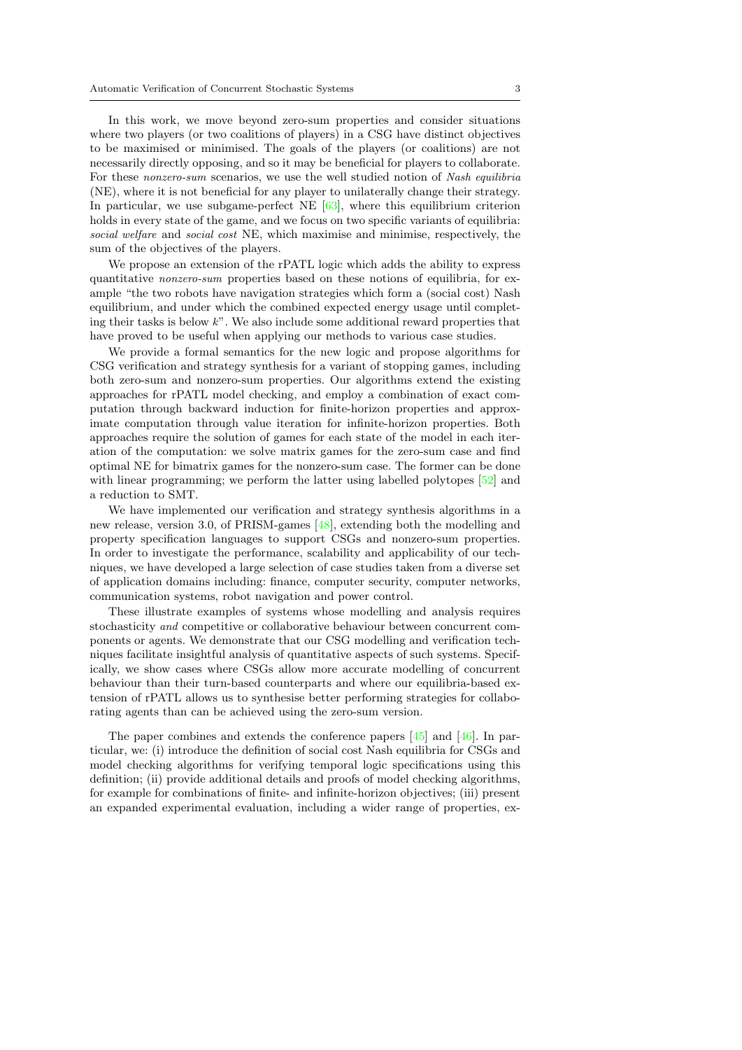In this work, we move beyond zero-sum properties and consider situations where two players (or two coalitions of players) in a CSG have distinct objectives to be maximised or minimised. The goals of the players (or coalitions) are not necessarily directly opposing, and so it may be beneficial for players to collaborate. For these *nonzero-sum* scenarios, we use the well studied notion of *Nash equilibria* (NE), where it is not beneficial for any player to unilaterally change their strategy. In particular, we use subgame-perfect NE [63], where this equilibrium criterion holds in every state of the game, and we focus on two specific variants of equilibria: *social welfare* and *social cost* NE, which maximise and minimise, respectively, the sum of the objectives of the players.

We propose an extension of the rPATL logic which adds the ability to express quantitative *nonzero-sum* properties based on these notions of equilibria, for example "the two robots have navigation strategies which form a (social cost) Nash equilibrium, and under which the combined expected energy usage until completing their tasks is below $k$". We also include some additional reward properties that have proved to be useful when applying our methods to various case studies.

We provide a formal semantics for the new logic and propose algorithms for CSG verification and strategy synthesis for a variant of stopping games, including both zero-sum and nonzero-sum properties. Our algorithms extend the existing approaches for rPATL model checking, and employ a combination of exact computation through backward induction for finite-horizon properties and approximate computation through value iteration for infinite-horizon properties. Both approaches require the solution of games for each state of the model in each iteration of the computation: we solve matrix games for the zero-sum case and find optimal NE for bimatrix games for the nonzero-sum case. The former can be done with linear programming; we perform the latter using labelled polytopes [52] and a reduction to SMT.

We have implemented our verification and strategy synthesis algorithms in a new release, version 3.0, of PRISM-games [48], extending both the modelling and property specification languages to support CSGs and nonzero-sum properties. In order to investigate the performance, scalability and applicability of our techniques, we have developed a large selection of case studies taken from a diverse set of application domains including: finance, computer security, computer networks, communication systems, robot navigation and power control.

These illustrate examples of systems whose modelling and analysis requires stochasticity *and* competitive or collaborative behaviour between concurrent components or agents. We demonstrate that our CSG modelling and verification techniques facilitate insightful analysis of quantitative aspects of such systems. Specifically, we show cases where CSGs allow more accurate modelling of concurrent behaviour than their turn-based counterparts and where our equilibria-based extension of rPATL allows us to synthesise better performing strategies for collaborating agents than can be achieved using the zero-sum version.

The paper combines and extends the conference papers [45] and [46]. In particular, we: (i) introduce the definition of social cost Nash equilibria for CSGs and model checking algorithms for verifying temporal logic specifications using this definition; (ii) provide additional details and proofs of model checking algorithms, for example for combinations of finite- and infinite-horizon objectives; (iii) present an expanded experimental evaluation, including a wider range of properties, ex-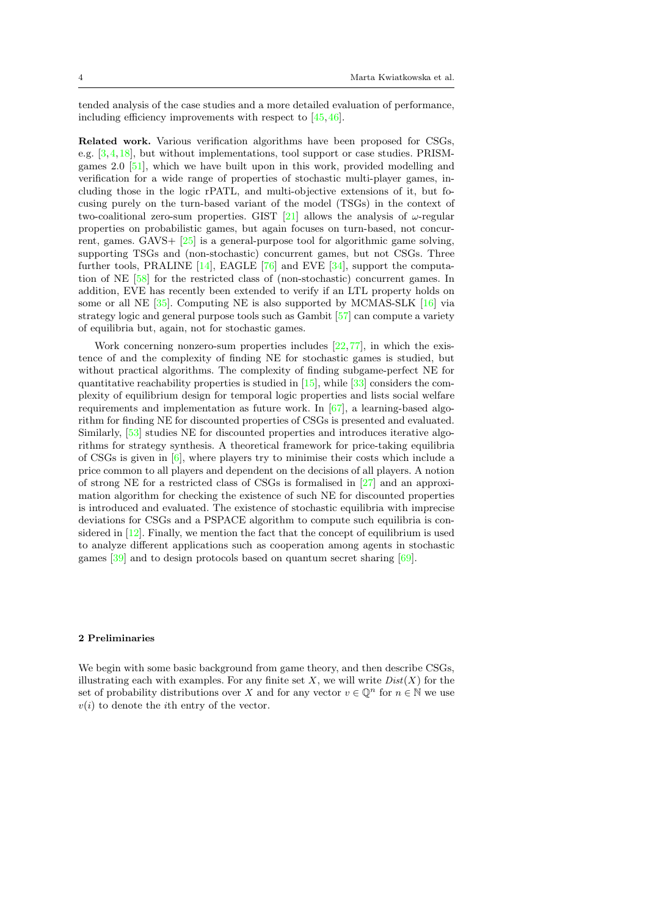tended analysis of the case studies and a more detailed evaluation of performance, including efficiency improvements with respect to [45,46].

**Related work.** Various verification algorithms have been proposed for CSGs, e.g. [3,4,18], but without implementations, tool support or case studies. PRISM-games 2.0 [51], which we have built upon in this work, provided modelling and verification for a wide range of properties of stochastic multi-player games, including those in the logic rPATL, and multi-objective extensions of it, but focusing purely on the turn-based variant of the model (TSGs) in the context of two-coalitional zero-sum properties. GIST [21] allows the analysis of $\omega$-regular properties on probabilistic games, but again focuses on turn-based, not concurrent, games. GAVS+ [25] is a general-purpose tool for algorithmic game solving, supporting TSGs and (non-stochastic) concurrent games, but not CSGs. Three further tools, PRALINE [14], EAGLE [76] and EVE [34], support the computation of NE [58] for the restricted class of (non-stochastic) concurrent games. In addition, EVE has recently been extended to verify if an LTL property holds on some or all NE [35]. Computing NE is also supported by MCMAS-SLK [16] via strategy logic and general purpose tools such as Gambit [57] can compute a variety of equilibria but, again, not for stochastic games.

Work concerning nonzero-sum properties includes [22,77], in which the existence of and the complexity of finding NE for stochastic games is studied, but without practical algorithms. The complexity of finding subgame-perfect NE for quantitative reachability properties is studied in [15], while [33] considers the complexity of equilibrium design for temporal logic properties and lists social welfare requirements and implementation as future work. In [67], a learning-based algorithm for finding NE for discounted properties of CSGs is presented and evaluated. Similarly, [53] studies NE for discounted properties and introduces iterative algorithms for strategy synthesis. A theoretical framework for price-taking equilibria of CSGs is given in [6], where players try to minimise their costs which include a price common to all players and dependent on the decisions of all players. A notion of strong NE for a restricted class of CSGs is formalised in [27] and an approximation algorithm for checking the existence of such NE for discounted properties is introduced and evaluated. The existence of stochastic equilibria with imprecise deviations for CSGs and a PSPACE algorithm to compute such equilibria is considered in [12]. Finally, we mention the fact that the concept of equilibrium is used to analyze different applications such as cooperation among agents in stochastic games [39] and to design protocols based on quantum secret sharing [69].

## 2 Preliminaries

We begin with some basic background from game theory, and then describe CSGs, illustrating each with examples. For any finite set $X$, we will write $Dist(X)$ for the set of probability distributions over $X$ and for any vector $v \in \mathbb{Q}^n$ for $n \in \mathbb{N}$ we use $v(i)$ to denote the $i$th entry of the vector.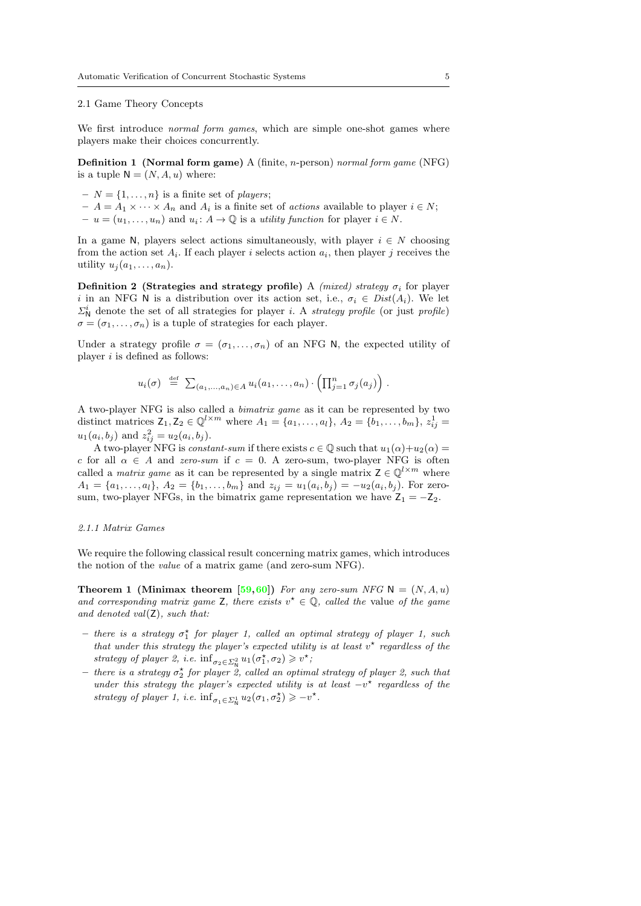### 2.1 Game Theory Concepts

We first introduce *normal form games*, which are simple one-shot games where players make their choices concurrently.

**Definition 1 (Normal form game)** A (finite, $n$-person) *normal form game* (NFG) is a tuple $\mathsf{N} = (N, A, u)$ where:

- $N = \{1, \ldots, n\}$ is a finite set of *players*;
- $A = A_1 \times \cdots \times A_n$ and $A_i$ is a finite set of *actions* available to player $i \in N$;
- $u = (u_1, \ldots, u_n)$ and $u_i \colon A \to \mathbb{Q}$ is a *utility function* for player $i \in N$.

In a game $\mathsf{N}$, players select actions simultaneously, with player $i \in N$ choosing from the action set $A_i$. If each player $i$ selects action $a_i$, then player $j$ receives the utility $u_j(a_1, \ldots, a_n)$.

**Definition 2 (Strategies and strategy profile)** A *(mixed) strategy* $\sigma_i$ for player $i$ in an NFG $\mathsf{N}$ is a distribution over its action set, i.e., $\sigma_i \in \mathit{Dist}(A_i)$. We let $\Sigma^i_{\mathsf{N}}$ denote the set of all strategies for player $i$. A *strategy profile* (or just *profile*) $\sigma = (\sigma_1, \ldots, \sigma_n)$ is a tuple of strategies for each player.

Under a strategy profile $\sigma = (\sigma_1, \ldots, \sigma_n)$ of an NFG $\mathsf{N}$, the expected utility of player $i$ is defined as follows:

$$u_i(\sigma) \ \stackrel{\text{def}}{=}\ \textstyle\sum_{(a_1,\ldots,a_n)\in A} u_i(a_1, \ldots, a_n) \cdot \left(\prod_{j=1}^n \sigma_j(a_j)\right) .$$

A two-player NFG is also called a *bimatrix game* as it can be represented by two distinct matrices $\mathsf{Z}_1, \mathsf{Z}_2 \in \mathbb{Q}^{l\times m}$ where $A_1 = \{a_1, \ldots, a_l\}$, $A_2 = \{b_1, \ldots, b_m\}$, $z^1_{ij} = u_1(a_i, b_j)$ and $z^2_{ij} = u_2(a_i, b_j)$.

A two-player NFG is *constant-sum* if there exists $c \in \mathbb{Q}$ such that $u_1(\alpha)+u_2(\alpha) = c$ for all $\alpha \in A$ and *zero-sum* if $c = 0$. A zero-sum, two-player NFG is often called a *matrix game* as it can be represented by a single matrix $\mathsf{Z} \in \mathbb{Q}^{l\times m}$ where $A_1 = \{a_1, \ldots, a_l\}$, $A_2 = \{b_1, \ldots, b_m\}$ and $z_{ij} = u_1(a_i, b_j) = -u_2(a_i, b_j)$. For zero-sum, two-player NFGs, in the bimatrix game representation we have $\mathsf{Z}_1 = -\mathsf{Z}_2$.

#### 2.1.1 Matrix Games

We require the following classical result concerning matrix games, which introduces the notion of the *value* of a matrix game (and zero-sum NFG).

**Theorem 1 (Minimax theorem [59,60])** *For any zero-sum NFG $\mathsf{N} = (N, A, u)$ and corresponding matrix game $\mathsf{Z}$, there exists $v^\star \in \mathbb{Q}$, called the* value *of the game and denoted $\mathit{val}(\mathsf{Z})$, such that:*

- *there is a strategy $\sigma_1^\star$ for player 1, called an optimal strategy of player 1, such that under this strategy the player's expected utility is at least $v^\star$ regardless of the strategy of player 2, i.e. $\inf_{\sigma_2\in\Sigma^2_{\mathsf{N}}} u_1(\sigma_1^\star, \sigma_2) \geqslant v^\star$;*
- *there is a strategy $\sigma_2^\star$ for player 2, called an optimal strategy of player 2, such that under this strategy the player's expected utility is at least $-v^\star$ regardless of the strategy of player 1, i.e. $\inf_{\sigma_1\in\Sigma^1_{\mathsf{N}}} u_2(\sigma_1, \sigma_2^\star) \geqslant -v^\star$.*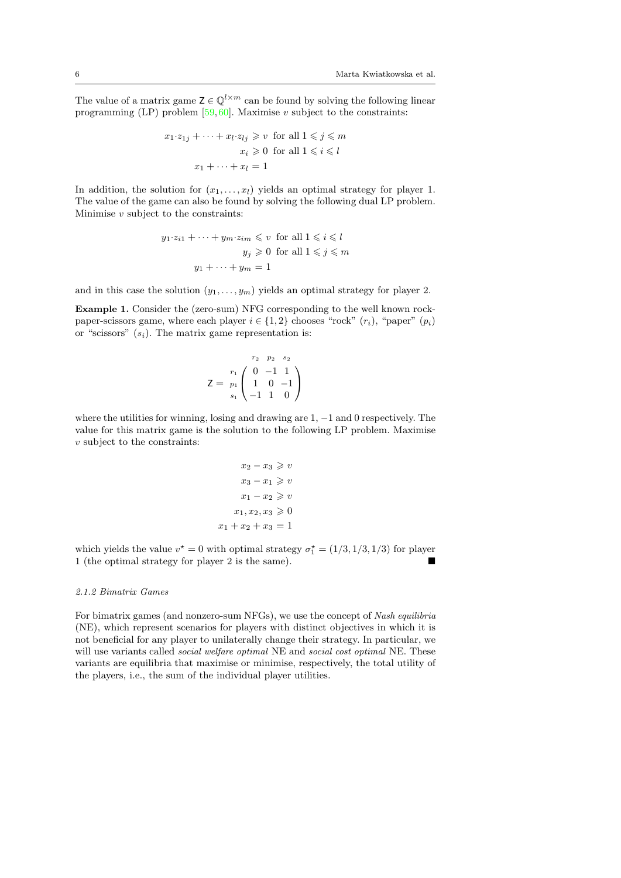The value of a matrix game $\mathsf{Z} \in \mathbb{Q}^{l \times m}$ can be found by solving the following linear programming (LP) problem [59, 60]. Maximise $v$ subject to the constraints:

$$
\begin{aligned}
x_1{\cdot}z_{1j} + \cdots + x_l{\cdot}z_{lj} &\geqslant v \;\text{ for all } 1 \leqslant j \leqslant m \\
x_i &\geqslant 0 \;\text{ for all } 1 \leqslant i \leqslant l \\
x_1 + \cdots + x_l &= 1
\end{aligned}
$$

In addition, the solution for $(x_1, \ldots, x_l)$ yields an optimal strategy for player 1. The value of the game can also be found by solving the following dual LP problem. Minimise $v$ subject to the constraints:

$$
\begin{aligned}
y_1{\cdot}z_{i1} + \cdots + y_m{\cdot}z_{im} &\leqslant v \;\text{ for all } 1 \leqslant i \leqslant l \\
y_j &\geqslant 0 \;\text{ for all } 1 \leqslant j \leqslant m \\
y_1 + \cdots + y_m &= 1
\end{aligned}
$$

and in this case the solution $(y_1, \ldots, y_m)$ yields an optimal strategy for player 2.

**Example 1.** Consider the (zero-sum) NFG corresponding to the well known rock-paper-scissors game, where each player $i \in \{1, 2\}$ chooses "rock" ($r_i$), "paper" ($p_i$) or "scissors" ($s_i$). The matrix game representation is:

$$
\mathsf{Z} = \begin{array}{c} \\ r_1 \\ p_1 \\ s_1 \end{array}
\begin{array}{c} \begin{array}{ccc} r_2 & p_2 & s_2 \end{array} \\ \left( \begin{array}{ccc} 0 & -1 & 1 \\ 1 & 0 & -1 \\ -1 & 1 & 0 \end{array} \right) \end{array}
$$

where the utilities for winning, losing and drawing are $1$, $-1$ and $0$ respectively. The value for this matrix game is the solution to the following LP problem. Maximise $v$ subject to the constraints:

$$
\begin{aligned}
x_2 - x_3 &\geqslant v \\
x_3 - x_1 &\geqslant v \\
x_1 - x_2 &\geqslant v \\
x_1, x_2, x_3 &\geqslant 0 \\
x_1 + x_2 + x_3 &= 1
\end{aligned}
$$

which yields the value $v^\star = 0$ with optimal strategy $\sigma_1^\star = (1/3, 1/3, 1/3)$ for player 1 (the optimal strategy for player 2 is the same). ■

#### 2.1.2 Bimatrix Games

For bimatrix games (and nonzero-sum NFGs), we use the concept of *Nash equilibria* (NE), which represent scenarios for players with distinct objectives in which it is not beneficial for any player to unilaterally change their strategy. In particular, we will use variants called *social welfare optimal* NE and *social cost optimal* NE. These variants are equilibria that maximise or minimise, respectively, the total utility of the players, i.e., the sum of the individual player utilities.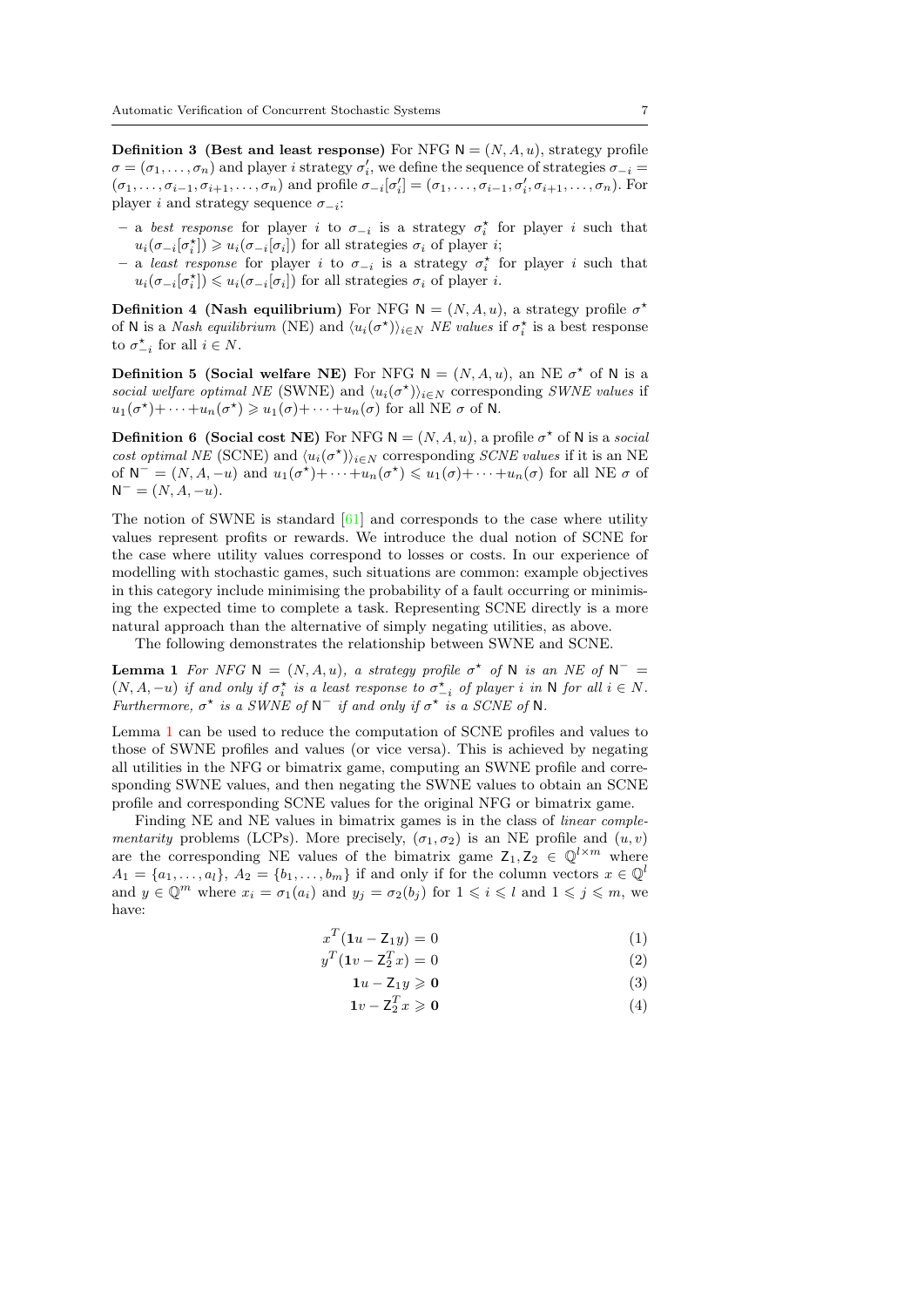**Definition 3 (Best and least response)** For NFG $\mathsf{N} = (N, A, u)$, strategy profile $\sigma = (\sigma_1, \ldots, \sigma_n)$ and player $i$ strategy $\sigma'_i$, we define the sequence of strategies $\sigma_{-i} = (\sigma_1, \ldots, \sigma_{i-1}, \sigma_{i+1}, \ldots, \sigma_n)$ and profile $\sigma_{-i}[\sigma'_i] = (\sigma_1, \ldots, \sigma_{i-1}, \sigma'_i, \sigma_{i+1}, \ldots, \sigma_n)$. For player $i$ and strategy sequence $\sigma_{-i}$:

- a *best response* for player $i$ to $\sigma_{-i}$ is a strategy $\sigma^\star_i$ for player $i$ such that $u_i(\sigma_{-i}[\sigma^\star_i]) \geqslant u_i(\sigma_{-i}[\sigma_i])$ for all strategies $\sigma_i$ of player $i$;
- a *least response* for player $i$ to $\sigma_{-i}$ is a strategy $\sigma^\star_i$ for player $i$ such that $u_i(\sigma_{-i}[\sigma^\star_i]) \leqslant u_i(\sigma_{-i}[\sigma_i])$ for all strategies $\sigma_i$ of player $i$.

**Definition 4 (Nash equilibrium)** For NFG $\mathsf{N} = (N, A, u)$, a strategy profile $\sigma^\star$ of $\mathsf{N}$ is a *Nash equilibrium* (NE) and $\langle u_i(\sigma^\star)\rangle_{i \in N}$ *NE values* if $\sigma^\star_i$ is a best response to $\sigma^\star_{-i}$ for all $i \in N$.

**Definition 5 (Social welfare NE)** For NFG $\mathsf{N} = (N, A, u)$, an NE $\sigma^\star$ of $\mathsf{N}$ is a *social welfare optimal NE* (SWNE) and $\langle u_i(\sigma^\star)\rangle_{i \in N}$ corresponding *SWNE values* if $u_1(\sigma^\star) + \cdots + u_n(\sigma^\star) \geqslant u_1(\sigma) + \cdots + u_n(\sigma)$ for all NE $\sigma$ of $\mathsf{N}$.

**Definition 6 (Social cost NE)** For NFG $\mathsf{N} = (N, A, u)$, a profile $\sigma^\star$ of $\mathsf{N}$ is a *social cost optimal NE* (SCNE) and $\langle u_i(\sigma^\star)\rangle_{i \in N}$ corresponding *SCNE values* if it is an NE of $\mathsf{N}^- = (N, A, -u)$ and $u_1(\sigma^\star) + \cdots + u_n(\sigma^\star) \leqslant u_1(\sigma) + \cdots + u_n(\sigma)$ for all NE $\sigma$ of $\mathsf{N}^- = (N, A, -u)$.

The notion of SWNE is standard [61] and corresponds to the case where utility values represent profits or rewards. We introduce the dual notion of SCNE for the case where utility values correspond to losses or costs. In our experience of modelling with stochastic games, such situations are common: example objectives in this category include minimising the probability of a fault occurring or minimising the expected time to complete a task. Representing SCNE directly is a more natural approach than the alternative of simply negating utilities, as above.

The following demonstrates the relationship between SWNE and SCNE.

**Lemma 1** *For NFG $\mathsf{N} = (N, A, u)$, a strategy profile $\sigma^\star$ of $\mathsf{N}$ is an NE of $\mathsf{N}^- = (N, A, -u)$ if and only if $\sigma^\star_i$ is a least response to $\sigma^\star_{-i}$ of player $i$ in $\mathsf{N}$ for all $i \in N$. Furthermore, $\sigma^\star$ is a SWNE of $\mathsf{N}^-$ if and only if $\sigma^\star$ is a SCNE of $\mathsf{N}$.*

Lemma 1 can be used to reduce the computation of SCNE profiles and values to those of SWNE profiles and values (or vice versa). This is achieved by negating all utilities in the NFG or bimatrix game, computing an SWNE profile and corresponding SWNE values, and then negating the SWNE values to obtain an SCNE profile and corresponding SCNE values for the original NFG or bimatrix game.

Finding NE and NE values in bimatrix games is in the class of *linear complementarity* problems (LCPs). More precisely, $(\sigma_1, \sigma_2)$ is an NE profile and $(u, v)$ are the corresponding NE values of the bimatrix game $\mathsf{Z}_1, \mathsf{Z}_2 \in \mathbb{Q}^{l \times m}$ where $A_1 = \{a_1, \ldots, a_l\}$, $A_2 = \{b_1, \ldots, b_m\}$ if and only if for the column vectors $x \in \mathbb{Q}^l$ and $y \in \mathbb{Q}^m$ where $x_i = \sigma_1(a_i)$ and $y_j = \sigma_2(b_j)$ for $1 \leqslant i \leqslant l$ and $1 \leqslant j \leqslant m$, we have:

$$x^T(\mathbf{1}u - \mathsf{Z}_1 y) = 0 \tag{1}$$

$$y^T(\mathbf{1}v - \mathsf{Z}_2^T x) = 0 \tag{2}$$

$$\mathbf{1}u - \mathsf{Z}_1 y \geqslant \mathbf{0} \tag{3}$$

$$\mathbf{1}v - \mathsf{Z}_2^T x \geqslant \mathbf{0} \tag{4}$$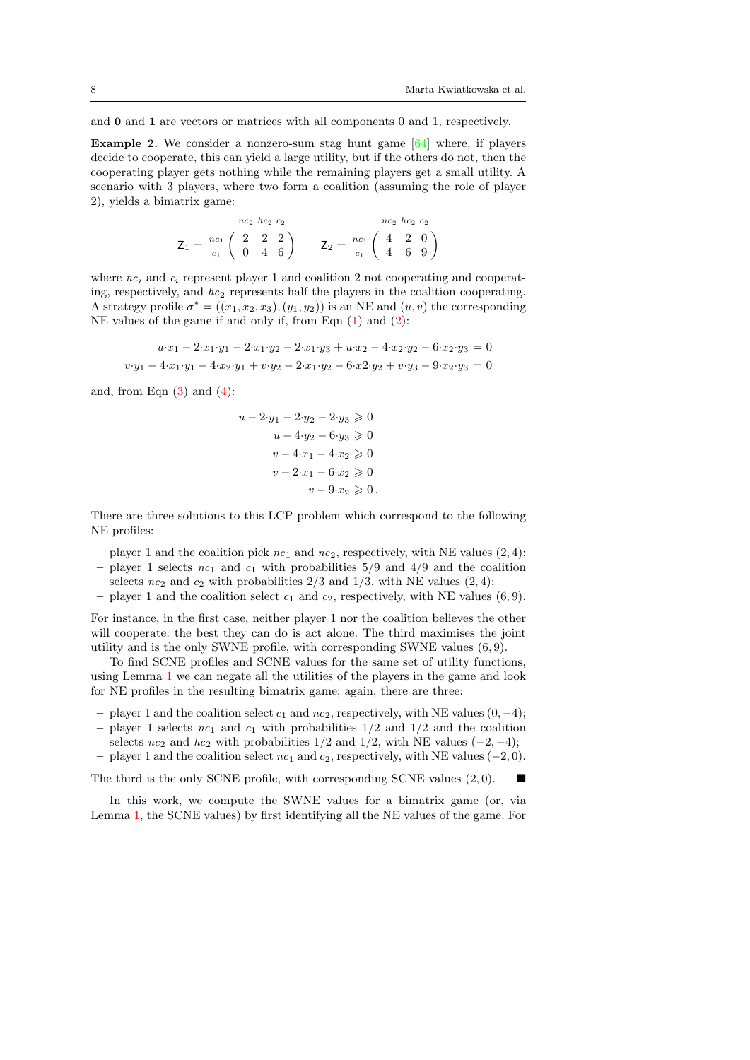and $\mathbf{0}$ and $\mathbf{1}$ are vectors or matrices with all components 0 and 1, respectively.

**Example 2.** We consider a nonzero-sum stag hunt game [64] where, if players decide to cooperate, this can yield a large utility, but if the others do not, then the cooperating player gets nothing while the remaining players get a small utility. A scenario with 3 players, where two form a coalition (assuming the role of player 2), yields a bimatrix game:

$$
\mathsf{Z}_1 = \begin{array}{c} \\ {\scriptstyle nc_1} \\ {\scriptstyle c_1} \end{array} \!\!\begin{array}{c} {\scriptstyle nc_2 \; hc_2 \; c_2} \\ \left( \begin{array}{ccc} 2 & 2 & 2 \\ 0 & 4 & 6 \end{array} \right) \end{array} \qquad \mathsf{Z}_2 = \begin{array}{c} \\ {\scriptstyle nc_1} \\ {\scriptstyle c_1} \end{array} \!\!\begin{array}{c} {\scriptstyle nc_2 \; hc_2 \; c_2} \\ \left( \begin{array}{ccc} 4 & 2 & 0 \\ 4 & 6 & 9 \end{array} \right) \end{array}
$$

where $nc_i$ and $c_i$ represent player 1 and coalition 2 not cooperating and cooperating, respectively, and $hc_2$ represents half the players in the coalition cooperating. A strategy profile $\sigma^* = ((x_1, x_2, x_3), (y_1, y_2))$ is an NE and $(u, v)$ the corresponding NE values of the game if and only if, from Eqn (1) and (2):

$$
u{\cdot}x_1 - 2{\cdot}x_1{\cdot}y_1 - 2{\cdot}x_1{\cdot}y_2 - 2{\cdot}x_1{\cdot}y_3 + u{\cdot}x_2 - 4{\cdot}x_2{\cdot}y_2 - 6{\cdot}x_2{\cdot}y_3 = 0
$$
$$
v{\cdot}y_1 - 4{\cdot}x_1{\cdot}y_1 - 4{\cdot}x_2{\cdot}y_1 + v{\cdot}y_2 - 2{\cdot}x_1{\cdot}y_2 - 6{\cdot}x2{\cdot}y_2 + v{\cdot}y_3 - 9{\cdot}x_2{\cdot}y_3 = 0
$$

and, from Eqn (3) and (4):

$$
\begin{aligned}
u - 2{\cdot}y_1 - 2{\cdot}y_2 - 2{\cdot}y_3 &\geqslant 0 \\
u - 4{\cdot}y_2 - 6{\cdot}y_3 &\geqslant 0 \\
v - 4{\cdot}x_1 - 4{\cdot}x_2 &\geqslant 0 \\
v - 2{\cdot}x_1 - 6{\cdot}x_2 &\geqslant 0 \\
v - 9{\cdot}x_2 &\geqslant 0\,.
\end{aligned}
$$

There are three solutions to this LCP problem which correspond to the following NE profiles:

- player 1 and the coalition pick $nc_1$ and $nc_2$, respectively, with NE values $(2, 4)$;
- player 1 selects $nc_1$ and $c_1$ with probabilities $5/9$ and $4/9$ and the coalition selects $nc_2$ and $c_2$ with probabilities $2/3$ and $1/3$, with NE values $(2, 4)$;
- player 1 and the coalition select $c_1$ and $c_2$, respectively, with NE values $(6, 9)$.

For instance, in the first case, neither player 1 nor the coalition believes the other will cooperate: the best they can do is act alone. The third maximises the joint utility and is the only SWNE profile, with corresponding SWNE values $(6, 9)$.

To find SCNE profiles and SCNE values for the same set of utility functions, using Lemma 1 we can negate all the utilities of the players in the game and look for NE profiles in the resulting bimatrix game; again, there are three:

- player 1 and the coalition select $c_1$ and $nc_2$, respectively, with NE values $(0, -4)$;
- player 1 selects $nc_1$ and $c_1$ with probabilities $1/2$ and $1/2$ and the coalition selects $nc_2$ and $hc_2$ with probabilities $1/2$ and $1/2$, with NE values $(-2, -4)$;
- player 1 and the coalition select $nc_1$ and $c_2$, respectively, with NE values $(-2, 0)$.

The third is the only SCNE profile, with corresponding SCNE values $(2, 0)$. ■

In this work, we compute the SWNE values for a bimatrix game (or, via Lemma 1, the SCNE values) by first identifying all the NE values of the game. For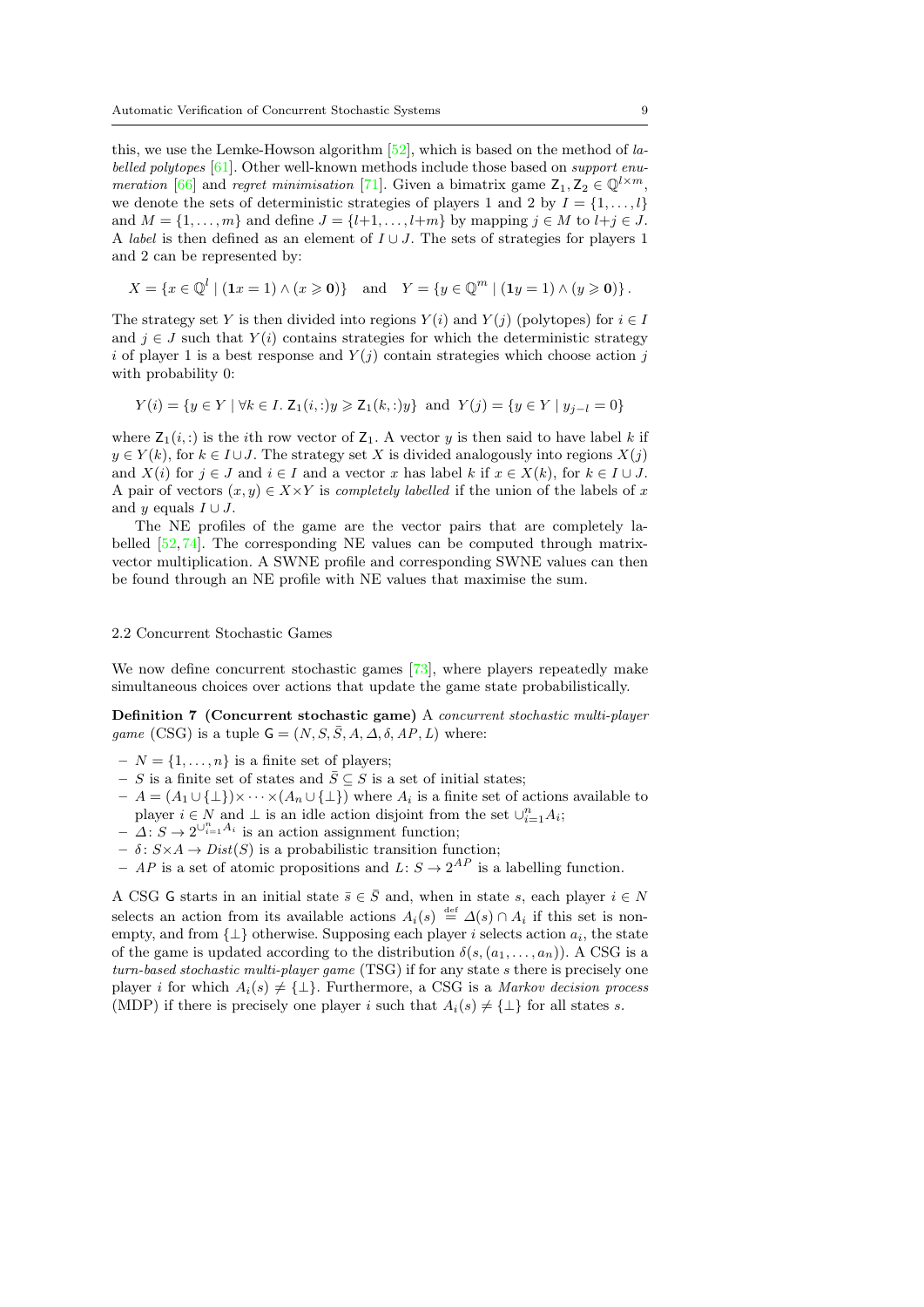this, we use the Lemke-Howson algorithm [52], which is based on the method of *labelled polytopes* [61]. Other well-known methods include those based on *support enumeration* [66] and *regret minimisation* [71]. Given a bimatrix game $\mathsf{Z}_1, \mathsf{Z}_2 \in \mathbb{Q}^{l \times m}$, we denote the sets of deterministic strategies of players 1 and 2 by $I = \{1, \dots, l\}$ and $M = \{1, \dots, m\}$ and define $J = \{l{+}1, \dots, l{+}m\}$ by mapping $j \in M$ to $l{+}j \in J$. A *label* is then defined as an element of $I \cup J$. The sets of strategies for players 1 and 2 can be represented by:

$$X = \{x \in \mathbb{Q}^l \mid (\mathbf{1}x = 1) \wedge (x \geqslant \mathbf{0})\} \quad \text{and} \quad Y = \{y \in \mathbb{Q}^m \mid (\mathbf{1}y = 1) \wedge (y \geqslant \mathbf{0})\}.$$

The strategy set $Y$ is then divided into regions $Y(i)$ and $Y(j)$ (polytopes) for $i \in I$ and $j \in J$ such that $Y(i)$ contains strategies for which the deterministic strategy $i$ of player 1 is a best response and $Y(j)$ contain strategies which choose action $j$ with probability 0:

$$Y(i) = \{y \in Y \mid \forall k \in I.\ \mathsf{Z}_1(i,:)y \geqslant \mathsf{Z}_1(k,:)y\} \text{ and } Y(j) = \{y \in Y \mid y_{j-l} = 0\}$$

where $\mathsf{Z}_1(i,:)$ is the $i$th row vector of $\mathsf{Z}_1$. A vector $y$ is then said to have label $k$ if $y \in Y(k)$, for $k \in I \cup J$. The strategy set $X$ is divided analogously into regions $X(j)$ and $X(i)$ for $j \in J$ and $i \in I$ and a vector $x$ has label $k$ if $x \in X(k)$, for $k \in I \cup J$. A pair of vectors $(x, y) \in X \times Y$ is *completely labelled* if the union of the labels of $x$ and $y$ equals $I \cup J$.

The NE profiles of the game are the vector pairs that are completely labelled [52,74]. The corresponding NE values can be computed through matrix-vector multiplication. A SWNE profile and corresponding SWNE values can then be found through an NE profile with NE values that maximise the sum.

### 2.2 Concurrent Stochastic Games

We now define concurrent stochastic games [73], where players repeatedly make simultaneous choices over actions that update the game state probabilistically.

**Definition 7 (Concurrent stochastic game)** A *concurrent stochastic multi-player game* (CSG) is a tuple $\mathsf{G} = (N, S, \bar{S}, A, \Delta, \delta, AP, L)$ where:

- $N = \{1, \dots, n\}$ is a finite set of players;
- $S$ is a finite set of states and $\bar{S} \subseteq S$ is a set of initial states;
- $A = (A_1 \cup \{\bot\}) \times \cdots \times (A_n \cup \{\bot\})$ where $A_i$ is a finite set of actions available to player $i \in N$ and $\bot$ is an idle action disjoint from the set $\cup_{i=1}^n A_i$;
- $\Delta \colon S \to 2^{\cup_{i=1}^n A_i}$ is an action assignment function;
- $\delta \colon S \times A \to \mathit{Dist}(S)$ is a probabilistic transition function;
- $AP$ is a set of atomic propositions and $L \colon S \to 2^{AP}$ is a labelling function.

A CSG $\mathsf{G}$ starts in an initial state $\bar{s} \in \bar{S}$ and, when in state $s$, each player $i \in N$ selects an action from its available actions $A_i(s) \stackrel{\text{def}}{=} \Delta(s) \cap A_i$ if this set is non-empty, and from $\{\bot\}$ otherwise. Supposing each player $i$ selects action $a_i$, the state of the game is updated according to the distribution $\delta(s, (a_1, \dots, a_n))$. A CSG is a *turn-based stochastic multi-player game* (TSG) if for any state $s$ there is precisely one player $i$ for which $A_i(s) \neq \{\bot\}$. Furthermore, a CSG is a *Markov decision process* (MDP) if there is precisely one player $i$ such that $A_i(s) \neq \{\bot\}$ for all states $s$.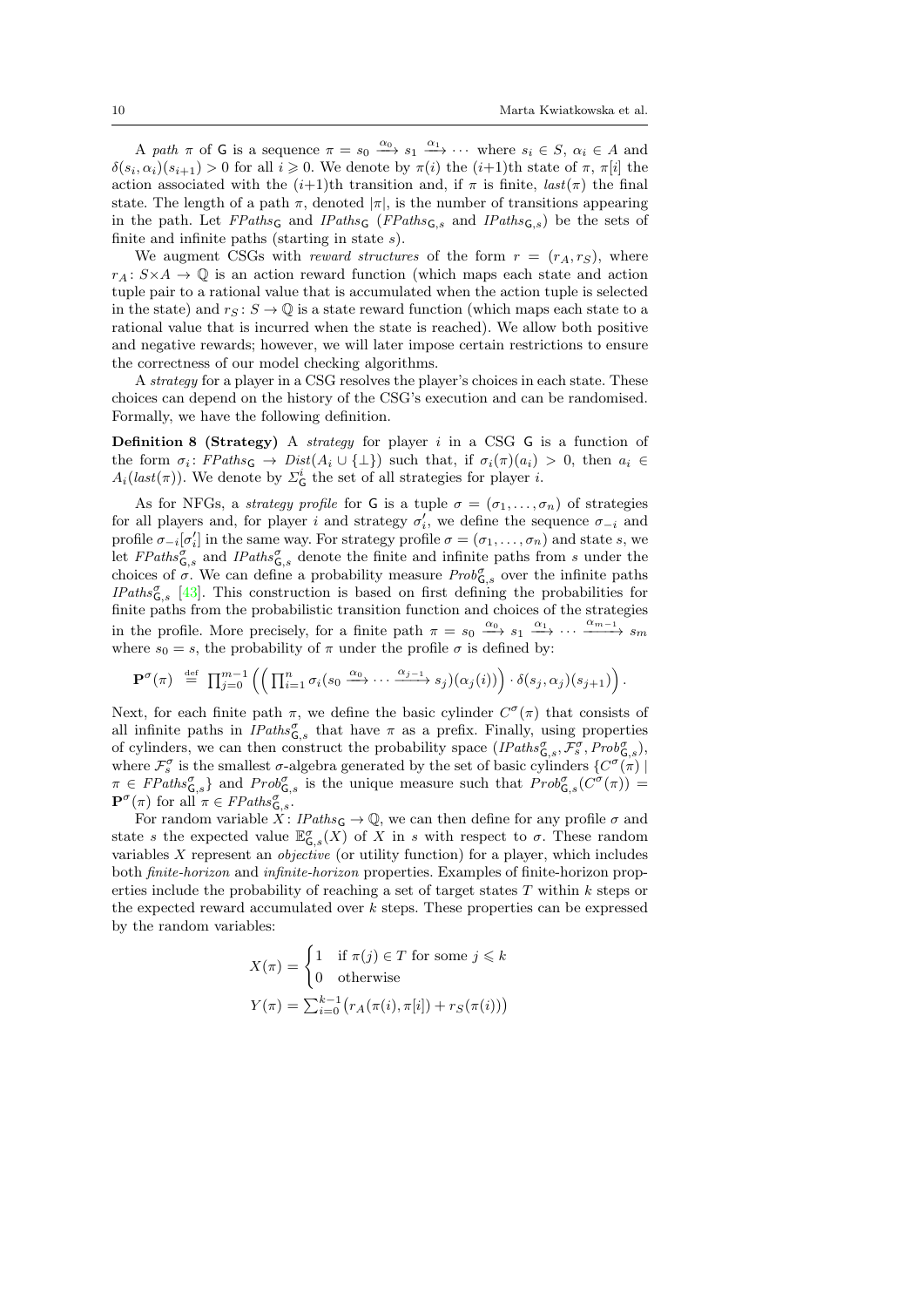A *path* $\pi$ of $\mathsf{G}$ is a sequence $\pi = s_0 \xrightarrow{\alpha_0} s_1 \xrightarrow{\alpha_1} \cdots$ where $s_i \in S$, $\alpha_i \in A$ and $\delta(s_i, \alpha_i)(s_{i+1}) > 0$ for all $i \geqslant 0$. We denote by $\pi(i)$ the $(i{+}1)$th state of $\pi$, $\pi[i]$ the action associated with the $(i{+}1)$th transition and, if $\pi$ is finite, $last(\pi)$ the final state. The length of a path $\pi$, denoted $|\pi|$, is the number of transitions appearing in the path. Let $FPaths_{\mathsf{G}}$ and $IPaths_{\mathsf{G}}$ ($FPaths_{\mathsf{G},s}$ and $IPaths_{\mathsf{G},s}$) be the sets of finite and infinite paths (starting in state $s$).

We augment CSGs with *reward structures* of the form $r = (r_A, r_S)$, where $r_A \colon S{\times}A \to \mathbb{Q}$ is an action reward function (which maps each state and action tuple pair to a rational value that is accumulated when the action tuple is selected in the state) and $r_S \colon S \to \mathbb{Q}$ is a state reward function (which maps each state to a rational value that is incurred when the state is reached). We allow both positive and negative rewards; however, we will later impose certain restrictions to ensure the correctness of our model checking algorithms.

A *strategy* for a player in a CSG resolves the player's choices in each state. These choices can depend on the history of the CSG's execution and can be randomised. Formally, we have the following definition.

**Definition 8 (Strategy)** A *strategy* for player $i$ in a CSG $\mathsf{G}$ is a function of the form $\sigma_i \colon FPaths_{\mathsf{G}} \to Dist(A_i \cup \{\bot\})$ such that, if $\sigma_i(\pi)(a_i) > 0$, then $a_i \in A_i(last(\pi))$. We denote by $\Sigma^i_{\mathsf{G}}$ the set of all strategies for player $i$.

As for NFGs, a *strategy profile* for $\mathsf{G}$ is a tuple $\sigma = (\sigma_1, \dots, \sigma_n)$ of strategies for all players and, for player $i$ and strategy $\sigma'_i$, we define the sequence $\sigma_{-i}$ and profile $\sigma_{-i}[\sigma'_i]$ in the same way. For strategy profile $\sigma = (\sigma_1, \dots, \sigma_n)$ and state $s$, we let $FPaths^{\sigma}_{\mathsf{G},s}$ and $IPaths^{\sigma}_{\mathsf{G},s}$ denote the finite and infinite paths from $s$ under the choices of $\sigma$. We can define a probability measure $Prob^{\sigma}_{\mathsf{G},s}$ over the infinite paths $IPaths^{\sigma}_{\mathsf{G},s}$ [43]. This construction is based on first defining the probabilities for finite paths from the probabilistic transition function and choices of the strategies in the profile. More precisely, for a finite path $\pi = s_0 \xrightarrow{\alpha_0} s_1 \xrightarrow{\alpha_1} \cdots \xrightarrow{\alpha_{m-1}} s_m$ where $s_0 = s$, the probability of $\pi$ under the profile $\sigma$ is defined by:

$$\mathbf{P}^{\sigma}(\pi) \stackrel{\text{def}}{=} \prod_{j=0}^{m-1} \left( \left( \prod_{i=1}^{n} \sigma_i(s_0 \xrightarrow{\alpha_0} \cdots \xrightarrow{\alpha_{j-1}} s_j)(\alpha_j(i)) \right) \cdot \delta(s_j, \alpha_j)(s_{j+1}) \right).$$

Next, for each finite path $\pi$, we define the basic cylinder $C^{\sigma}(\pi)$ that consists of all infinite paths in $IPaths^{\sigma}_{\mathsf{G},s}$ that have $\pi$ as a prefix. Finally, using properties of cylinders, we can then construct the probability space $(IPaths^{\sigma}_{\mathsf{G},s}, \mathcal{F}^{\sigma}_s, Prob^{\sigma}_{\mathsf{G},s})$, where $\mathcal{F}^{\sigma}_s$ is the smallest $\sigma$-algebra generated by the set of basic cylinders $\{C^{\sigma}(\pi) \mid \pi \in FPaths^{\sigma}_{\mathsf{G},s}\}$ and $Prob^{\sigma}_{\mathsf{G},s}$ is the unique measure such that $Prob^{\sigma}_{\mathsf{G},s}(C^{\sigma}(\pi)) = \mathbf{P}^{\sigma}(\pi)$ for all $\pi \in FPaths^{\sigma}_{\mathsf{G},s}$.

For random variable $X \colon IPaths_{\mathsf{G}} \to \mathbb{Q}$, we can then define for any profile $\sigma$ and state $s$ the expected value $\mathbb{E}^{\sigma}_{\mathsf{G},s}(X)$ of $X$ in $s$ with respect to $\sigma$. These random variables $X$ represent an *objective* (or utility function) for a player, which includes both *finite-horizon* and *infinite-horizon* properties. Examples of finite-horizon properties include the probability of reaching a set of target states $T$ within $k$ steps or the expected reward accumulated over $k$ steps. These properties can be expressed by the random variables:

$$X(\pi) = \begin{cases} 1 & \text{if } \pi(j) \in T \text{ for some } j \leqslant k \\ 0 & \text{otherwise} \end{cases}$$

$$Y(\pi) = \sum_{i=0}^{k-1} \big( r_A(\pi(i), \pi[i]) + r_S(\pi(i)) \big)$$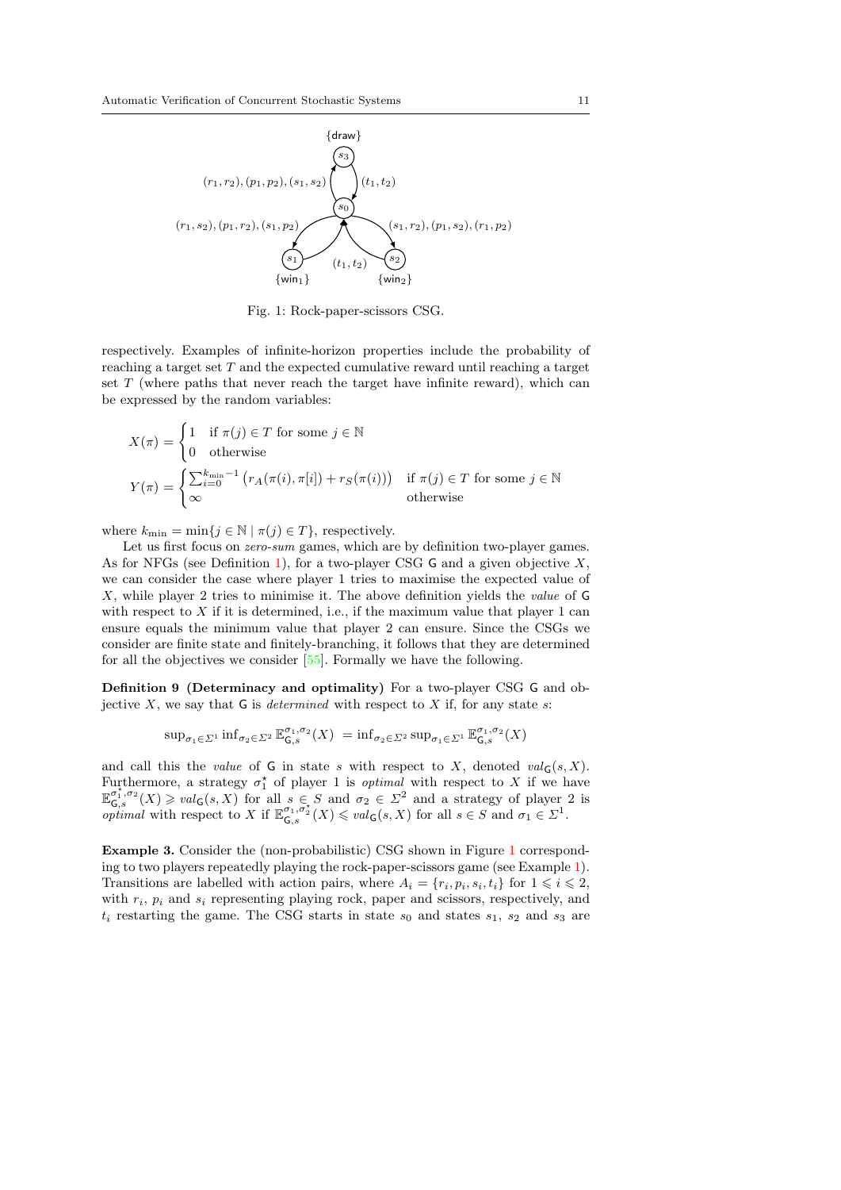Fig. 1: Rock-paper-scissors CSG.

respectively. Examples of infinite-horizon properties include the probability of reaching a target set $T$ and the expected cumulative reward until reaching a target set $T$ (where paths that never reach the target have infinite reward), which can be expressed by the random variables:

$$X(\pi) = \begin{cases} 1 & \text{if } \pi(j) \in T \text{ for some } j \in \mathbb{N} \\ 0 & \text{otherwise} \end{cases}$$

$$Y(\pi) = \begin{cases} \sum_{i=0}^{k_{\min}-1} \big(r_A(\pi(i), \pi[i]) + r_S(\pi(i))\big) & \text{if } \pi(j) \in T \text{ for some } j \in \mathbb{N} \\ \infty & \text{otherwise} \end{cases}$$

where $k_{\min} = \min\{j \in \mathbb{N} \mid \pi(j) \in T\}$, respectively.

Let us first focus on *zero-sum* games, which are by definition two-player games. As for NFGs (see Definition 1), for a two-player CSG $\mathsf{G}$ and a given objective $X$, we can consider the case where player 1 tries to maximise the expected value of $X$, while player 2 tries to minimise it. The above definition yields the *value* of $\mathsf{G}$ with respect to $X$ if it is determined, i.e., if the maximum value that player 1 can ensure equals the minimum value that player 2 can ensure. Since the CSGs we consider are finite state and finitely-branching, it follows that they are determined for all the objectives we consider [55]. Formally we have the following.

**Definition 9 (Determinacy and optimality)** For a two-player CSG $\mathsf{G}$ and objective $X$, we say that $\mathsf{G}$ is *determined* with respect to $X$ if, for any state $s$:

$$\sup_{\sigma_1 \in \Sigma^1} \inf_{\sigma_2 \in \Sigma^2} \mathbb{E}^{\sigma_1,\sigma_2}_{\mathsf{G},s}(X) \; = \inf_{\sigma_2 \in \Sigma^2} \sup_{\sigma_1 \in \Sigma^1} \mathbb{E}^{\sigma_1,\sigma_2}_{\mathsf{G},s}(X)$$

and call this the *value* of $\mathsf{G}$ in state $s$ with respect to $X$, denoted $val_{\mathsf{G}}(s, X)$. Furthermore, a strategy $\sigma_1^\star$ of player 1 is *optimal* with respect to $X$ if we have $\mathbb{E}^{\sigma_1^\star,\sigma_2}_{\mathsf{G},s}(X) \geqslant val_{\mathsf{G}}(s, X)$ for all $s \in S$ and $\sigma_2 \in \Sigma^2$ and a strategy of player 2 is *optimal* with respect to $X$ if $\mathbb{E}^{\sigma_1,\sigma_2^\star}_{\mathsf{G},s}(X) \leqslant val_{\mathsf{G}}(s, X)$ for all $s \in S$ and $\sigma_1 \in \Sigma^1$.

**Example 3.** Consider the (non-probabilistic) CSG shown in Figure 1 corresponding to two players repeatedly playing the rock-paper-scissors game (see Example 1). Transitions are labelled with action pairs, where $A_i = \{r_i, p_i, s_i, t_i\}$ for $1 \leqslant i \leqslant 2$, with $r_i$, $p_i$ and $s_i$ representing playing rock, paper and scissors, respectively, and $t_i$ restarting the game. The CSG starts in state $s_0$ and states $s_1$, $s_2$ and $s_3$ are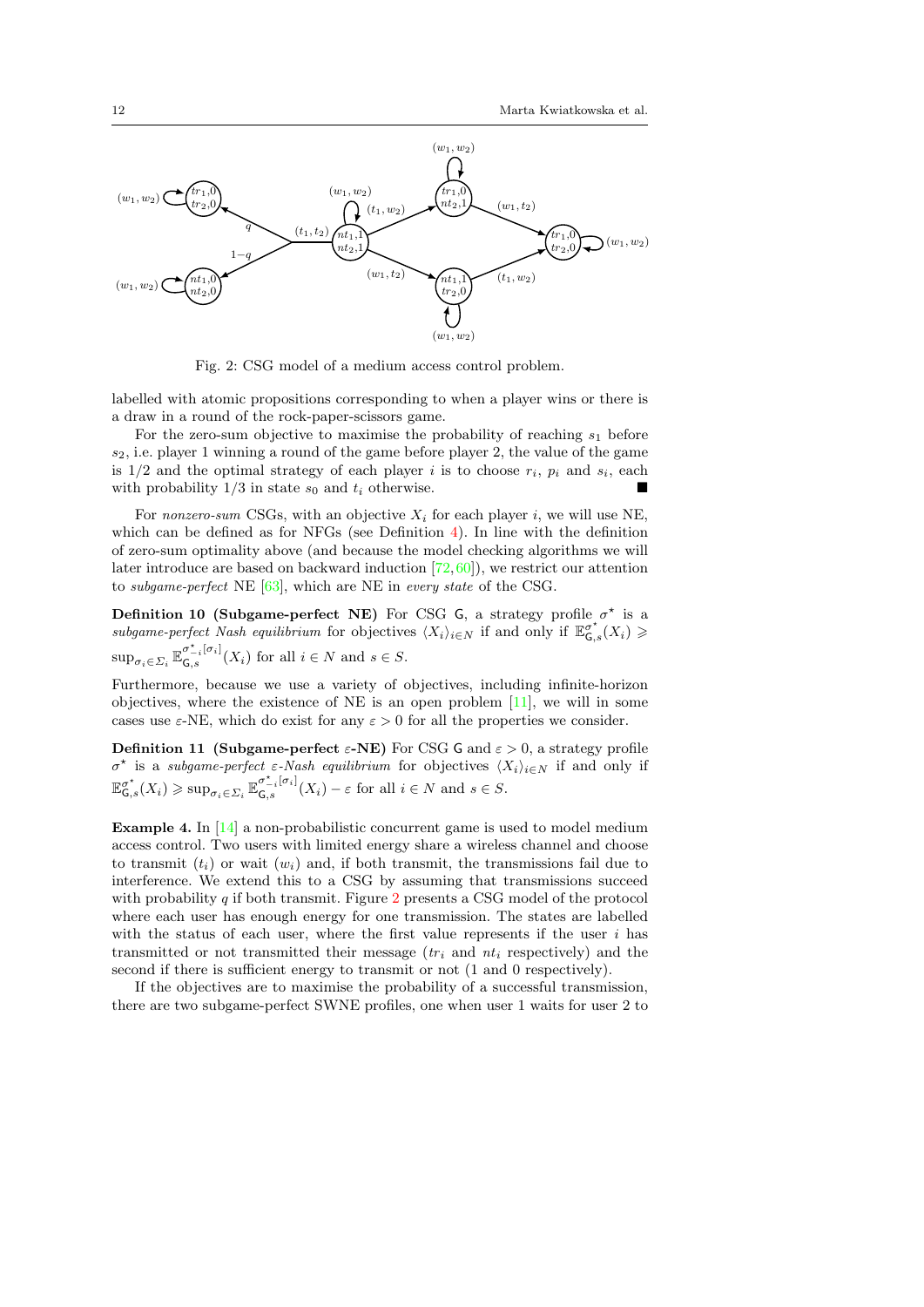Fig. 2: CSG model of a medium access control problem.

labelled with atomic propositions corresponding to when a player wins or there is a draw in a round of the rock-paper-scissors game.

For the zero-sum objective to maximise the probability of reaching $s_1$ before $s_2$, i.e. player 1 winning a round of the game before player 2, the value of the game is $1/2$ and the optimal strategy of each player $i$ is to choose $r_i$, $p_i$ and $s_i$, each with probability $1/3$ in state $s_0$ and $t_i$ otherwise. ■

For *nonzero-sum* CSGs, with an objective $X_i$ for each player $i$, we will use NE, which can be defined as for NFGs (see Definition 4). In line with the definition of zero-sum optimality above (and because the model checking algorithms we will later introduce are based on backward induction [72, 60]), we restrict our attention to *subgame-perfect* NE [63], which are NE in *every state* of the CSG.

**Definition 10 (Subgame-perfect NE)** For CSG $\mathsf{G}$, a strategy profile $\sigma^\star$ is a *subgame-perfect Nash equilibrium* for objectives $\langle X_i \rangle_{i \in N}$ if and only if $\mathbb{E}^{\sigma^\star}_{\mathsf{G},s}(X_i) \geqslant \sup_{\sigma_i \in \Sigma_i} \mathbb{E}^{\sigma^\star_{-i}[\sigma_i]}_{\mathsf{G},s}(X_i)$ for all $i \in N$ and $s \in S$.

Furthermore, because we use a variety of objectives, including infinite-horizon objectives, where the existence of NE is an open problem [11], we will in some cases use $\varepsilon$-NE, which do exist for any $\varepsilon > 0$ for all the properties we consider.

**Definition 11 (Subgame-perfect $\varepsilon$-NE)** For CSG $\mathsf{G}$ and $\varepsilon > 0$, a strategy profile $\sigma^\star$ is a *subgame-perfect $\varepsilon$-Nash equilibrium* for objectives $\langle X_i \rangle_{i \in N}$ if and only if $\mathbb{E}^{\sigma^\star}_{\mathsf{G},s}(X_i) \geqslant \sup_{\sigma_i \in \Sigma_i} \mathbb{E}^{\sigma^\star_{-i}[\sigma_i]}_{\mathsf{G},s}(X_i) - \varepsilon$ for all $i \in N$ and $s \in S$.

**Example 4.** In [14] a non-probabilistic concurrent game is used to model medium access control. Two users with limited energy share a wireless channel and choose to transmit ($t_i$) or wait ($w_i$) and, if both transmit, the transmissions fail due to interference. We extend this to a CSG by assuming that transmissions succeed with probability $q$ if both transmit. Figure 2 presents a CSG model of the protocol where each user has enough energy for one transmission. The states are labelled with the status of each user, where the first value represents if the user $i$ has transmitted or not transmitted their message ($tr_i$ and $nt_i$ respectively) and the second if there is sufficient energy to transmit or not (1 and 0 respectively).

If the objectives are to maximise the probability of a successful transmission, there are two subgame-perfect SWNE profiles, one when user 1 waits for user 2 to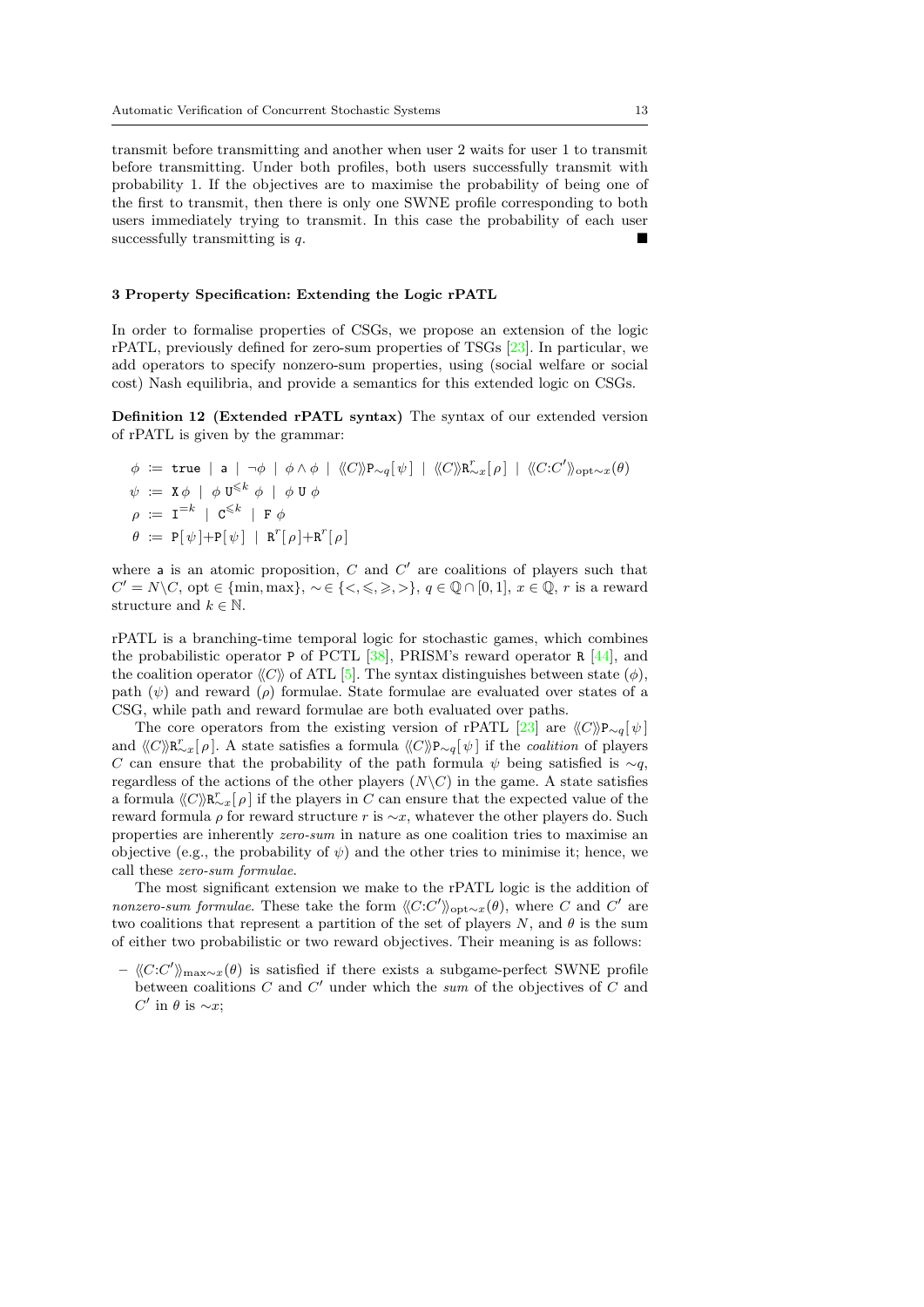transmit before transmitting and another when user 2 waits for user 1 to transmit before transmitting. Under both profiles, both users successfully transmit with probability 1. If the objectives are to maximise the probability of being one of the first to transmit, then there is only one SWNE profile corresponding to both users immediately trying to transmit. In this case the probability of each user successfully transmitting is $q$. ■

## 3 Property Specification: Extending the Logic rPATL

In order to formalise properties of CSGs, we propose an extension of the logic rPATL, previously defined for zero-sum properties of TSGs [23]. In particular, we add operators to specify nonzero-sum properties, using (social welfare or social cost) Nash equilibria, and provide a semantics for this extended logic on CSGs.

**Definition 12 (Extended rPATL syntax)** The syntax of our extended version of rPATL is given by the grammar:

$$
\begin{aligned}
\phi &::= \mathtt{true} \mid \mathtt{a} \mid \neg\phi \mid \phi \wedge \phi \mid \langle\!\langle C \rangle\!\rangle \mathtt{P}_{\sim q}[\,\psi\,] \mid \langle\!\langle C \rangle\!\rangle \mathtt{R}^{r}_{\sim x}[\,\rho\,] \mid \langle\!\langle C{:}C' \rangle\!\rangle_{\mathrm{opt}\sim x}(\theta) \\
\psi &::= \mathtt{X}\,\phi \mid \phi\ \mathtt{U}^{\leqslant k}\ \phi \mid \phi\ \mathtt{U}\ \phi \\
\rho &::= \mathtt{I}^{=k} \mid \mathtt{C}^{\leqslant k} \mid \mathtt{F}\ \phi \\
\theta &::= \mathtt{P}[\,\psi\,]{+}\mathtt{P}[\,\psi\,] \mid \mathtt{R}^{r}[\,\rho\,]{+}\mathtt{R}^{r}[\,\rho\,]
\end{aligned}
$$

where $\mathtt{a}$ is an atomic proposition, $C$ and $C'$ are coalitions of players such that $C' = N \backslash C$, $\mathrm{opt} \in \{\min, \max\}$, $\sim \in \{<, \leqslant, \geqslant, >\}$, $q \in \mathbb{Q} \cap [0,1]$, $x \in \mathbb{Q}$, $r$ is a reward structure and $k \in \mathbb{N}$.

rPATL is a branching-time temporal logic for stochastic games, which combines the probabilistic operator $\mathtt{P}$ of PCTL [38], PRISM's reward operator $\mathtt{R}$ [44], and the coalition operator $\langle\!\langle C \rangle\!\rangle$ of ATL [5]. The syntax distinguishes between state ($\phi$), path ($\psi$) and reward ($\rho$) formulae. State formulae are evaluated over states of a CSG, while path and reward formulae are both evaluated over paths.

The core operators from the existing version of rPATL [23] are $\langle\!\langle C \rangle\!\rangle \mathtt{P}_{\sim q}[\,\psi\,]$ and $\langle\!\langle C \rangle\!\rangle \mathtt{R}^{r}_{\sim x}[\,\rho\,]$. A state satisfies a formula $\langle\!\langle C \rangle\!\rangle \mathtt{P}_{\sim q}[\,\psi\,]$ if the *coalition* of players $C$ can ensure that the probability of the path formula $\psi$ being satisfied is $\sim q$, regardless of the actions of the other players ($N \backslash C$) in the game. A state satisfies a formula $\langle\!\langle C \rangle\!\rangle \mathtt{R}^{r}_{\sim x}[\,\rho\,]$ if the players in $C$ can ensure that the expected value of the reward formula $\rho$ for reward structure $r$ is $\sim x$, whatever the other players do. Such properties are inherently *zero-sum* in nature as one coalition tries to maximise an objective (e.g., the probability of $\psi$) and the other tries to minimise it; hence, we call these *zero-sum formulae*.

The most significant extension we make to the rPATL logic is the addition of *nonzero-sum formulae*. These take the form $\langle\!\langle C{:}C' \rangle\!\rangle_{\mathrm{opt}\sim x}(\theta)$, where $C$ and $C'$ are two coalitions that represent a partition of the set of players $N$, and $\theta$ is the sum of either two probabilistic or two reward objectives. Their meaning is as follows:

- $\langle\!\langle C{:}C' \rangle\!\rangle_{\max\sim x}(\theta)$ is satisfied if there exists a subgame-perfect SWNE profile between coalitions $C$ and $C'$ under which the *sum* of the objectives of $C$ and $C'$ in $\theta$ is $\sim x$;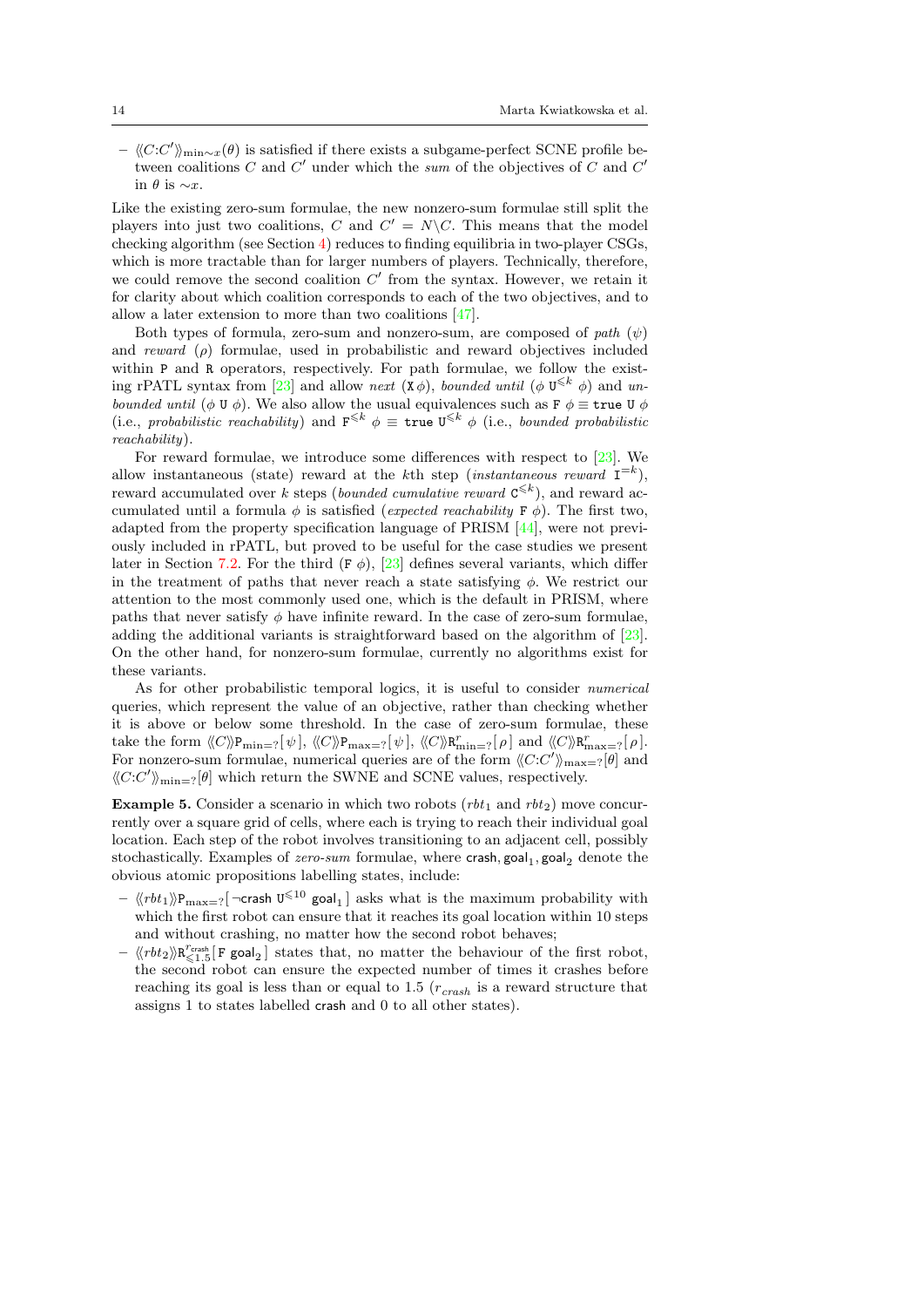- $\langle\langle C{:}C'\rangle\rangle_{\min\sim x}(\theta)$ is satisfied if there exists a subgame-perfect SCNE profile between coalitions $C$ and $C'$ under which the *sum* of the objectives of $C$ and $C'$ in $\theta$ is $\sim x$.

Like the existing zero-sum formulae, the new nonzero-sum formulae still split the players into just two coalitions, $C$ and $C' = N \backslash C$. This means that the model checking algorithm (see Section 4) reduces to finding equilibria in two-player CSGs, which is more tractable than for larger numbers of players. Technically, therefore, we could remove the second coalition $C'$ from the syntax. However, we retain it for clarity about which coalition corresponds to each of the two objectives, and to allow a later extension to more than two coalitions [47].

Both types of formula, zero-sum and nonzero-sum, are composed of *path* ($\psi$) and *reward* ($\rho$) formulae, used in probabilistic and reward objectives included within $\mathtt{P}$ and $\mathtt{R}$ operators, respectively. For path formulae, we follow the existing rPATL syntax from [23] and allow *next* ($\mathtt{X}\,\phi$), *bounded until* ($\phi\ \mathtt{U}^{\leqslant k}\ \phi$) and *unbounded until* ($\phi\ \mathtt{U}\ \phi$). We also allow the usual equivalences such as $\mathtt{F}\ \phi \equiv \mathtt{true}\ \mathtt{U}\ \phi$ (i.e., *probabilistic reachability*) and $\mathtt{F}^{\leqslant k}\ \phi \equiv \mathtt{true}\ \mathtt{U}^{\leqslant k}\ \phi$ (i.e., *bounded probabilistic reachability*).

For reward formulae, we introduce some differences with respect to [23]. We allow instantaneous (state) reward at the $k$th step (*instantaneous reward* $\mathtt{I}^{=k}$), reward accumulated over $k$ steps (*bounded cumulative reward* $\mathtt{C}^{\leqslant k}$), and reward accumulated until a formula $\phi$ is satisfied (*expected reachability* $\mathtt{F}\ \phi$). The first two, adapted from the property specification language of PRISM [44], were not previously included in rPATL, but proved to be useful for the case studies we present later in Section 7.2. For the third ($\mathtt{F}\ \phi$), [23] defines several variants, which differ in the treatment of paths that never reach a state satisfying $\phi$. We restrict our attention to the most commonly used one, which is the default in PRISM, where paths that never satisfy $\phi$ have infinite reward. In the case of zero-sum formulae, adding the additional variants is straightforward based on the algorithm of [23]. On the other hand, for nonzero-sum formulae, currently no algorithms exist for these variants.

As for other probabilistic temporal logics, it is useful to consider *numerical* queries, which represent the value of an objective, rather than checking whether it is above or below some threshold. In the case of zero-sum formulae, these take the form $\langle\langle C\rangle\rangle\mathtt{P}_{\min=?}[\,\psi\,]$, $\langle\langle C\rangle\rangle\mathtt{P}_{\max=?}[\,\psi\,]$, $\langle\langle C\rangle\rangle\mathtt{R}^{r}_{\min=?}[\,\rho\,]$ and $\langle\langle C\rangle\rangle\mathtt{R}^{r}_{\max=?}[\,\rho\,]$. For nonzero-sum formulae, numerical queries are of the form $\langle\langle C{:}C'\rangle\rangle_{\max=?}[\theta]$ and $\langle\langle C{:}C'\rangle\rangle_{\min=?}[\theta]$ which return the SWNE and SCNE values, respectively.

**Example 5.** Consider a scenario in which two robots ($rbt_1$ and $rbt_2$) move concurrently over a square grid of cells, where each is trying to reach their individual goal location. Each step of the robot involves transitioning to an adjacent cell, possibly stochastically. Examples of *zero-sum* formulae, where $\mathsf{crash}, \mathsf{goal}_1, \mathsf{goal}_2$ denote the obvious atomic propositions labelling states, include:

- $\langle\langle rbt_1\rangle\rangle\mathtt{P}_{\max=?}[\,\neg\mathsf{crash}\ \mathtt{U}^{\leqslant 10}\ \mathsf{goal}_1\,]$ asks what is the maximum probability with which the first robot can ensure that it reaches its goal location within 10 steps and without crashing, no matter how the second robot behaves;
- $\langle\langle rbt_2\rangle\rangle\mathtt{R}^{r_{\mathsf{crash}}}_{\leqslant 1.5}[\,\mathtt{F}\ \mathsf{goal}_2\,]$ states that, no matter the behaviour of the first robot, the second robot can ensure the expected number of times it crashes before reaching its goal is less than or equal to 1.5 ($r_{crash}$ is a reward structure that assigns 1 to states labelled $\mathsf{crash}$ and 0 to all other states).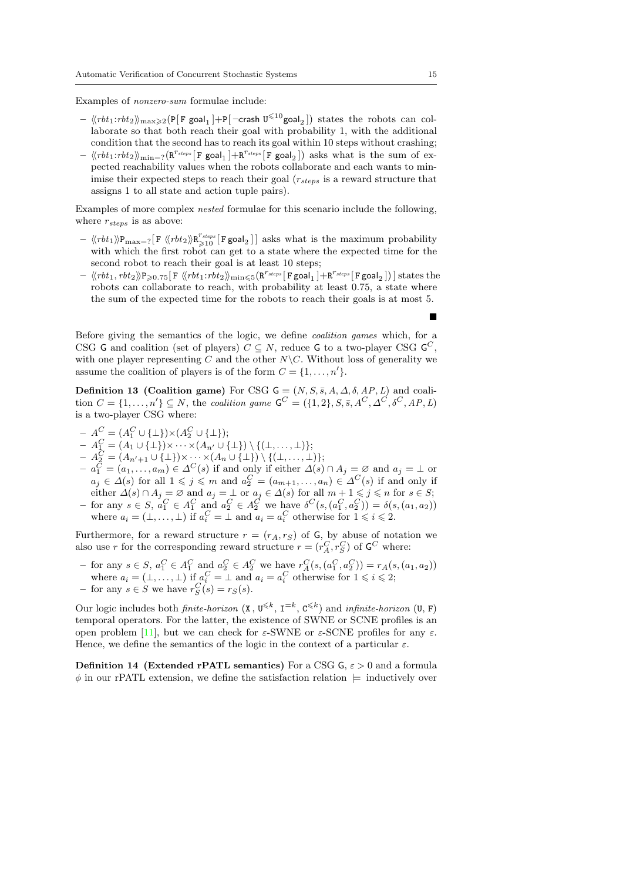Examples of *nonzero-sum* formulae include:

- $\langle\!\langle rbt_1{:}rbt_2 \rangle\!\rangle_{\max\geqslant 2}(\mathtt{P}[\,\mathtt{F}\ \mathsf{goal}_1\,]{+}\mathtt{P}[\,\neg\mathsf{crash}\ \mathtt{U}^{\leqslant 10}\mathsf{goal}_2\,])$ states the robots can collaborate so that both reach their goal with probability 1, with the additional condition that the second has to reach its goal within 10 steps without crashing;
- $\langle\!\langle rbt_1{:}rbt_2 \rangle\!\rangle_{\min=?}(\mathtt{R}^{r_{steps}}[\,\mathtt{F}\ \mathsf{goal}_1\,]{+}\mathtt{R}^{r_{steps}}[\,\mathtt{F}\ \mathsf{goal}_2\,])$ asks what is the sum of expected reachability values when the robots collaborate and each wants to minimise their expected steps to reach their goal ($r_{steps}$ is a reward structure that assigns 1 to all state and action tuple pairs).

Examples of more complex *nested* formulae for this scenario include the following, where $r_{steps}$ is as above:

- $\langle\!\langle rbt_1 \rangle\!\rangle \mathtt{P}_{\max=?}[\,\mathtt{F}\ \langle\!\langle rbt_2 \rangle\!\rangle \mathtt{R}^{r_{steps}}_{\geqslant 10}[\,\mathtt{F}\,\mathsf{goal}_2\,]\,]$ asks what is the maximum probability with which the first robot can get to a state where the expected time for the second robot to reach their goal is at least 10 steps;
- $\langle\!\langle rbt_1, rbt_2 \rangle\!\rangle \mathtt{P}_{\geqslant 0.75}[\,\mathtt{F}\ \langle\!\langle rbt_1{:}rbt_2 \rangle\!\rangle_{\min\leqslant 5}(\mathtt{R}^{r_{steps}}[\,\mathtt{F}\,\mathsf{goal}_1\,]{+}\mathtt{R}^{r_{steps}}[\,\mathtt{F}\,\mathsf{goal}_2\,])\,]$ states the robots can collaborate to reach, with probability at least 0.75, a state where the sum of the expected time for the robots to reach their goals is at most 5.

■

Before giving the semantics of the logic, we define *coalition games* which, for a CSG $\mathsf{G}$ and coalition (set of players) $C \subseteq N$, reduce $\mathsf{G}$ to a two-player CSG $\mathsf{G}^C$, with one player representing $C$ and the other $N \backslash C$. Without loss of generality we assume the coalition of players is of the form $C = \{1, \ldots, n'\}$.

**Definition 13 (Coalition game)** For CSG $\mathsf{G} = (N, S, \bar{s}, A, \Delta, \delta, AP, L)$ and coalition $C = \{1, \ldots, n'\} \subseteq N$, the *coalition game* $\mathsf{G}^C = (\{1,2\}, S, \bar{s}, A^C, \Delta^C, \delta^C, AP, L)$ is a two-player CSG where:

- $A^C = (A^C_1 \cup \{\bot\}) {\times} (A^C_2 \cup \{\bot\})$;
- $A^C_1 = (A_1 \cup \{\bot\}) {\times} \cdots {\times} (A_{n'} \cup \{\bot\}) \setminus \{(\bot, \ldots, \bot)\}$;
- $A^C_2 = (A_{n'+1} \cup \{\bot\}) {\times} \cdots {\times} (A_n \cup \{\bot\}) \setminus \{(\bot, \ldots, \bot)\}$;
- $a^C_1 = (a_1, \ldots, a_m) \in \Delta^C(s)$ if and only if either $\Delta(s) \cap A_j = \varnothing$ and $a_j = \bot$ or $a_j \in \Delta(s)$ for all $1 \leqslant j \leqslant m$ and $a^C_2 = (a_{m+1}, \ldots, a_n) \in \Delta^C(s)$ if and only if either $\Delta(s) \cap A_j = \varnothing$ and $a_j = \bot$ or $a_j \in \Delta(s)$ for all $m+1 \leqslant j \leqslant n$ for $s \in S$;
- for any $s \in S$, $a^C_1 \in A^C_1$ and $a^C_2 \in A^C_2$ we have $\delta^C(s, (a^C_1, a^C_2)) = \delta(s, (a_1, a_2))$ where $a_i = (\bot, \ldots, \bot)$ if $a^C_i = \bot$ and $a_i = a^C_i$ otherwise for $1 \leqslant i \leqslant 2$.

Furthermore, for a reward structure $r = (r_A, r_S)$ of $\mathsf{G}$, by abuse of notation we also use $r$ for the corresponding reward structure $r = (r^C_A, r^C_S)$ of $\mathsf{G}^C$ where:

- for any $s \in S$, $a^C_1 \in A^C_1$ and $a^C_2 \in A^C_2$ we have $r^C_A(s, (a^C_1, a^C_2)) = r_A(s, (a_1, a_2))$ where $a_i = (\bot, \ldots, \bot)$ if $a^C_i = \bot$ and $a_i = a^C_i$ otherwise for $1 \leqslant i \leqslant 2$;
- for any $s \in S$ we have $r^C_S(s) = r_S(s)$.

Our logic includes both *finite-horizon* ($\mathtt{X}$, $\mathtt{U}^{\leqslant k}$, $\mathtt{I}^{=k}$, $\mathtt{C}^{\leqslant k}$) and *infinite-horizon* ($\mathtt{U}$, $\mathtt{F}$) temporal operators. For the latter, the existence of SWNE or SCNE profiles is an open problem [11], but we can check for $\varepsilon$-SWNE or $\varepsilon$-SCNE profiles for any $\varepsilon$. Hence, we define the semantics of the logic in the context of a particular $\varepsilon$.

**Definition 14 (Extended rPATL semantics)** For a CSG $\mathsf{G}$, $\varepsilon > 0$ and a formula $\phi$ in our rPATL extension, we define the satisfaction relation $\models$ inductively over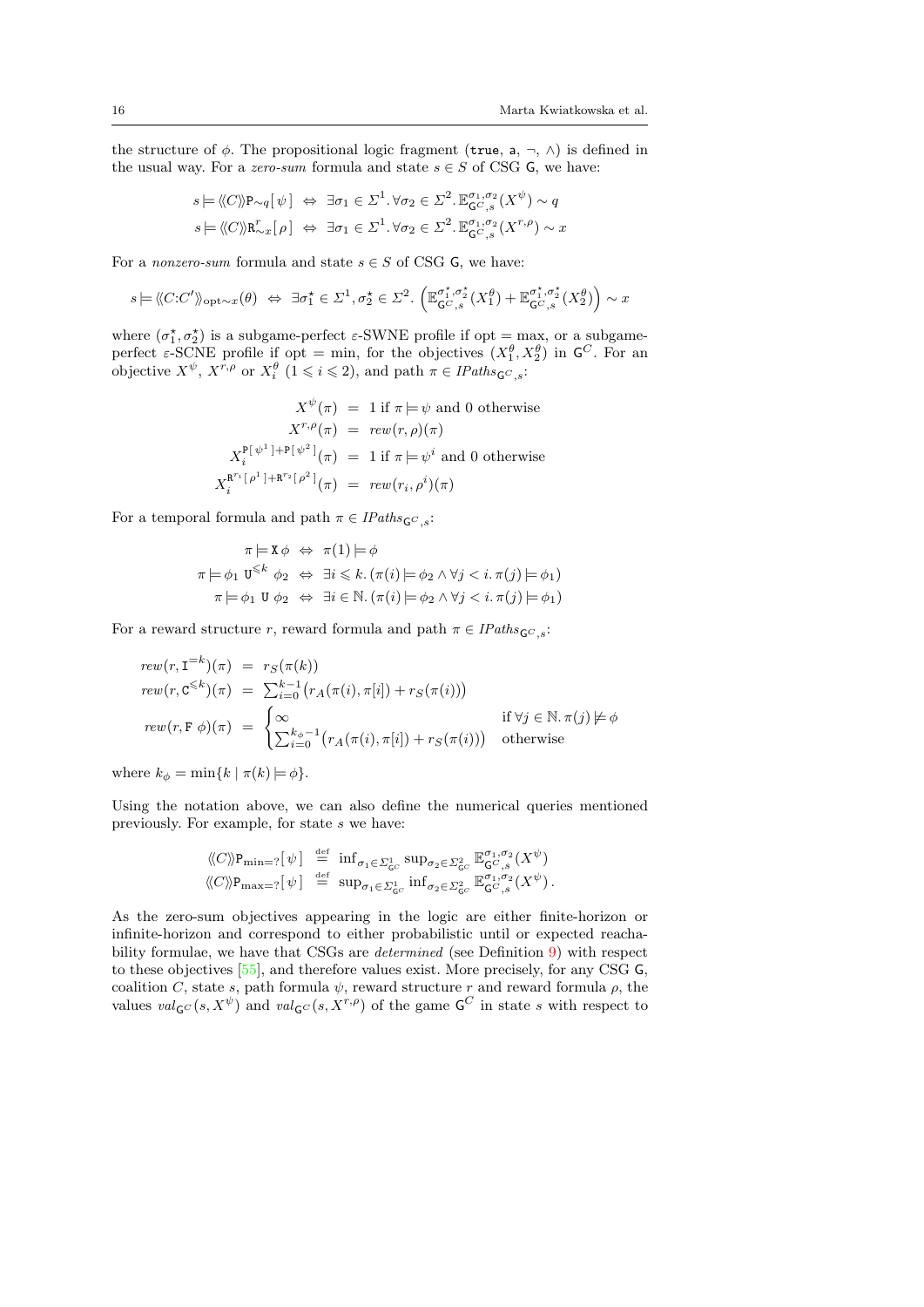the structure of $\phi$. The propositional logic fragment ($\texttt{true}$, $\texttt{a}$, $\neg$, $\wedge$) is defined in the usual way. For a *zero-sum* formula and state $s \in S$ of CSG $\mathsf{G}$, we have:

$$s \models \langle\!\langle C \rangle\!\rangle \mathtt{P}_{\sim q}[\,\psi\,] \;\Leftrightarrow\; \exists \sigma_1 \in \Sigma^1.\, \forall \sigma_2 \in \Sigma^2.\, \mathbb{E}^{\sigma_1,\sigma_2}_{\mathsf{G}^C,s}(X^\psi) \sim q$$

$$s \models \langle\!\langle C \rangle\!\rangle \mathtt{R}^r_{\sim x}[\,\rho\,] \;\Leftrightarrow\; \exists \sigma_1 \in \Sigma^1.\, \forall \sigma_2 \in \Sigma^2.\, \mathbb{E}^{\sigma_1,\sigma_2}_{\mathsf{G}^C,s}(X^{r,\rho}) \sim x$$

For a *nonzero-sum* formula and state $s \in S$ of CSG $\mathsf{G}$, we have:

$$s \models \langle\!\langle C{:}C' \rangle\!\rangle_{\mathrm{opt}\sim x}(\theta) \;\Leftrightarrow\; \exists \sigma_1^\star \in \Sigma^1, \sigma_2^\star \in \Sigma^2.\, \left(\mathbb{E}^{\sigma_1^\star,\sigma_2^\star}_{\mathsf{G}^C,s}(X_1^\theta) + \mathbb{E}^{\sigma_1^\star,\sigma_2^\star}_{\mathsf{G}^C,s}(X_2^\theta)\right) \sim x$$

where $(\sigma_1^\star, \sigma_2^\star)$ is a subgame-perfect $\varepsilon$-SWNE profile if opt $=$ max, or a subgame-perfect $\varepsilon$-SCNE profile if opt $=$ min, for the objectives $(X_1^\theta, X_2^\theta)$ in $\mathsf{G}^C$. For an objective $X^\psi$, $X^{r,\rho}$ or $X_i^\theta$ ($1 \leqslant i \leqslant 2$), and path $\pi \in \mathit{IPaths}_{\mathsf{G}^C,s}$:

$$\begin{aligned}
X^\psi(\pi) &= 1 \text{ if } \pi \models \psi \text{ and } 0 \text{ otherwise} \\
X^{r,\rho}(\pi) &= \mathit{rew}(r,\rho)(\pi) \\
X_i^{\mathtt{P}[\,\psi^1\,]+\mathtt{P}[\,\psi^2\,]}(\pi) &= 1 \text{ if } \pi \models \psi^i \text{ and } 0 \text{ otherwise} \\
X_i^{\mathtt{R}^{r_1}[\,\rho^1\,]+\mathtt{R}^{r_2}[\,\rho^2\,]}(\pi) &= \mathit{rew}(r_i,\rho^i)(\pi)
\end{aligned}$$

For a temporal formula and path $\pi \in \mathit{IPaths}_{\mathsf{G}^C,s}$:

$$\begin{aligned}
\pi \models \mathtt{X}\,\phi &\;\Leftrightarrow\; \pi(1) \models \phi \\
\pi \models \phi_1 \ \mathtt{U}^{\leqslant k}\ \phi_2 &\;\Leftrightarrow\; \exists i \leqslant k.\, (\pi(i) \models \phi_2 \wedge \forall j < i.\, \pi(j) \models \phi_1) \\
\pi \models \phi_1 \ \mathtt{U}\ \phi_2 &\;\Leftrightarrow\; \exists i \in \mathbb{N}.\, (\pi(i) \models \phi_2 \wedge \forall j < i.\, \pi(j) \models \phi_1)
\end{aligned}$$

For a reward structure $r$, reward formula and path $\pi \in \mathit{IPaths}_{\mathsf{G}^C,s}$:

$$\begin{aligned}
\mathit{rew}(r,\mathtt{I}^{=k})(\pi) &= r_S(\pi(k)) \\
\mathit{rew}(r,\mathtt{C}^{\leqslant k})(\pi) &= \textstyle\sum_{i=0}^{k-1}\big(r_A(\pi(i),\pi[i]) + r_S(\pi(i))\big) \\
\mathit{rew}(r,\mathtt{F}\ \phi)(\pi) &= \begin{cases} \infty & \text{if } \forall j \in \mathbb{N}.\, \pi(j) \not\models \phi \\ \sum_{i=0}^{k_\phi-1}\big(r_A(\pi(i),\pi[i]) + r_S(\pi(i))\big) & \text{otherwise} \end{cases}
\end{aligned}$$

where $k_\phi = \min\{k \mid \pi(k) \models \phi\}$.

Using the notation above, we can also define the numerical queries mentioned previously. For example, for state $s$ we have:

$$\begin{aligned}
\langle\!\langle C \rangle\!\rangle \mathtt{P}_{\min=?}[\,\psi\,] &\stackrel{\text{def}}{=} \inf_{\sigma_1 \in \Sigma^1_{\mathsf{G}^C}} \sup_{\sigma_2 \in \Sigma^2_{\mathsf{G}^C}} \mathbb{E}^{\sigma_1,\sigma_2}_{\mathsf{G}^C,s}(X^\psi) \\
\langle\!\langle C \rangle\!\rangle \mathtt{P}_{\max=?}[\,\psi\,] &\stackrel{\text{def}}{=} \sup_{\sigma_1 \in \Sigma^1_{\mathsf{G}^C}} \inf_{\sigma_2 \in \Sigma^2_{\mathsf{G}^C}} \mathbb{E}^{\sigma_1,\sigma_2}_{\mathsf{G}^C,s}(X^\psi)\,.
\end{aligned}$$

As the zero-sum objectives appearing in the logic are either finite-horizon or infinite-horizon and correspond to either probabilistic until or expected reachability formulae, we have that CSGs are *determined* (see Definition 9) with respect to these objectives [55], and therefore values exist. More precisely, for any CSG $\mathsf{G}$, coalition $C$, state $s$, path formula $\psi$, reward structure $r$ and reward formula $\rho$, the values $\mathit{val}_{\mathsf{G}^C}(s, X^\psi)$ and $\mathit{val}_{\mathsf{G}^C}(s, X^{r,\rho})$ of the game $\mathsf{G}^C$ in state $s$ with respect to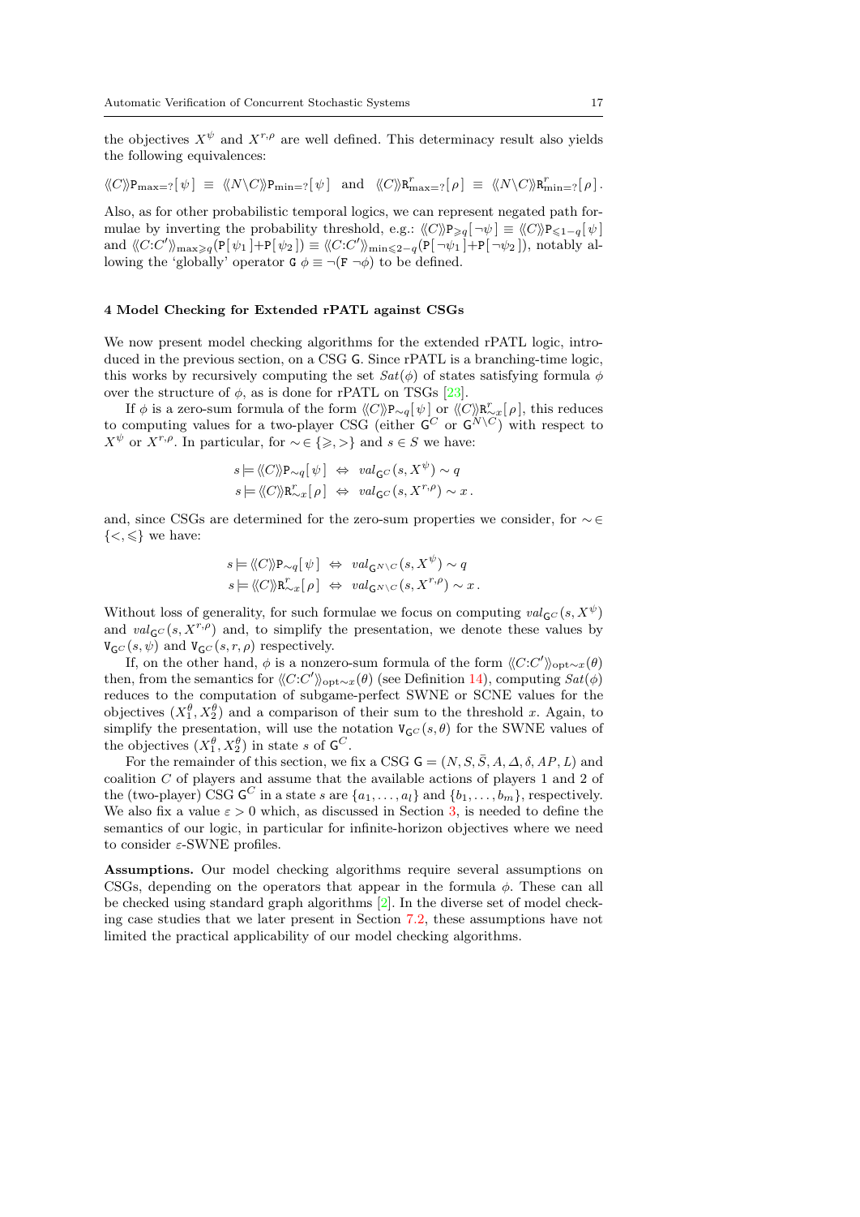the objectives $X^{\psi}$ and $X^{r,\rho}$ are well defined. This determinacy result also yields the following equivalences:

$$\langle\langle C\rangle\rangle \mathtt{P}_{\max=?}[\,\psi\,] \;\equiv\; \langle\langle N\backslash C\rangle\rangle \mathtt{P}_{\min=?}[\,\psi\,] \;\;\text{ and }\;\; \langle\langle C\rangle\rangle \mathtt{R}^{r}_{\max=?}[\,\rho\,] \;\equiv\; \langle\langle N\backslash C\rangle\rangle \mathtt{R}^{r}_{\min=?}[\,\rho\,].$$

Also, as for other probabilistic temporal logics, we can represent negated path formulae by inverting the probability threshold, e.g.: $\langle\langle C\rangle\rangle \mathtt{P}_{\geqslant q}[\,\neg\psi\,] \equiv \langle\langle C\rangle\rangle \mathtt{P}_{\leqslant 1-q}[\,\psi\,]$ and $\langle\langle C{:}C'\rangle\rangle_{\max\geqslant q}(\mathtt{P}[\,\psi_1\,]{+}\mathtt{P}[\,\psi_2\,]) \equiv \langle\langle C{:}C'\rangle\rangle_{\min\leqslant 2-q}(\mathtt{P}[\,\neg\psi_1\,]{+}\mathtt{P}[\,\neg\psi_2\,])$, notably allowing the 'globally' operator $\mathtt{G}\ \phi \equiv \neg(\mathtt{F}\ \neg\phi)$ to be defined.

## 4 Model Checking for Extended rPATL against CSGs

We now present model checking algorithms for the extended rPATL logic, introduced in the previous section, on a CSG $\mathsf{G}$. Since rPATL is a branching-time logic, this works by recursively computing the set $Sat(\phi)$ of states satisfying formula $\phi$ over the structure of $\phi$, as is done for rPATL on TSGs [23].

If $\phi$ is a zero-sum formula of the form $\langle\langle C\rangle\rangle \mathtt{P}_{\sim q}[\,\psi\,]$ or $\langle\langle C\rangle\rangle \mathtt{R}^{r}_{\sim x}[\,\rho\,]$, this reduces to computing values for a two-player CSG (either $\mathsf{G}^C$ or $\mathsf{G}^{N\backslash C}$) with respect to $X^{\psi}$ or $X^{r,\rho}$. In particular, for $\sim\in\{\geqslant,>\}$ and $s\in S$ we have:

$$s \models \langle\langle C\rangle\rangle \mathtt{P}_{\sim q}[\,\psi\,] \;\Leftrightarrow\; val_{\mathsf{G}^C}(s,X^{\psi}) \sim q$$
$$s \models \langle\langle C\rangle\rangle \mathtt{R}^{r}_{\sim x}[\,\rho\,] \;\Leftrightarrow\; val_{\mathsf{G}^C}(s,X^{r,\rho}) \sim x\,.$$

and, since CSGs are determined for the zero-sum properties we consider, for $\sim\in\{<,\leqslant\}$ we have:

$$s \models \langle\langle C\rangle\rangle \mathtt{P}_{\sim q}[\,\psi\,] \;\Leftrightarrow\; val_{\mathsf{G}^{N\backslash C}}(s,X^{\psi}) \sim q$$
$$s \models \langle\langle C\rangle\rangle \mathtt{R}^{r}_{\sim x}[\,\rho\,] \;\Leftrightarrow\; val_{\mathsf{G}^{N\backslash C}}(s,X^{r,\rho}) \sim x\,.$$

Without loss of generality, for such formulae we focus on computing $val_{\mathsf{G}^C}(s,X^{\psi})$ and $val_{\mathsf{G}^C}(s,X^{r,\rho})$ and, to simplify the presentation, we denote these values by $\mathtt{V}_{\mathsf{G}^C}(s,\psi)$ and $\mathtt{V}_{\mathsf{G}^C}(s,r,\rho)$ respectively.

If, on the other hand, $\phi$ is a nonzero-sum formula of the form $\langle\langle C{:}C'\rangle\rangle_{\mathrm{opt}\sim x}(\theta)$ then, from the semantics for $\langle\langle C{:}C'\rangle\rangle_{\mathrm{opt}\sim x}(\theta)$ (see Definition 14), computing $Sat(\phi)$ reduces to the computation of subgame-perfect SWNE or SCNE values for the objectives $(X^{\theta}_1,X^{\theta}_2)$ and a comparison of their sum to the threshold $x$. Again, to simplify the presentation, will use the notation $\mathtt{V}_{\mathsf{G}^C}(s,\theta)$ for the SWNE values of the objectives $(X^{\theta}_1,X^{\theta}_2)$ in state $s$ of $\mathsf{G}^C$.

For the remainder of this section, we fix a CSG $\mathsf{G}=(N,S,\bar{S},A,\Delta,\delta,AP,L)$ and coalition $C$ of players and assume that the available actions of players 1 and 2 of the (two-player) CSG $\mathsf{G}^C$ in a state $s$ are $\{a_1,\dots,a_l\}$ and $\{b_1,\dots,b_m\}$, respectively. We also fix a value $\varepsilon>0$ which, as discussed in Section 3, is needed to define the semantics of our logic, in particular for infinite-horizon objectives where we need to consider $\varepsilon$-SWNE profiles.

**Assumptions.** Our model checking algorithms require several assumptions on CSGs, depending on the operators that appear in the formula $\phi$. These can all be checked using standard graph algorithms [2]. In the diverse set of model checking case studies that we later present in Section 7.2, these assumptions have not limited the practical applicability of our model checking algorithms.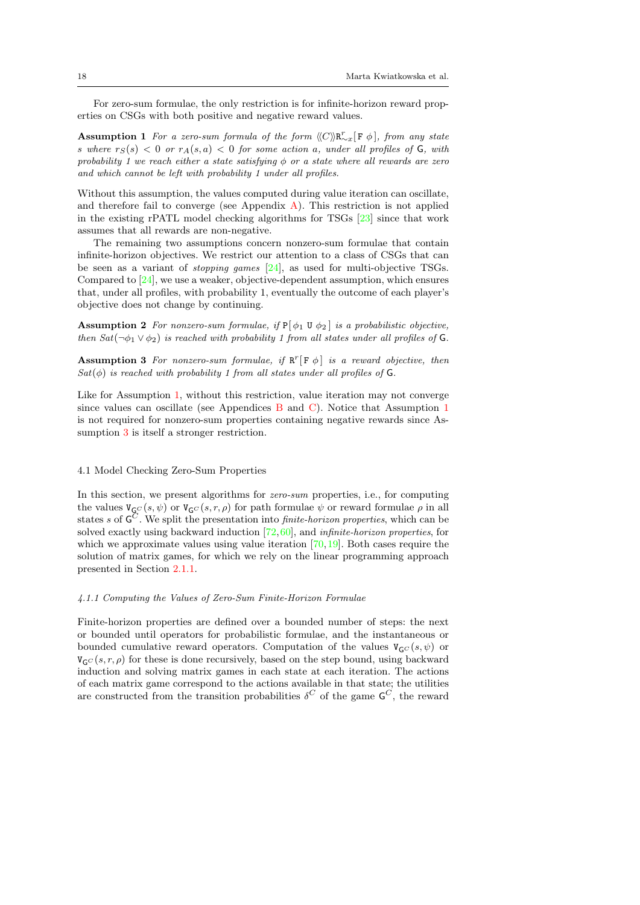For zero-sum formulae, the only restriction is for infinite-horizon reward properties on CSGs with both positive and negative reward values.

**Assumption 1** *For a zero-sum formula of the form $\langle\!\langle C \rangle\!\rangle \mathtt{R}^r_{\sim x}[\,\mathtt{F}\ \phi\,]$, from any state $s$ where $r_S(s) < 0$ or $r_A(s,a) < 0$ for some action $a$, under all profiles of $\mathsf{G}$, with probability 1 we reach either a state satisfying $\phi$ or a state where all rewards are zero and which cannot be left with probability 1 under all profiles.*

Without this assumption, the values computed during value iteration can oscillate, and therefore fail to converge (see Appendix A). This restriction is not applied in the existing rPATL model checking algorithms for TSGs [23] since that work assumes that all rewards are non-negative.

The remaining two assumptions concern nonzero-sum formulae that contain infinite-horizon objectives. We restrict our attention to a class of CSGs that can be seen as a variant of *stopping games* [24], as used for multi-objective TSGs. Compared to [24], we use a weaker, objective-dependent assumption, which ensures that, under all profiles, with probability 1, eventually the outcome of each player's objective does not change by continuing.

**Assumption 2** *For nonzero-sum formulae, if $\mathtt{P}[\,\phi_1\ \mathtt{U}\ \phi_2\,]$ is a probabilistic objective, then $Sat(\neg\phi_1 \vee \phi_2)$ is reached with probability 1 from all states under all profiles of $\mathsf{G}$.*

**Assumption 3** *For nonzero-sum formulae, if $\mathtt{R}^r[\,\mathtt{F}\ \phi\,]$ is a reward objective, then $Sat(\phi)$ is reached with probability 1 from all states under all profiles of $\mathsf{G}$.*

Like for Assumption 1, without this restriction, value iteration may not converge since values can oscillate (see Appendices B and C). Notice that Assumption 1 is not required for nonzero-sum properties containing negative rewards since Assumption 3 is itself a stronger restriction.

### 4.1 Model Checking Zero-Sum Properties

In this section, we present algorithms for *zero-sum* properties, i.e., for computing the values $\mathtt{V}_{\mathsf{G}^C}(s,\psi)$ or $\mathtt{V}_{\mathsf{G}^C}(s,r,\rho)$ for path formulae $\psi$ or reward formulae $\rho$ in all states $s$ of $\mathsf{G}^C$. We split the presentation into *finite-horizon properties*, which can be solved exactly using backward induction [72,60], and *infinite-horizon properties*, for which we approximate values using value iteration [70,19]. Both cases require the solution of matrix games, for which we rely on the linear programming approach presented in Section 2.1.1.

#### *4.1.1 Computing the Values of Zero-Sum Finite-Horizon Formulae*

Finite-horizon properties are defined over a bounded number of steps: the next or bounded until operators for probabilistic formulae, and the instantaneous or bounded cumulative reward operators. Computation of the values $\mathtt{V}_{\mathsf{G}^C}(s,\psi)$ or $\mathtt{V}_{\mathsf{G}^C}(s,r,\rho)$ for these is done recursively, based on the step bound, using backward induction and solving matrix games in each state at each iteration. The actions of each matrix game correspond to the actions available in that state; the utilities are constructed from the transition probabilities $\delta^C$ of the game $\mathsf{G}^C$, the reward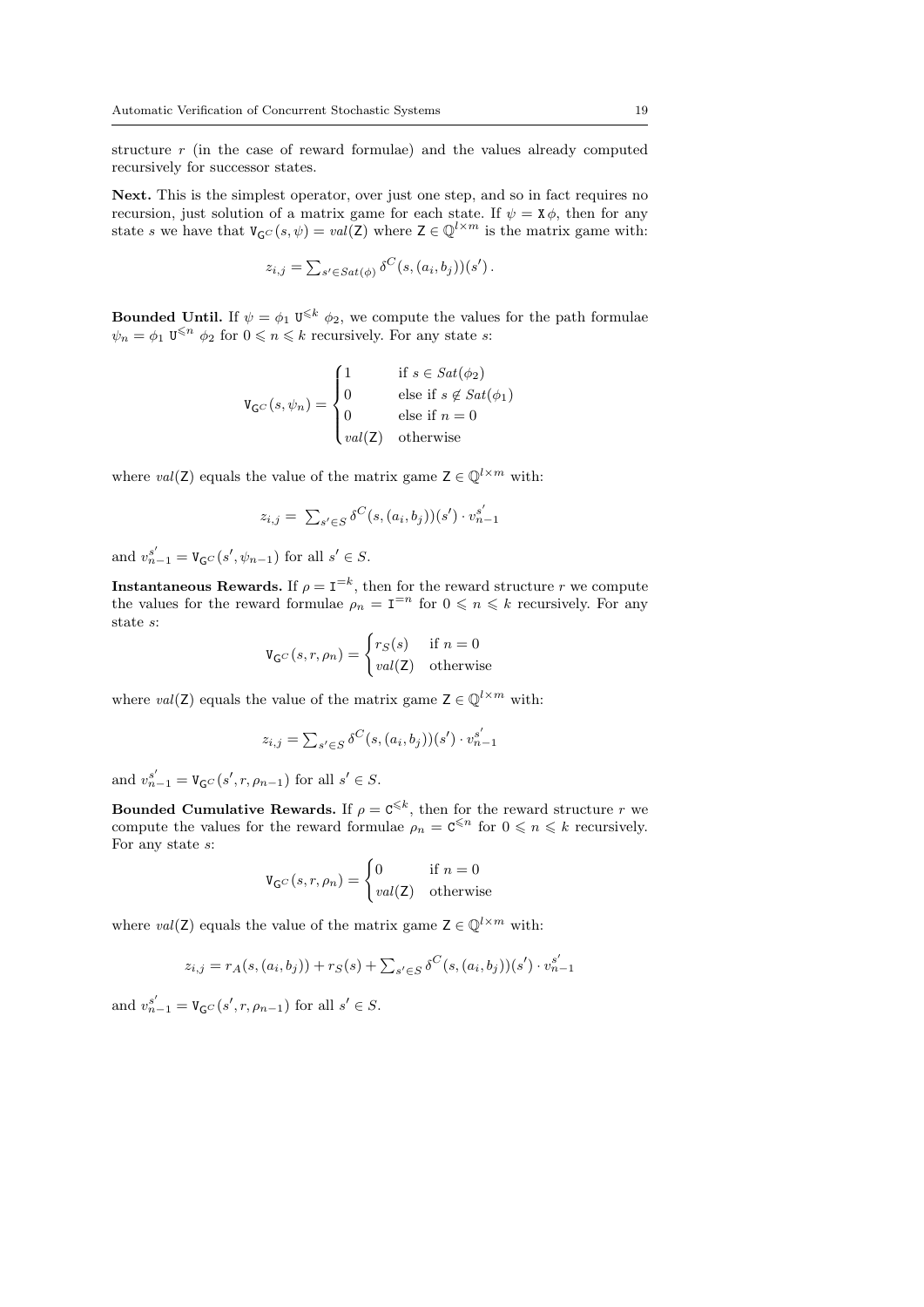structure $r$ (in the case of reward formulae) and the values already computed recursively for successor states.

**Next.** This is the simplest operator, over just one step, and so in fact requires no recursion, just solution of a matrix game for each state. If $\psi = \mathtt{X}\,\phi$, then for any state $s$ we have that $\mathtt{V}_{\mathsf{G}^C}(s, \psi) = val(\mathsf{Z})$ where $\mathsf{Z} \in \mathbb{Q}^{l \times m}$ is the matrix game with:

$$z_{i,j} = \textstyle\sum_{s' \in Sat(\phi)} \delta^C(s, (a_i, b_j))(s') \, .$$

**Bounded Until.** If $\psi = \phi_1 \ \mathtt{U}^{\leqslant k} \ \phi_2$, we compute the values for the path formulae $\psi_n = \phi_1 \ \mathtt{U}^{\leqslant n} \ \phi_2$ for $0 \leqslant n \leqslant k$ recursively. For any state $s$:

$$\mathtt{V}_{\mathsf{G}^C}(s, \psi_n) = \begin{cases} 1 & \text{if } s \in Sat(\phi_2) \\ 0 & \text{else if } s \notin Sat(\phi_1) \\ 0 & \text{else if } n = 0 \\ val(\mathsf{Z}) & \text{otherwise} \end{cases}$$

where $val(\mathsf{Z})$ equals the value of the matrix game $\mathsf{Z} \in \mathbb{Q}^{l \times m}$ with:

$$z_{i,j} = \textstyle\sum_{s' \in S} \delta^C(s, (a_i, b_j))(s') \cdot v_{n-1}^{s'}$$

and $v_{n-1}^{s'} = \mathtt{V}_{\mathsf{G}^C}(s', \psi_{n-1})$ for all $s' \in S$.

**Instantaneous Rewards.** If $\rho = \mathtt{I}^{=k}$, then for the reward structure $r$ we compute the values for the reward formulae $\rho_n = \mathtt{I}^{=n}$ for $0 \leqslant n \leqslant k$ recursively. For any state $s$:

$$\mathtt{V}_{\mathsf{G}^C}(s, r, \rho_n) = \begin{cases} r_S(s) & \text{if } n = 0 \\ val(\mathsf{Z}) & \text{otherwise} \end{cases}$$

where $val(\mathsf{Z})$ equals the value of the matrix game $\mathsf{Z} \in \mathbb{Q}^{l \times m}$ with:

$$z_{i,j} = \textstyle\sum_{s' \in S} \delta^C(s, (a_i, b_j))(s') \cdot v_{n-1}^{s'}$$

and $v_{n-1}^{s'} = \mathtt{V}_{\mathsf{G}^C}(s', r, \rho_{n-1})$ for all $s' \in S$.

**Bounded Cumulative Rewards.** If $\rho = \mathtt{C}^{\leqslant k}$, then for the reward structure $r$ we compute the values for the reward formulae $\rho_n = \mathtt{C}^{\leqslant n}$ for $0 \leqslant n \leqslant k$ recursively. For any state $s$:

$$\mathtt{V}_{\mathsf{G}^C}(s, r, \rho_n) = \begin{cases} 0 & \text{if } n = 0 \\ val(\mathsf{Z}) & \text{otherwise} \end{cases}$$

where $val(\mathsf{Z})$ equals the value of the matrix game $\mathsf{Z} \in \mathbb{Q}^{l \times m}$ with:

$$z_{i,j} = r_A(s, (a_i, b_j)) + r_S(s) + \textstyle\sum_{s' \in S} \delta^C(s, (a_i, b_j))(s') \cdot v_{n-1}^{s'}$$

and $v_{n-1}^{s'} = \mathtt{V}_{\mathsf{G}^C}(s', r, \rho_{n-1})$ for all $s' \in S$.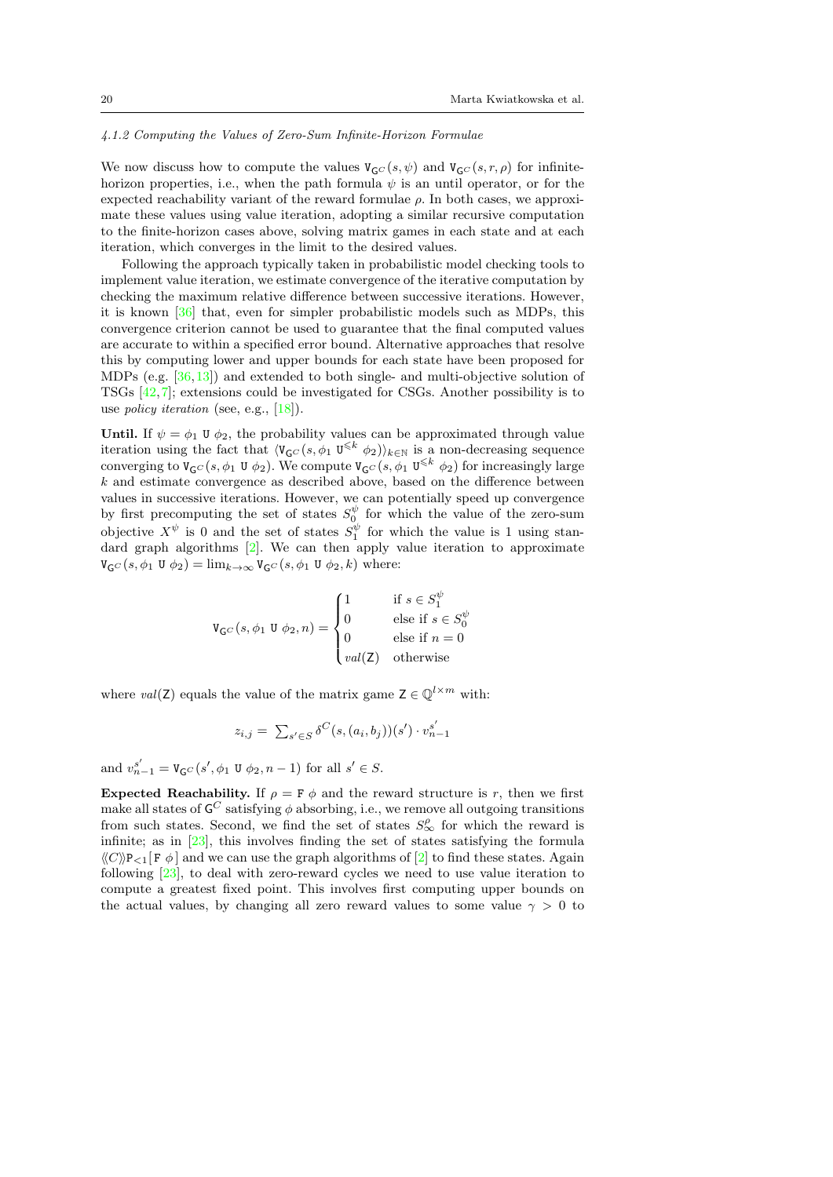#### 4.1.2 Computing the Values of Zero-Sum Infinite-Horizon Formulae

We now discuss how to compute the values $\mathtt{V}_{\mathsf{G}^C}(s,\psi)$ and $\mathtt{V}_{\mathsf{G}^C}(s,r,\rho)$ for infinite-horizon properties, i.e., when the path formula $\psi$ is an until operator, or for the expected reachability variant of the reward formulae $\rho$. In both cases, we approximate these values using value iteration, adopting a similar recursive computation to the finite-horizon cases above, solving matrix games in each state and at each iteration, which converges in the limit to the desired values.

Following the approach typically taken in probabilistic model checking tools to implement value iteration, we estimate convergence of the iterative computation by checking the maximum relative difference between successive iterations. However, it is known [36] that, even for simpler probabilistic models such as MDPs, this convergence criterion cannot be used to guarantee that the final computed values are accurate to within a specified error bound. Alternative approaches that resolve this by computing lower and upper bounds for each state have been proposed for MDPs (e.g. [36,13]) and extended to both single- and multi-objective solution of TSGs [42,7]; extensions could be investigated for CSGs. Another possibility is to use *policy iteration* (see, e.g., [18]).

**Until.** If $\psi = \phi_1 \ \mathtt{U}\ \phi_2$, the probability values can be approximated through value iteration using the fact that $\langle \mathtt{V}_{\mathsf{G}^C}(s,\phi_1 \ \mathtt{U}^{\leqslant k}\ \phi_2)\rangle_{k\in\mathbb{N}}$ is a non-decreasing sequence converging to $\mathtt{V}_{\mathsf{G}^C}(s,\phi_1 \ \mathtt{U}\ \phi_2)$. We compute $\mathtt{V}_{\mathsf{G}^C}(s,\phi_1 \ \mathtt{U}^{\leqslant k}\ \phi_2)$ for increasingly large $k$ and estimate convergence as described above, based on the difference between values in successive iterations. However, we can potentially speed up convergence by first precomputing the set of states $S_0^\psi$ for which the value of the zero-sum objective $X^\psi$ is 0 and the set of states $S_1^\psi$ for which the value is 1 using standard graph algorithms [2]. We can then apply value iteration to approximate $\mathtt{V}_{\mathsf{G}^C}(s,\phi_1 \ \mathtt{U}\ \phi_2) = \lim_{k\to\infty} \mathtt{V}_{\mathsf{G}^C}(s,\phi_1 \ \mathtt{U}\ \phi_2, k)$ where:

$$
\mathtt{V}_{\mathsf{G}^C}(s,\phi_1 \ \mathtt{U}\ \phi_2, n) = \begin{cases} 1 & \text{if } s \in S_1^\psi \\ 0 & \text{else if } s \in S_0^\psi \\ 0 & \text{else if } n = 0 \\ val(\mathsf{Z}) & \text{otherwise} \end{cases}
$$

where $val(\mathsf{Z})$ equals the value of the matrix game $\mathsf{Z} \in \mathbb{Q}^{l\times m}$ with:

$$
z_{i,j} = \textstyle\sum_{s'\in S} \delta^C(s,(a_i,b_j))(s') \cdot v_{n-1}^{s'}
$$

and $v_{n-1}^{s'} = \mathtt{V}_{\mathsf{G}^C}(s',\phi_1 \ \mathtt{U}\ \phi_2, n-1)$ for all $s' \in S$.

**Expected Reachability.** If $\rho = \mathtt{F}\ \phi$ and the reward structure is $r$, then we first make all states of $\mathsf{G}^C$ satisfying $\phi$ absorbing, i.e., we remove all outgoing transitions from such states. Second, we find the set of states $S_\infty^\rho$ for which the reward is infinite; as in [23], this involves finding the set of states satisfying the formula $\langle\!\langle C\rangle\!\rangle \mathtt{P}_{<1}[\,\mathtt{F}\ \phi\,]$ and we can use the graph algorithms of [2] to find these states. Again following [23], to deal with zero-reward cycles we need to use value iteration to compute a greatest fixed point. This involves first computing upper bounds on the actual values, by changing all zero reward values to some value $\gamma > 0$ to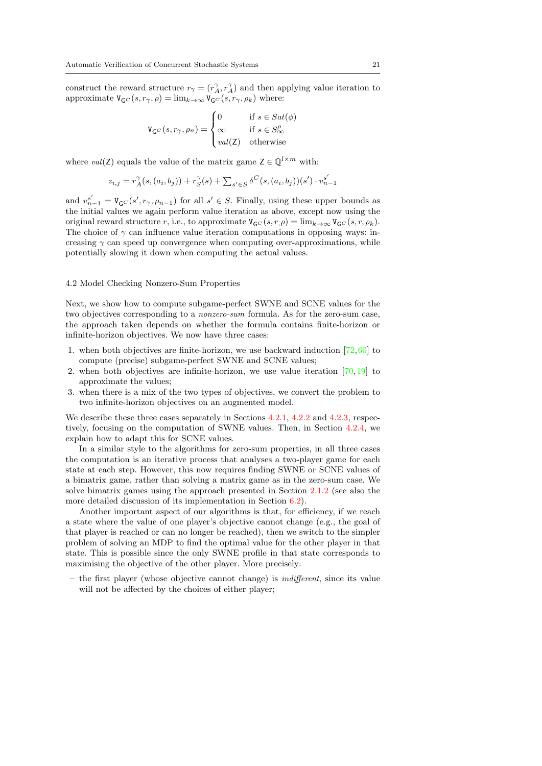construct the reward structure $r_\gamma = (r_A^\gamma, r_A^\gamma)$ and then applying value iteration to approximate $\mathtt{V}_{\mathsf{G}^C}(s, r_\gamma, \rho) = \lim_{k\to\infty} \mathtt{V}_{\mathsf{G}^C}(s, r_\gamma, \rho_k)$ where:

$$\mathtt{V}_{\mathsf{G}^C}(s, r_\gamma, \rho_n) = \begin{cases} 0 & \text{if } s \in Sat(\phi) \\ \infty & \text{if } s \in S_\infty^\rho \\ val(\mathsf{Z}) & \text{otherwise} \end{cases}$$

where $val(\mathsf{Z})$ equals the value of the matrix game $\mathsf{Z} \in \mathbb{Q}^{l\times m}$ with:

$$z_{i,j} = r_A^\gamma(s,(a_i,b_j)) + r_S^\gamma(s) + \sum_{s'\in S} \delta^C(s,(a_i,b_j))(s') \cdot v_{n-1}^{s'}$$

and $v_{n-1}^{s'} = \mathtt{V}_{\mathsf{G}^C}(s', r_\gamma, \rho_{n-1})$ for all $s' \in S$. Finally, using these upper bounds as the initial values we again perform value iteration as above, except now using the original reward structure $r$, i.e., to approximate $\mathtt{V}_{\mathsf{G}^C}(s, r, \rho) = \lim_{k\to\infty} \mathtt{V}_{\mathsf{G}^C}(s, r, \rho_k)$. The choice of $\gamma$ can influence value iteration computations in opposing ways: increasing $\gamma$ can speed up convergence when computing over-approximations, while potentially slowing it down when computing the actual values.

### 4.2 Model Checking Nonzero-Sum Properties

Next, we show how to compute subgame-perfect SWNE and SCNE values for the two objectives corresponding to a *nonzero-sum* formula. As for the zero-sum case, the approach taken depends on whether the formula contains finite-horizon or infinite-horizon objectives. We now have three cases:

1. when both objectives are finite-horizon, we use backward induction [72,60] to compute (precise) subgame-perfect SWNE and SCNE values;
2. when both objectives are infinite-horizon, we use value iteration [70,19] to approximate the values;
3. when there is a mix of the two types of objectives, we convert the problem to two infinite-horizon objectives on an augmented model.

We describe these three cases separately in Sections 4.2.1, 4.2.2 and 4.2.3, respectively, focusing on the computation of SWNE values. Then, in Section 4.2.4, we explain how to adapt this for SCNE values.

In a similar style to the algorithms for zero-sum properties, in all three cases the computation is an iterative process that analyses a two-player game for each state at each step. However, this now requires finding SWNE or SCNE values of a bimatrix game, rather than solving a matrix game as in the zero-sum case. We solve bimatrix games using the approach presented in Section 2.1.2 (see also the more detailed discussion of its implementation in Section 6.2).

Another important aspect of our algorithms is that, for efficiency, if we reach a state where the value of one player's objective cannot change (e.g., the goal of that player is reached or can no longer be reached), then we switch to the simpler problem of solving an MDP to find the optimal value for the other player in that state. This is possible since the only SWNE profile in that state corresponds to maximising the objective of the other player. More precisely:

– the first player (whose objective cannot change) is *indifferent*, since its value will not be affected by the choices of either player;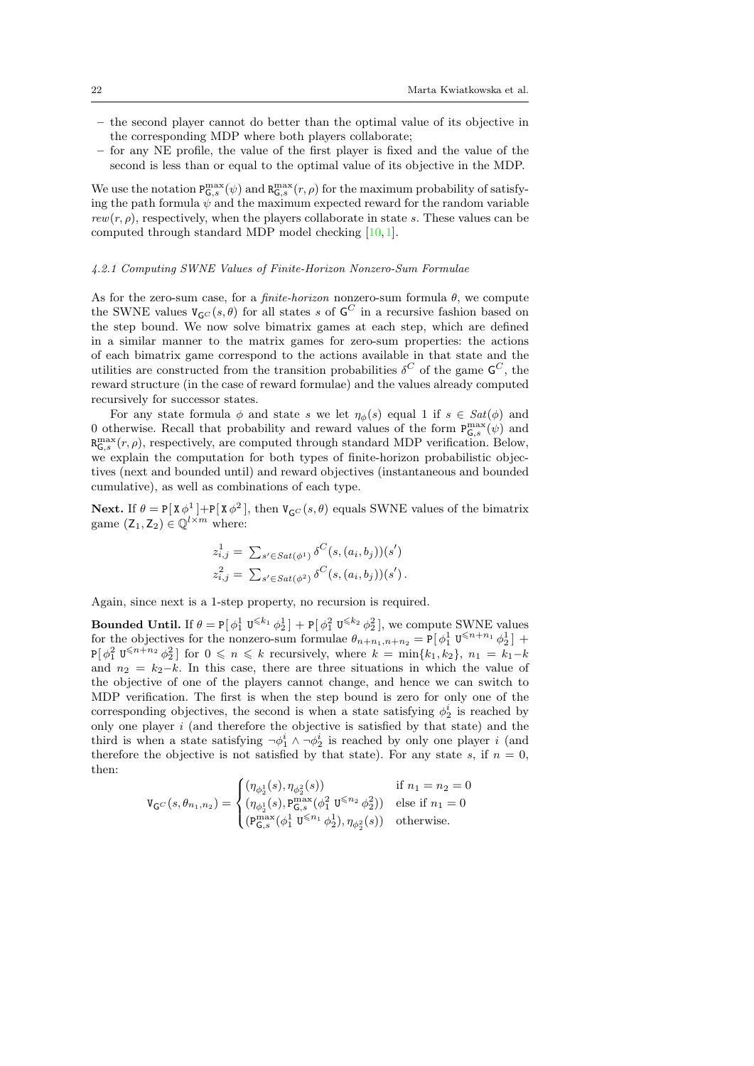- the second player cannot do better than the optimal value of its objective in the corresponding MDP where both players collaborate;
- for any NE profile, the value of the first player is fixed and the value of the second is less than or equal to the optimal value of its objective in the MDP.

We use the notation $\mathtt{P}^{\max}_{\mathsf{G},s}(\psi)$ and $\mathtt{R}^{\max}_{\mathsf{G},s}(r,\rho)$ for the maximum probability of satisfying the path formula $\psi$ and the maximum expected reward for the random variable $rew(r,\rho)$, respectively, when the players collaborate in state $s$. These values can be computed through standard MDP model checking [10, 1].

#### 4.2.1 Computing SWNE Values of Finite-Horizon Nonzero-Sum Formulae

As for the zero-sum case, for a *finite-horizon* nonzero-sum formula $\theta$, we compute the SWNE values $\mathtt{V}_{\mathsf{G}^C}(s,\theta)$ for all states $s$ of $\mathsf{G}^C$ in a recursive fashion based on the step bound. We now solve bimatrix games at each step, which are defined in a similar manner to the matrix games for zero-sum properties: the actions of each bimatrix game correspond to the actions available in that state and the utilities are constructed from the transition probabilities $\delta^C$ of the game $\mathsf{G}^C$, the reward structure (in the case of reward formulae) and the values already computed recursively for successor states.

For any state formula $\phi$ and state $s$ we let $\eta_\phi(s)$ equal 1 if $s \in Sat(\phi)$ and 0 otherwise. Recall that probability and reward values of the form $\mathtt{P}^{\max}_{\mathsf{G},s}(\psi)$ and $\mathtt{R}^{\max}_{\mathsf{G},s}(r,\rho)$, respectively, are computed through standard MDP verification. Below, we explain the computation for both types of finite-horizon probabilistic objectives (next and bounded until) and reward objectives (instantaneous and bounded cumulative), as well as combinations of each type.

**Next.** If $\theta = \mathtt{P}[\,\mathtt{X}\,\phi^1\,]+\mathtt{P}[\,\mathtt{X}\,\phi^2\,]$, then $\mathtt{V}_{\mathsf{G}^C}(s,\theta)$ equals SWNE values of the bimatrix game $(\mathsf{Z}_1,\mathsf{Z}_2) \in \mathbb{Q}^{l \times m}$ where:

$$
\begin{aligned}
z^1_{i,j} &= \textstyle\sum_{s' \in Sat(\phi^1)} \delta^C(s,(a_i,b_j))(s') \\
z^2_{i,j} &= \textstyle\sum_{s' \in Sat(\phi^2)} \delta^C(s,(a_i,b_j))(s') \,.
\end{aligned}
$$

Again, since next is a 1-step property, no recursion is required.

**Bounded Until.** If $\theta = \mathtt{P}[\,\phi^1_1 \ \mathtt{U}^{\leqslant k_1}\,\phi^1_2\,] + \mathtt{P}[\,\phi^2_1 \ \mathtt{U}^{\leqslant k_2}\,\phi^2_2\,]$, we compute SWNE values for the objectives for the nonzero-sum formulae $\theta_{n+n_1,n+n_2} = \mathtt{P}[\,\phi^1_1 \ \mathtt{U}^{\leqslant n+n_1}\,\phi^1_2\,] + \mathtt{P}[\,\phi^2_1 \ \mathtt{U}^{\leqslant n+n_2}\,\phi^2_2\,]$ for $0 \leqslant n \leqslant k$ recursively, where $k = \min\{k_1,k_2\}$, $n_1 = k_1-k$ and $n_2 = k_2-k$. In this case, there are three situations in which the value of the objective of one of the players cannot change, and hence we can switch to MDP verification. The first is when the step bound is zero for only one of the corresponding objectives, the second is when a state satisfying $\phi^i_2$ is reached by only one player $i$ (and therefore the objective is satisfied by that state) and the third is when a state satisfying $\neg\phi^i_1 \wedge \neg\phi^i_2$ is reached by only one player $i$ (and therefore the objective is not satisfied by that state). For any state $s$, if $n = 0$, then:

$$
\mathtt{V}_{\mathsf{G}^C}(s,\theta_{n_1,n_2}) = \begin{cases} (\eta_{\phi^1_2}(s), \eta_{\phi^2_2}(s)) & \text{if } n_1 = n_2 = 0 \\ (\eta_{\phi^1_2}(s), \mathtt{P}^{\max}_{\mathsf{G},s}(\phi^2_1 \ \mathtt{U}^{\leqslant n_2}\,\phi^2_2)) & \text{else if } n_1 = 0 \\ (\mathtt{P}^{\max}_{\mathsf{G},s}(\phi^1_1 \ \mathtt{U}^{\leqslant n_1}\,\phi^1_2), \eta_{\phi^2_2}(s)) & \text{otherwise.} \end{cases}
$$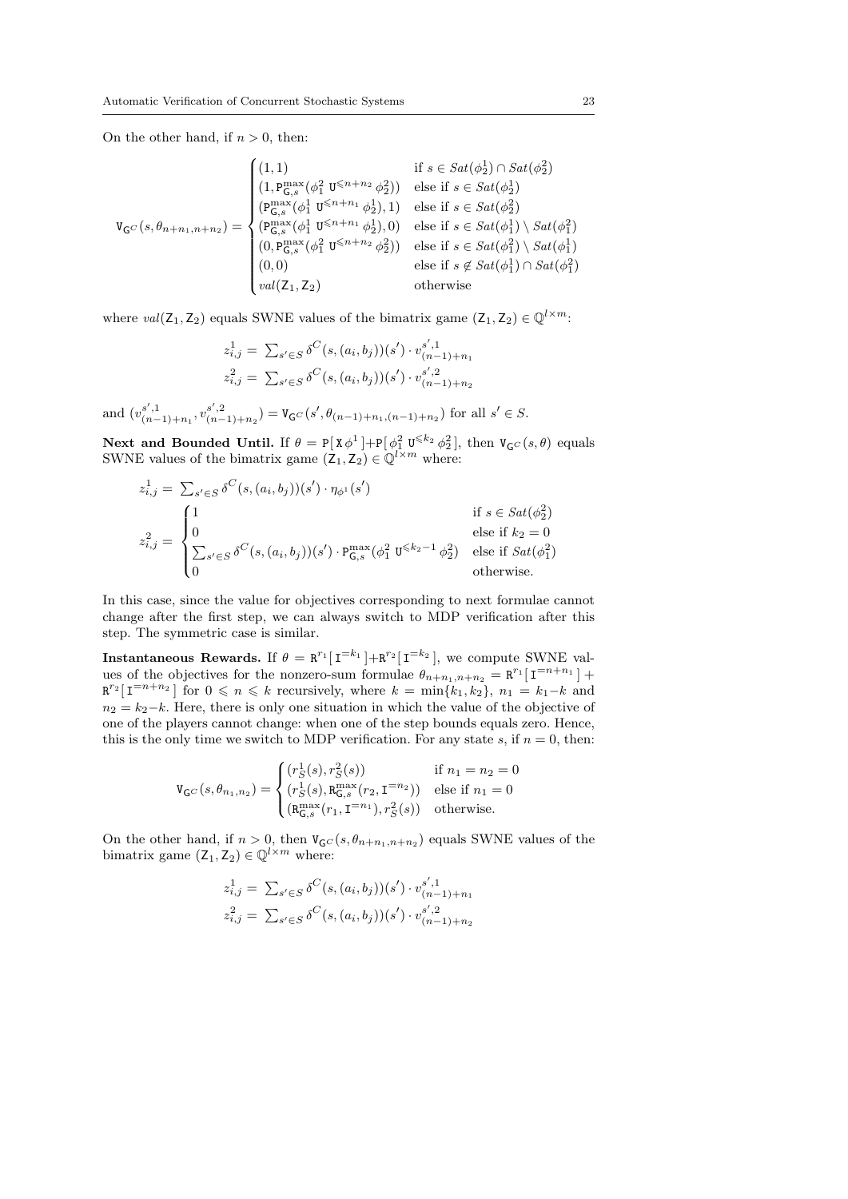On the other hand, if $n > 0$, then:

$$
\mathtt{V}_{\mathsf{G}^C}(s, \theta_{n+n_1,n+n_2}) = \begin{cases}
(1,1) & \text{if } s \in Sat(\phi_2^1) \cap Sat(\phi_2^2) \\
(1, \mathtt{P}^{\max}_{\mathsf{G},s}(\phi_1^2 \ \mathtt{U}^{\leqslant n+n_2} \ \phi_2^2)) & \text{else if } s \in Sat(\phi_2^1) \\
(\mathtt{P}^{\max}_{\mathsf{G},s}(\phi_1^1 \ \mathtt{U}^{\leqslant n+n_1} \ \phi_2^1), 1) & \text{else if } s \in Sat(\phi_2^2) \\
(\mathtt{P}^{\max}_{\mathsf{G},s}(\phi_1^1 \ \mathtt{U}^{\leqslant n+n_1} \ \phi_2^1), 0) & \text{else if } s \in Sat(\phi_1^1) \setminus Sat(\phi_1^2) \\
(0, \mathtt{P}^{\max}_{\mathsf{G},s}(\phi_1^2 \ \mathtt{U}^{\leqslant n+n_2} \ \phi_2^2)) & \text{else if } s \in Sat(\phi_1^2) \setminus Sat(\phi_1^1) \\
(0,0) & \text{else if } s \not\in Sat(\phi_1^1) \cap Sat(\phi_1^2) \\
val(\mathsf{Z}_1, \mathsf{Z}_2) & \text{otherwise}
\end{cases}
$$

where $val(\mathsf{Z}_1, \mathsf{Z}_2)$ equals SWNE values of the bimatrix game $(\mathsf{Z}_1, \mathsf{Z}_2) \in \mathbb{Q}^{l \times m}$:

$$
\begin{aligned}
z_{i,j}^1 &= \textstyle\sum_{s' \in S} \delta^C(s, (a_i, b_j))(s') \cdot v^{s',1}_{(n-1)+n_1} \\
z_{i,j}^2 &= \textstyle\sum_{s' \in S} \delta^C(s, (a_i, b_j))(s') \cdot v^{s',2}_{(n-1)+n_2}
\end{aligned}
$$

and $(v^{s',1}_{(n-1)+n_1}, v^{s',2}_{(n-1)+n_2}) = \mathtt{V}_{\mathsf{G}^C}(s', \theta_{(n-1)+n_1,(n-1)+n_2})$ for all $s' \in S$.

**Next and Bounded Until.** If $\theta = \mathtt{P}[\,\mathtt{X}\,\phi^1\,] + \mathtt{P}[\,\phi_1^2 \ \mathtt{U}^{\leqslant k_2} \ \phi_2^2\,]$, then $\mathtt{V}_{\mathsf{G}^C}(s, \theta)$ equals SWNE values of the bimatrix game $(\mathsf{Z}_1, \mathsf{Z}_2) \in \mathbb{Q}^{l \times m}$ where:

$$
\begin{aligned}
z_{i,j}^1 &= \textstyle\sum_{s' \in S} \delta^C(s, (a_i, b_j))(s') \cdot \eta_{\phi^1}(s') \\
z_{i,j}^2 &= \begin{cases}
1 & \text{if } s \in Sat(\phi_2^2) \\
0 & \text{else if } k_2 = 0 \\
\sum_{s' \in S} \delta^C(s, (a_i, b_j))(s') \cdot \mathtt{P}^{\max}_{\mathsf{G},s}(\phi_1^2 \ \mathtt{U}^{\leqslant k_2 - 1} \ \phi_2^2) & \text{else if } Sat(\phi_1^2) \\
0 & \text{otherwise.}
\end{cases}
\end{aligned}
$$

In this case, since the value for objectives corresponding to next formulae cannot change after the first step, we can always switch to MDP verification after this step. The symmetric case is similar.

**Instantaneous Rewards.** If $\theta = \mathtt{R}^{r_1}[\,\mathtt{I}^{=k_1}\,] + \mathtt{R}^{r_2}[\,\mathtt{I}^{=k_2}\,]$, we compute SWNE values of the objectives for the nonzero-sum formulae $\theta_{n+n_1,n+n_2} = \mathtt{R}^{r_1}[\,\mathtt{I}^{=n+n_1}\,] + \mathtt{R}^{r_2}[\,\mathtt{I}^{=n+n_2}\,]$ for $0 \leqslant n \leqslant k$ recursively, where $k = \min\{k_1, k_2\}$, $n_1 = k_1 - k$ and $n_2 = k_2 - k$. Here, there is only one situation in which the value of the objective of one of the players cannot change: when one of the step bounds equals zero. Hence, this is the only time we switch to MDP verification. For any state $s$, if $n = 0$, then:

$$
\mathtt{V}_{\mathsf{G}^C}(s, \theta_{n_1,n_2}) = \begin{cases}
(r_S^1(s), r_S^2(s)) & \text{if } n_1 = n_2 = 0 \\
(r_S^1(s), \mathtt{R}^{\max}_{\mathsf{G},s}(r_2, \mathtt{I}^{=n_2})) & \text{else if } n_1 = 0 \\
(\mathtt{R}^{\max}_{\mathsf{G},s}(r_1, \mathtt{I}^{=n_1}), r_S^2(s)) & \text{otherwise.}
\end{cases}
$$

On the other hand, if $n > 0$, then $\mathtt{V}_{\mathsf{G}^C}(s, \theta_{n+n_1,n+n_2})$ equals SWNE values of the bimatrix game $(\mathsf{Z}_1, \mathsf{Z}_2) \in \mathbb{Q}^{l \times m}$ where:

$$
\begin{aligned}
z_{i,j}^1 &= \textstyle\sum_{s' \in S} \delta^C(s, (a_i, b_j))(s') \cdot v^{s',1}_{(n-1)+n_1} \\
z_{i,j}^2 &= \textstyle\sum_{s' \in S} \delta^C(s, (a_i, b_j))(s') \cdot v^{s',2}_{(n-1)+n_2}
\end{aligned}
$$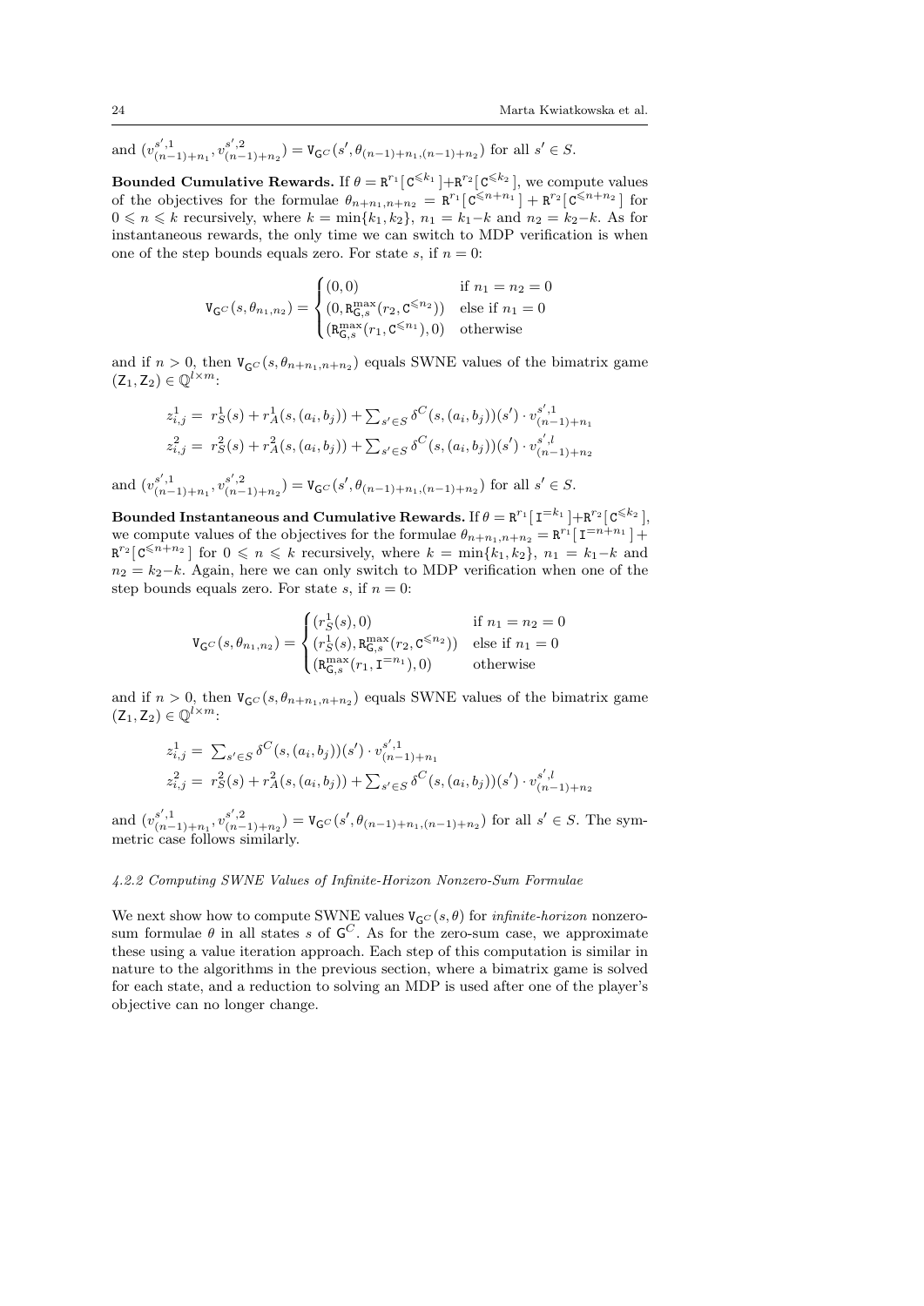and $(v^{s',1}_{(n-1)+n_1}, v^{s',2}_{(n-1)+n_2}) = \mathtt{V}_{\mathsf{G}^C}(s', \theta_{(n-1)+n_1,(n-1)+n_2})$ for all $s' \in S$.

**Bounded Cumulative Rewards.** If $\theta = \mathtt{R}^{r_1}[\,\mathtt{C}^{\leqslant k_1}\,]+\mathtt{R}^{r_2}[\,\mathtt{C}^{\leqslant k_2}\,]$, we compute values of the objectives for the formulae $\theta_{n+n_1,n+n_2} = \mathtt{R}^{r_1}[\,\mathtt{C}^{\leqslant n+n_1}\,] + \mathtt{R}^{r_2}[\,\mathtt{C}^{\leqslant n+n_2}\,]$ for $0 \leqslant n \leqslant k$ recursively, where $k = \min\{k_1, k_2\}$, $n_1 = k_1 - k$ and $n_2 = k_2 - k$. As for instantaneous rewards, the only time we can switch to MDP verification is when one of the step bounds equals zero. For state $s$, if $n = 0$:

$$\mathtt{V}_{\mathsf{G}^C}(s, \theta_{n_1,n_2}) = \begin{cases} (0,0) & \text{if } n_1 = n_2 = 0 \\ (0, \mathtt{R}^{\max}_{\mathsf{G},s}(r_2, \mathtt{C}^{\leqslant n_2})) & \text{else if } n_1 = 0 \\ (\mathtt{R}^{\max}_{\mathsf{G},s}(r_1, \mathtt{C}^{\leqslant n_1}), 0) & \text{otherwise} \end{cases}$$

and if $n > 0$, then $\mathtt{V}_{\mathsf{G}^C}(s, \theta_{n+n_1,n+n_2})$ equals SWNE values of the bimatrix game $(\mathsf{Z}_1, \mathsf{Z}_2) \in \mathbb{Q}^{l \times m}$:

$$\begin{aligned} z^1_{i,j} &= r^1_S(s) + r^1_A(s,(a_i,b_j)) + \textstyle\sum_{s' \in S} \delta^C(s,(a_i,b_j))(s') \cdot v^{s',1}_{(n-1)+n_1} \\ z^2_{i,j} &= r^2_S(s) + r^2_A(s,(a_i,b_j)) + \textstyle\sum_{s' \in S} \delta^C(s,(a_i,b_j))(s') \cdot v^{s',1}_{(n-1)+n_2} \end{aligned}$$

and $(v^{s',1}_{(n-1)+n_1}, v^{s',2}_{(n-1)+n_2}) = \mathtt{V}_{\mathsf{G}^C}(s', \theta_{(n-1)+n_1,(n-1)+n_2})$ for all $s' \in S$.

**Bounded Instantaneous and Cumulative Rewards.** If $\theta = \mathtt{R}^{r_1}[\,\mathtt{I}^{=k_1}\,]+\mathtt{R}^{r_2}[\,\mathtt{C}^{\leqslant k_2}\,]$, we compute values of the objectives for the formulae $\theta_{n+n_1,n+n_2} = \mathtt{R}^{r_1}[\,\mathtt{I}^{=n+n_1}\,] + \mathtt{R}^{r_2}[\,\mathtt{C}^{\leqslant n+n_2}\,]$ for $0 \leqslant n \leqslant k$ recursively, where $k = \min\{k_1, k_2\}$, $n_1 = k_1 - k$ and $n_2 = k_2 - k$. Again, here we can only switch to MDP verification when one of the step bounds equals zero. For state $s$, if $n = 0$:

$$\mathtt{V}_{\mathsf{G}^C}(s, \theta_{n_1,n_2}) = \begin{cases} (r^1_S(s), 0) & \text{if } n_1 = n_2 = 0 \\ (r^1_S(s), \mathtt{R}^{\max}_{\mathsf{G},s}(r_2, \mathtt{C}^{\leqslant n_2})) & \text{else if } n_1 = 0 \\ (\mathtt{R}^{\max}_{\mathsf{G},s}(r_1, \mathtt{I}^{=n_1}), 0) & \text{otherwise} \end{cases}$$

and if $n > 0$, then $\mathtt{V}_{\mathsf{G}^C}(s, \theta_{n+n_1,n+n_2})$ equals SWNE values of the bimatrix game $(\mathsf{Z}_1, \mathsf{Z}_2) \in \mathbb{Q}^{l \times m}$:

$$\begin{aligned} z^1_{i,j} &= \textstyle\sum_{s' \in S} \delta^C(s,(a_i,b_j))(s') \cdot v^{s',1}_{(n-1)+n_1} \\ z^2_{i,j} &= r^2_S(s) + r^2_A(s,(a_i,b_j)) + \textstyle\sum_{s' \in S} \delta^C(s,(a_i,b_j))(s') \cdot v^{s',l}_{(n-1)+n_2} \end{aligned}$$

and $(v^{s',1}_{(n-1)+n_1}, v^{s',2}_{(n-1)+n_2}) = \mathtt{V}_{\mathsf{G}^C}(s', \theta_{(n-1)+n_1,(n-1)+n_2})$ for all $s' \in S$. The symmetric case follows similarly.

#### *4.2.2 Computing SWNE Values of Infinite-Horizon Nonzero-Sum Formulae*

We next show how to compute SWNE values $\mathtt{V}_{\mathsf{G}^C}(s, \theta)$ for *infinite-horizon* nonzero-sum formulae $\theta$ in all states $s$ of $\mathsf{G}^C$. As for the zero-sum case, we approximate these using a value iteration approach. Each step of this computation is similar in nature to the algorithms in the previous section, where a bimatrix game is solved for each state, and a reduction to solving an MDP is used after one of the player's objective can no longer change.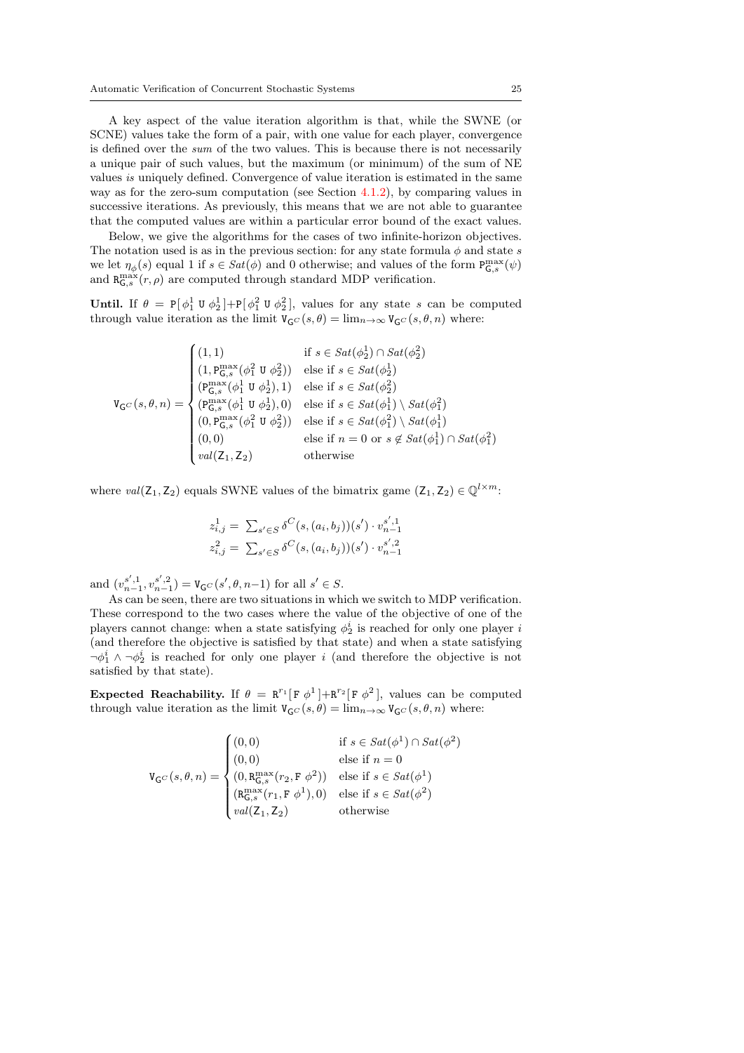A key aspect of the value iteration algorithm is that, while the SWNE (or SCNE) values take the form of a pair, with one value for each player, convergence is defined over the *sum* of the two values. This is because there is not necessarily a unique pair of such values, but the maximum (or minimum) of the sum of NE values *is* uniquely defined. Convergence of value iteration is estimated in the same way as for the zero-sum computation (see Section 4.1.2), by comparing values in successive iterations. As previously, this means that we are not able to guarantee that the computed values are within a particular error bound of the exact values.

Below, we give the algorithms for the cases of two infinite-horizon objectives. The notation used is as in the previous section: for any state formula $\phi$ and state $s$ we let $\eta_\phi(s)$ equal 1 if $s \in Sat(\phi)$ and 0 otherwise; and values of the form $\mathtt{P}^{\max}_{\mathsf{G},s}(\psi)$ and $\mathtt{R}^{\max}_{\mathsf{G},s}(r,\rho)$ are computed through standard MDP verification.

**Until.** If $\theta = \mathtt{P}[\,\phi_1^1 \ \mathtt{U}\ \phi_2^1\,]+\mathtt{P}[\,\phi_1^2 \ \mathtt{U}\ \phi_2^2\,]$, values for any state $s$ can be computed through value iteration as the limit $\mathtt{V}_{\mathsf{G}^C}(s,\theta) = \lim_{n\to\infty} \mathtt{V}_{\mathsf{G}^C}(s,\theta,n)$ where:

$$
\mathtt{V}_{\mathsf{G}^C}(s,\theta,n) = \begin{cases}
(1,1) & \text{if } s \in Sat(\phi_2^1) \cap Sat(\phi_2^2) \\
(1, \mathtt{P}^{\max}_{\mathsf{G},s}(\phi_1^2 \ \mathtt{U}\ \phi_2^2)) & \text{else if } s \in Sat(\phi_2^1) \\
(\mathtt{P}^{\max}_{\mathsf{G},s}(\phi_1^1 \ \mathtt{U}\ \phi_2^1), 1) & \text{else if } s \in Sat(\phi_2^2) \\
(\mathtt{P}^{\max}_{\mathsf{G},s}(\phi_1^1 \ \mathtt{U}\ \phi_2^1), 0) & \text{else if } s \in Sat(\phi_1^1) \setminus Sat(\phi_1^2) \\
(0, \mathtt{P}^{\max}_{\mathsf{G},s}(\phi_1^2 \ \mathtt{U}\ \phi_2^2)) & \text{else if } s \in Sat(\phi_1^2) \setminus Sat(\phi_1^1) \\
(0,0) & \text{else if } n=0 \text{ or } s \not\in Sat(\phi_1^1) \cap Sat(\phi_1^2) \\
val(\mathsf{Z}_1,\mathsf{Z}_2) & \text{otherwise}
\end{cases}
$$

where $val(\mathsf{Z}_1,\mathsf{Z}_2)$ equals SWNE values of the bimatrix game $(\mathsf{Z}_1,\mathsf{Z}_2) \in \mathbb{Q}^{l\times m}$:

$$
\begin{aligned}
z^1_{i,j} &= \textstyle\sum_{s'\in S} \delta^C(s,(a_i,b_j))(s') \cdot v^{s',1}_{n-1} \\
z^2_{i,j} &= \textstyle\sum_{s'\in S} \delta^C(s,(a_i,b_j))(s') \cdot v^{s',2}_{n-1}
\end{aligned}
$$

and $(v^{s',1}_{n-1}, v^{s',2}_{n-1}) = \mathtt{V}_{\mathsf{G}^C}(s',\theta,n{-}1)$ for all $s' \in S$.

As can be seen, there are two situations in which we switch to MDP verification. These correspond to the two cases where the value of the objective of one of the players cannot change: when a state satisfying $\phi_2^i$ is reached for only one player $i$ (and therefore the objective is satisfied by that state) and when a state satisfying $\neg\phi_1^i \wedge \neg\phi_2^i$ is reached for only one player $i$ (and therefore the objective is not satisfied by that state).

**Expected Reachability.** If $\theta = \mathtt{R}^{r_1}[\,\mathtt{F}\ \phi^1\,]+\mathtt{R}^{r_2}[\,\mathtt{F}\ \phi^2\,]$, values can be computed through value iteration as the limit $\mathtt{V}_{\mathsf{G}^C}(s,\theta) = \lim_{n\to\infty} \mathtt{V}_{\mathsf{G}^C}(s,\theta,n)$ where:

$$
\mathtt{V}_{\mathsf{G}^C}(s,\theta,n) = \begin{cases}
(0,0) & \text{if } s \in Sat(\phi^1) \cap Sat(\phi^2) \\
(0,0) & \text{else if } n=0 \\
(0, \mathtt{R}^{\max}_{\mathsf{G},s}(r_2, \mathtt{F}\ \phi^2)) & \text{else if } s \in Sat(\phi^1) \\
(\mathtt{R}^{\max}_{\mathsf{G},s}(r_1, \mathtt{F}\ \phi^1), 0) & \text{else if } s \in Sat(\phi^2) \\
val(\mathsf{Z}_1,\mathsf{Z}_2) & \text{otherwise}
\end{cases}
$$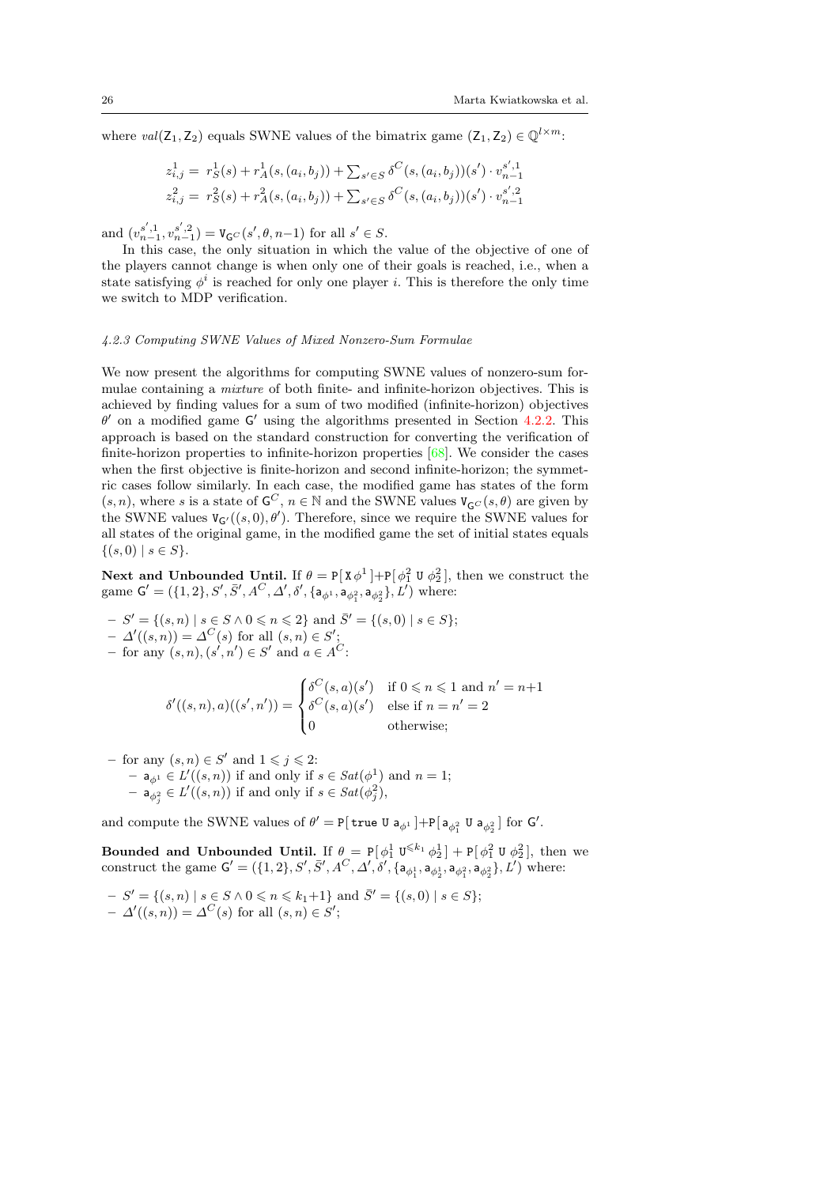where $val(\mathsf{Z}_1, \mathsf{Z}_2)$ equals SWNE values of the bimatrix game $(\mathsf{Z}_1, \mathsf{Z}_2) \in \mathbb{Q}^{l \times m}$:

$$
\begin{aligned}
z^1_{i,j} &= \; r^1_S(s) + r^1_A(s,(a_i,b_j)) + \textstyle\sum_{s' \in S} \delta^C(s,(a_i,b_j))(s') \cdot v^{s',1}_{n-1} \\
z^2_{i,j} &= \; r^2_S(s) + r^2_A(s,(a_i,b_j)) + \textstyle\sum_{s' \in S} \delta^C(s,(a_i,b_j))(s') \cdot v^{s',2}_{n-1}
\end{aligned}
$$

and $(v^{s',1}_{n-1}, v^{s',2}_{n-1}) = \mathtt{V}_{\mathsf{G}^C}(s', \theta, n{-}1)$ for all $s' \in S$.

In this case, the only situation in which the value of the objective of one of the players cannot change is when only one of their goals is reached, i.e., when a state satisfying $\phi^i$ is reached for only one player $i$. This is therefore the only time we switch to MDP verification.

#### *4.2.3 Computing SWNE Values of Mixed Nonzero-Sum Formulae*

We now present the algorithms for computing SWNE values of nonzero-sum formulae containing a *mixture* of both finite- and infinite-horizon objectives. This is achieved by finding values for a sum of two modified (infinite-horizon) objectives $\theta'$ on a modified game $\mathsf{G}'$ using the algorithms presented in Section 4.2.2. This approach is based on the standard construction for converting the verification of finite-horizon properties to infinite-horizon properties [68]. We consider the cases when the first objective is finite-horizon and second infinite-horizon; the symmetric cases follow similarly. In each case, the modified game has states of the form $(s, n)$, where $s$ is a state of $\mathsf{G}^C$, $n \in \mathbb{N}$ and the SWNE values $\mathtt{V}_{\mathsf{G}^C}(s, \theta)$ are given by the SWNE values $\mathtt{V}_{\mathsf{G}'}((s, 0), \theta')$. Therefore, since we require the SWNE values for all states of the original game, in the modified game the set of initial states equals $\{(s, 0) \mid s \in S\}$.

**Next and Unbounded Until.** If $\theta = \mathtt{P}[\, \mathtt{X}\, \phi^1\,] + \mathtt{P}[\, \phi^2_1 \;\mathtt{U}\; \phi^2_2\,]$, then we construct the game $\mathsf{G}' = (\{1,2\}, S', \bar{S}', A^C, \Delta', \delta', \{\mathsf{a}_{\phi^1}, \mathsf{a}_{\phi^2_1}, \mathsf{a}_{\phi^2_2}\}, L')$ where:

- $S' = \{(s,n) \mid s \in S \wedge 0 \leqslant n \leqslant 2\}$ and $\bar{S}' = \{(s,0) \mid s \in S\}$;
- $\Delta'((s,n)) = \Delta^C(s)$ for all $(s,n) \in S'$;
- for any $(s,n), (s',n') \in S'$ and $a \in A^C$:

$$
\delta'((s,n),a)((s',n')) = \begin{cases} \delta^C(s,a)(s') & \text{if } 0 \leqslant n \leqslant 1 \text{ and } n' = n{+}1 \\ \delta^C(s,a)(s') & \text{else if } n = n' = 2 \\ 0 & \text{otherwise;} \end{cases}
$$

- for any $(s,n) \in S'$ and $1 \leqslant j \leqslant 2$:
  - $\mathsf{a}_{\phi^1} \in L'((s,n))$ if and only if $s \in Sat(\phi^1)$ and $n = 1$;
  - $\mathsf{a}_{\phi^2_j} \in L'((s,n))$ if and only if $s \in Sat(\phi^2_j)$,

and compute the SWNE values of $\theta' = \mathtt{P}[\, \mathtt{true} \;\mathtt{U}\; \mathsf{a}_{\phi^1}\,] + \mathtt{P}[\, \mathsf{a}_{\phi^2_1} \;\mathtt{U}\; \mathsf{a}_{\phi^2_2}\,]$ for $\mathsf{G}'$.

**Bounded and Unbounded Until.** If $\theta = \mathtt{P}[\, \phi^1_1 \;\mathtt{U}^{\leqslant k_1}\; \phi^1_2\,] + \mathtt{P}[\, \phi^2_1 \;\mathtt{U}\; \phi^2_2\,]$, then we construct the game $\mathsf{G}' = (\{1,2\}, S', \bar{S}', A^C, \Delta', \delta', \{\mathsf{a}_{\phi^1_1}, \mathsf{a}_{\phi^1_2}, \mathsf{a}_{\phi^2_1}, \mathsf{a}_{\phi^2_2}\}, L')$ where:

- $S' = \{(s,n) \mid s \in S \wedge 0 \leqslant n \leqslant k_1{+}1\}$ and $\bar{S}' = \{(s,0) \mid s \in S\}$;
- $\Delta'((s,n)) = \Delta^C(s)$ for all $(s,n) \in S'$;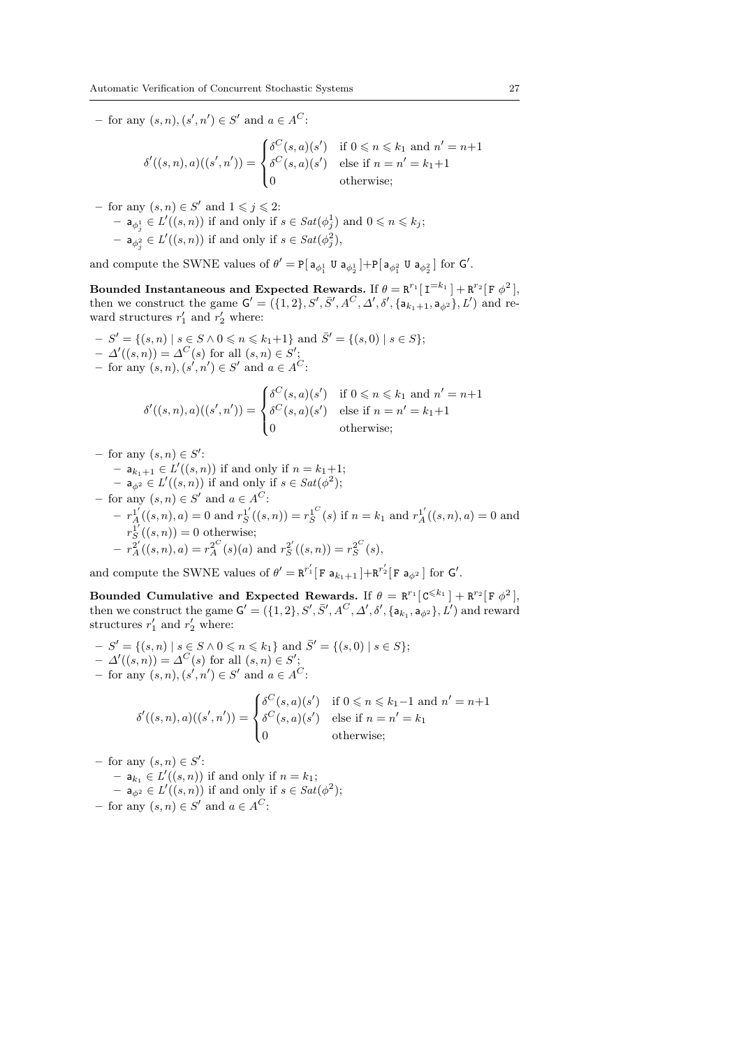– for any $(s,n),(s',n') \in S'$ and $a \in A^C$:

$$\delta'((s,n),a)((s',n')) = \begin{cases} \delta^C(s,a)(s') & \text{if } 0 \leqslant n \leqslant k_1 \text{ and } n' = n{+}1 \\ \delta^C(s,a)(s') & \text{else if } n = n' = k_1{+}1 \\ 0 & \text{otherwise;} \end{cases}$$

– for any $(s,n) \in S'$ and $1 \leqslant j \leqslant 2$:
  – $\mathsf{a}_{\phi_j^1} \in L'((s,n))$ if and only if $s \in Sat(\phi_j^1)$ and $0 \leqslant n \leqslant k_j$;
  – $\mathsf{a}_{\phi_j^2} \in L'((s,n))$ if and only if $s \in Sat(\phi_j^2)$,

and compute the SWNE values of $\theta' = \mathtt{P}[\,\mathsf{a}_{\phi_1^1}\ \mathtt{U}\ \mathsf{a}_{\phi_2^1}\,] + \mathtt{P}[\,\mathsf{a}_{\phi_1^2}\ \mathtt{U}\ \mathsf{a}_{\phi_2^2}\,]$ for $\mathsf{G}'$.

**Bounded Instantaneous and Expected Rewards.** If $\theta = \mathtt{R}^{r_1}[\,\mathtt{I}^{=k_1}\,] + \mathtt{R}^{r_2}[\,\mathtt{F}\ \phi^2\,]$, then we construct the game $\mathsf{G}' = (\{1,2\}, S', \bar{S}', A^C, \Delta', \delta', \{\mathsf{a}_{k_1+1}, \mathsf{a}_{\phi^2}\}, L')$ and reward structures $r_1'$ and $r_2'$ where:

– $S' = \{(s,n) \mid s \in S \wedge 0 \leqslant n \leqslant k_1{+}1\}$ and $\bar{S}' = \{(s,0) \mid s \in S\}$;
– $\Delta'((s,n)) = \Delta^C(s)$ for all $(s,n) \in S'$;
– for any $(s,n),(s',n') \in S'$ and $a \in A^C$:

$$\delta'((s,n),a)((s',n')) = \begin{cases} \delta^C(s,a)(s') & \text{if } 0 \leqslant n \leqslant k_1 \text{ and } n' = n{+}1 \\ \delta^C(s,a)(s') & \text{else if } n = n' = k_1{+}1 \\ 0 & \text{otherwise;} \end{cases}$$

– for any $(s,n) \in S'$:
  – $\mathsf{a}_{k_1+1} \in L'((s,n))$ if and only if $n = k_1{+}1$;
  – $\mathsf{a}_{\phi^2} \in L'((s,n))$ if and only if $s \in Sat(\phi^2)$;
– for any $(s,n) \in S'$ and $a \in A^C$:
  – $r_A^{1'}((s,n),a) = 0$ and $r_S^{1'}((s,n)) = r_S^{1^C}(s)$ if $n = k_1$ and $r_A^{1'}((s,n),a) = 0$ and $r_S^{1'}((s,n)) = 0$ otherwise;
  – $r_A^{2'}((s,n),a) = r_A^{2^C}(s)(a)$ and $r_S^{2'}((s,n)) = r_S^{2^C}(s)$,

and compute the SWNE values of $\theta' = \mathtt{R}^{r_1'}[\,\mathtt{F}\ \mathsf{a}_{k_1+1}\,] + \mathtt{R}^{r_2'}[\,\mathtt{F}\ \mathsf{a}_{\phi^2}\,]$ for $\mathsf{G}'$.

**Bounded Cumulative and Expected Rewards.** If $\theta = \mathtt{R}^{r_1}[\,\mathtt{C}^{\leqslant k_1}\,] + \mathtt{R}^{r_2}[\,\mathtt{F}\ \phi^2\,]$, then we construct the game $\mathsf{G}' = (\{1,2\}, S', \bar{S}', A^C, \Delta', \delta', \{\mathsf{a}_{k_1}, \mathsf{a}_{\phi^2}\}, L')$ and reward structures $r_1'$ and $r_2'$ where:

– $S' = \{(s,n) \mid s \in S \wedge 0 \leqslant n \leqslant k_1\}$ and $\bar{S}' = \{(s,0) \mid s \in S\}$;
– $\Delta'((s,n)) = \Delta^C(s)$ for all $(s,n) \in S'$;
– for any $(s,n),(s',n') \in S'$ and $a \in A^C$:

$$\delta'((s,n),a)((s',n')) = \begin{cases} \delta^C(s,a)(s') & \text{if } 0 \leqslant n \leqslant k_1{-}1 \text{ and } n' = n{+}1 \\ \delta^C(s,a)(s') & \text{else if } n = n' = k_1 \\ 0 & \text{otherwise;} \end{cases}$$

– for any $(s,n) \in S'$:
  – $\mathsf{a}_{k_1} \in L'((s,n))$ if and only if $n = k_1$;
  – $\mathsf{a}_{\phi^2} \in L'((s,n))$ if and only if $s \in Sat(\phi^2)$;
– for any $(s,n) \in S'$ and $a \in A^C$: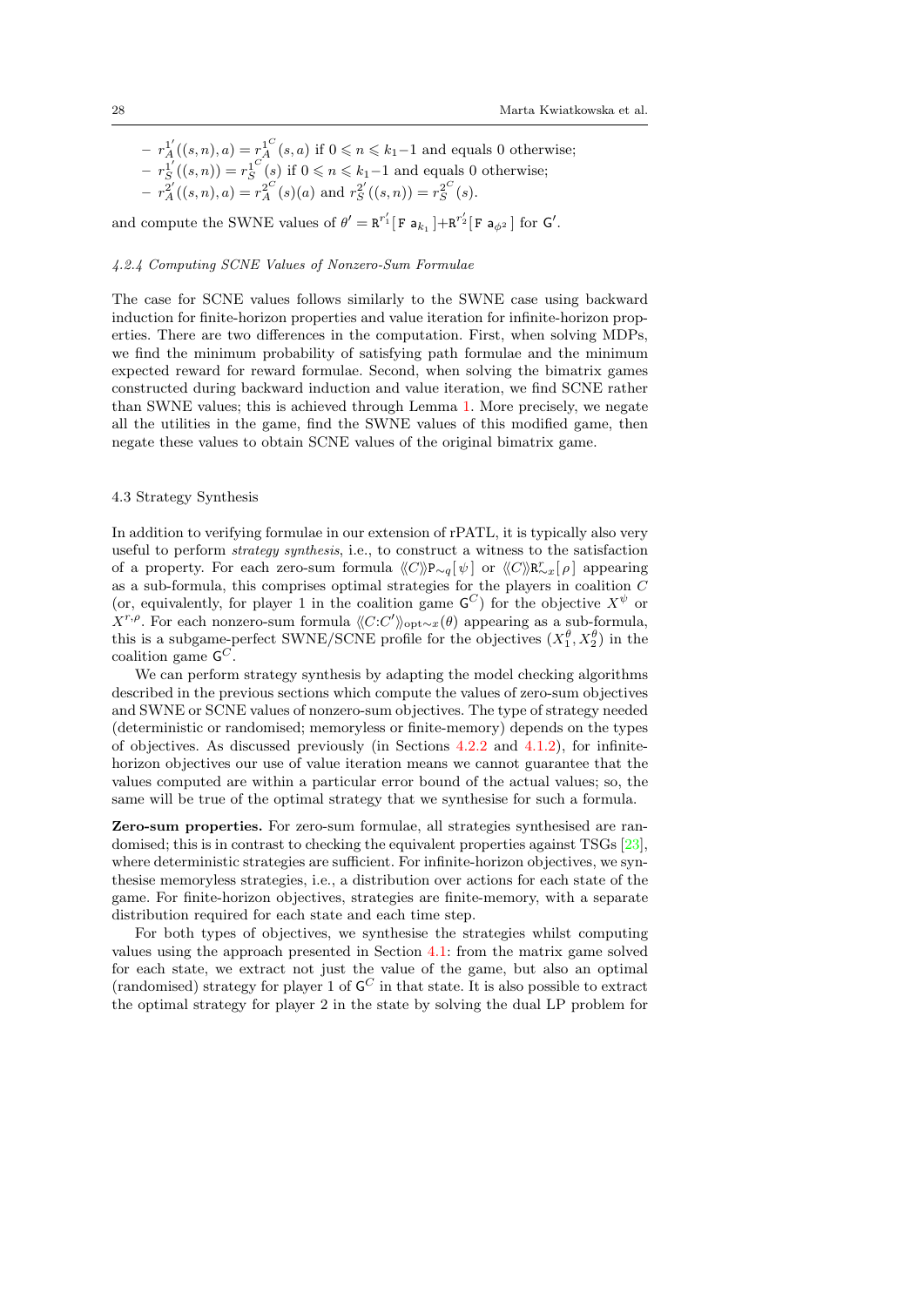- $r_A^{1'}((s,n),a) = r_A^{1^C}(s,a)$ if $0 \leqslant n \leqslant k_1{-}1$ and equals 0 otherwise;
- $r_S^{1'}((s,n)) = r_S^{1^C}(s)$ if $0 \leqslant n \leqslant k_1{-}1$ and equals 0 otherwise;
- $r_A^{2'}((s,n),a) = r_A^{2^C}(s)(a)$ and $r_S^{2'}((s,n)) = r_S^{2^C}(s)$.

and compute the SWNE values of $\theta' = \mathtt{R}^{r_1'}[\,\mathtt{F}\ \mathsf{a}_{k_1}\,]{+}\mathtt{R}^{r_2'}[\,\mathtt{F}\ \mathsf{a}_{\phi^2}\,]$ for $\mathsf{G}'$.

#### 4.2.4 Computing SCNE Values of Nonzero-Sum Formulae

The case for SCNE values follows similarly to the SWNE case using backward induction for finite-horizon properties and value iteration for infinite-horizon properties. There are two differences in the computation. First, when solving MDPs, we find the minimum probability of satisfying path formulae and the minimum expected reward for reward formulae. Second, when solving the bimatrix games constructed during backward induction and value iteration, we find SCNE rather than SWNE values; this is achieved through Lemma 1. More precisely, we negate all the utilities in the game, find the SWNE values of this modified game, then negate these values to obtain SCNE values of the original bimatrix game.

### 4.3 Strategy Synthesis

In addition to verifying formulae in our extension of rPATL, it is typically also very useful to perform *strategy synthesis*, i.e., to construct a witness to the satisfaction of a property. For each zero-sum formula $\langle\!\langle C\rangle\!\rangle\mathtt{P}_{\sim q}[\,\psi\,]$ or $\langle\!\langle C\rangle\!\rangle\mathtt{R}^{r}_{\sim x}[\,\rho\,]$ appearing as a sub-formula, this comprises optimal strategies for the players in coalition $C$ (or, equivalently, for player 1 in the coalition game $\mathsf{G}^C$) for the objective $X^\psi$ or $X^{r,\rho}$. For each nonzero-sum formula $\langle\!\langle C{:}C'\rangle\!\rangle_{\mathrm{opt}\sim x}(\theta)$ appearing as a sub-formula, this is a subgame-perfect SWNE/SCNE profile for the objectives $(X_1^\theta, X_2^\theta)$ in the coalition game $\mathsf{G}^C$.

We can perform strategy synthesis by adapting the model checking algorithms described in the previous sections which compute the values of zero-sum objectives and SWNE or SCNE values of nonzero-sum objectives. The type of strategy needed (deterministic or randomised; memoryless or finite-memory) depends on the types of objectives. As discussed previously (in Sections 4.2.2 and 4.1.2), for infinite-horizon objectives our use of value iteration means we cannot guarantee that the values computed are within a particular error bound of the actual values; so, the same will be true of the optimal strategy that we synthesise for such a formula.

**Zero-sum properties.** For zero-sum formulae, all strategies synthesised are randomised; this is in contrast to checking the equivalent properties against TSGs [23], where deterministic strategies are sufficient. For infinite-horizon objectives, we synthesise memoryless strategies, i.e., a distribution over actions for each state of the game. For finite-horizon objectives, strategies are finite-memory, with a separate distribution required for each state and each time step.

For both types of objectives, we synthesise the strategies whilst computing values using the approach presented in Section 4.1: from the matrix game solved for each state, we extract not just the value of the game, but also an optimal (randomised) strategy for player 1 of $\mathsf{G}^C$ in that state. It is also possible to extract the optimal strategy for player 2 in the state by solving the dual LP problem for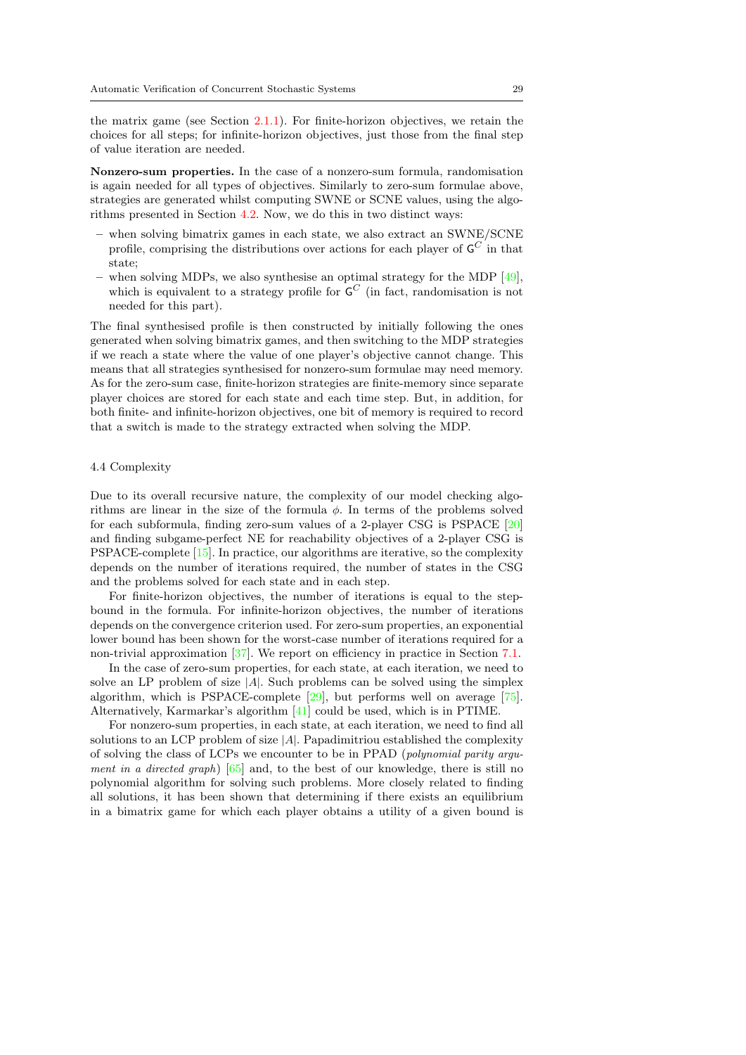the matrix game (see Section 2.1.1). For finite-horizon objectives, we retain the choices for all steps; for infinite-horizon objectives, just those from the final step of value iteration are needed.

**Nonzero-sum properties.** In the case of a nonzero-sum formula, randomisation is again needed for all types of objectives. Similarly to zero-sum formulae above, strategies are generated whilst computing SWNE or SCNE values, using the algorithms presented in Section 4.2. Now, we do this in two distinct ways:

- when solving bimatrix games in each state, we also extract an SWNE/SCNE profile, comprising the distributions over actions for each player of $\mathsf{G}^C$ in that state;
- when solving MDPs, we also synthesise an optimal strategy for the MDP [49], which is equivalent to a strategy profile for $\mathsf{G}^C$ (in fact, randomisation is not needed for this part).

The final synthesised profile is then constructed by initially following the ones generated when solving bimatrix games, and then switching to the MDP strategies if we reach a state where the value of one player's objective cannot change. This means that all strategies synthesised for nonzero-sum formulae may need memory. As for the zero-sum case, finite-horizon strategies are finite-memory since separate player choices are stored for each state and each time step. But, in addition, for both finite- and infinite-horizon objectives, one bit of memory is required to record that a switch is made to the strategy extracted when solving the MDP.

### 4.4 Complexity

Due to its overall recursive nature, the complexity of our model checking algorithms are linear in the size of the formula $\phi$. In terms of the problems solved for each subformula, finding zero-sum values of a 2-player CSG is PSPACE [20] and finding subgame-perfect NE for reachability objectives of a 2-player CSG is PSPACE-complete [15]. In practice, our algorithms are iterative, so the complexity depends on the number of iterations required, the number of states in the CSG and the problems solved for each state and in each step.

For finite-horizon objectives, the number of iterations is equal to the step-bound in the formula. For infinite-horizon objectives, the number of iterations depends on the convergence criterion used. For zero-sum properties, an exponential lower bound has been shown for the worst-case number of iterations required for a non-trivial approximation [37]. We report on efficiency in practice in Section 7.1.

In the case of zero-sum properties, for each state, at each iteration, we need to solve an LP problem of size $|A|$. Such problems can be solved using the simplex algorithm, which is PSPACE-complete [29], but performs well on average [75]. Alternatively, Karmarkar's algorithm [41] could be used, which is in PTIME.

For nonzero-sum properties, in each state, at each iteration, we need to find all solutions to an LCP problem of size $|A|$. Papadimitriou established the complexity of solving the class of LCPs we encounter to be in PPAD (*polynomial parity argument in a directed graph*) [65] and, to the best of our knowledge, there is still no polynomial algorithm for solving such problems. More closely related to finding all solutions, it has been shown that determining if there exists an equilibrium in a bimatrix game for which each player obtains a utility of a given bound is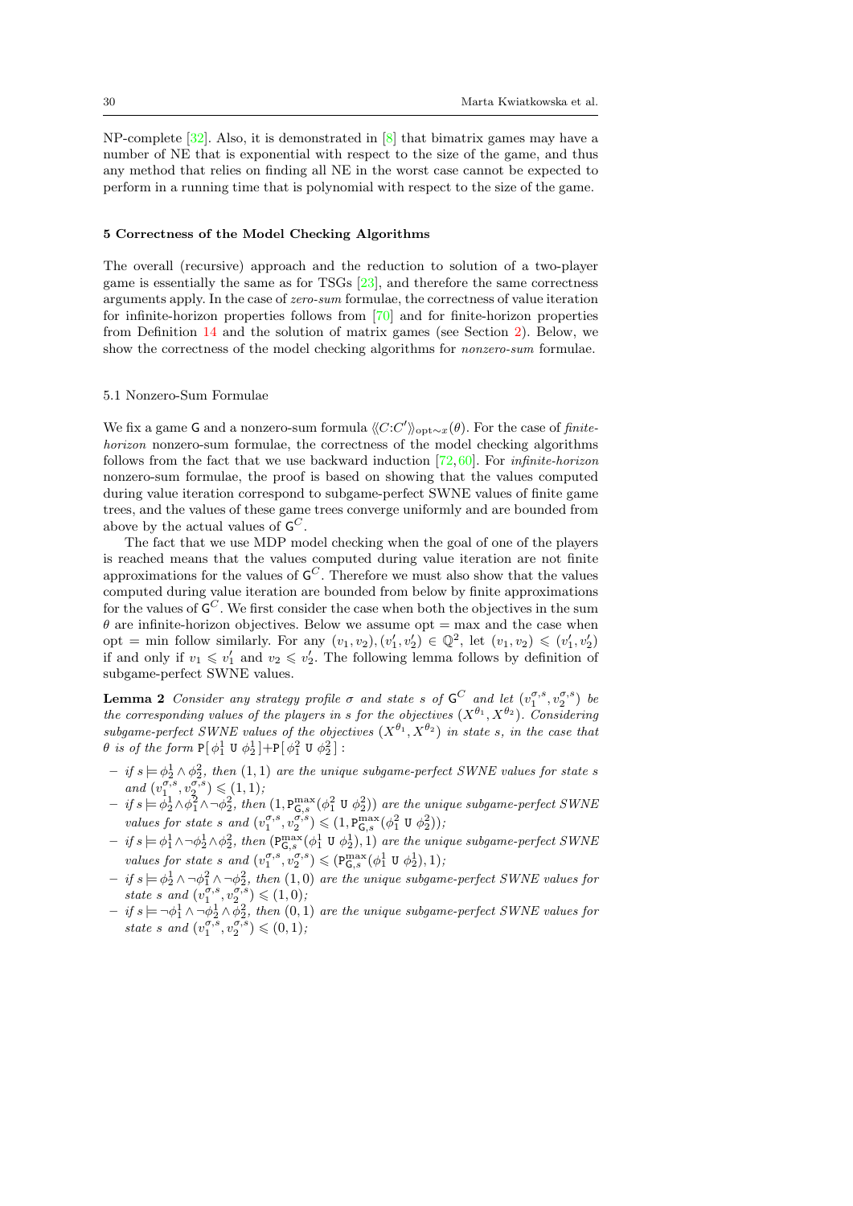NP-complete [32]. Also, it is demonstrated in [8] that bimatrix games may have a number of NE that is exponential with respect to the size of the game, and thus any method that relies on finding all NE in the worst case cannot be expected to perform in a running time that is polynomial with respect to the size of the game.

## 5 Correctness of the Model Checking Algorithms

The overall (recursive) approach and the reduction to solution of a two-player game is essentially the same as for TSGs [23], and therefore the same correctness arguments apply. In the case of *zero-sum* formulae, the correctness of value iteration for infinite-horizon properties follows from [70] and for finite-horizon properties from Definition 14 and the solution of matrix games (see Section 2). Below, we show the correctness of the model checking algorithms for *nonzero-sum* formulae.

### 5.1 Nonzero-Sum Formulae

We fix a game $\mathsf{G}$ and a nonzero-sum formula $\langle\langle C{:}C'\rangle\rangle_{\mathrm{opt}\sim x}(\theta)$. For the case of *finite-horizon* nonzero-sum formulae, the correctness of the model checking algorithms follows from the fact that we use backward induction [72, 60]. For *infinite-horizon* nonzero-sum formulae, the proof is based on showing that the values computed during value iteration correspond to subgame-perfect SWNE values of finite game trees, and the values of these game trees converge uniformly and are bounded from above by the actual values of $\mathsf{G}^C$.

The fact that we use MDP model checking when the goal of one of the players is reached means that the values computed during value iteration are not finite approximations for the values of $\mathsf{G}^C$. Therefore we must also show that the values computed during value iteration are bounded from below by finite approximations for the values of $\mathsf{G}^C$. We first consider the case when both the objectives in the sum $\theta$ are infinite-horizon objectives. Below we assume opt = max and the case when opt = min follow similarly. For any $(v_1, v_2), (v_1', v_2') \in \mathbb{Q}^2$, let $(v_1, v_2) \leqslant (v_1', v_2')$ if and only if $v_1 \leqslant v_1'$ and $v_2 \leqslant v_2'$. The following lemma follows by definition of subgame-perfect SWNE values.

**Lemma 2** *Consider any strategy profile $\sigma$ and state $s$ of $\mathsf{G}^C$ and let $(v_1^{\sigma,s}, v_2^{\sigma,s})$ be the corresponding values of the players in $s$ for the objectives $(X^{\theta_1}, X^{\theta_2})$. Considering subgame-perfect SWNE values of the objectives $(X^{\theta_1}, X^{\theta_2})$ in state $s$, in the case that $\theta$ is of the form $\mathtt{P}[\,\phi_1^1 \;\mathtt{U}\; \phi_2^1\,]+\mathtt{P}[\,\phi_1^2 \;\mathtt{U}\; \phi_2^2\,]$:*

- *if $s \models \phi_2^1 \wedge \phi_2^2$, then $(1, 1)$ are the unique subgame-perfect SWNE values for state $s$ and $(v_1^{\sigma,s}, v_2^{\sigma,s}) \leqslant (1, 1)$;*
- *if $s \models \phi_2^1 \wedge \phi_1^2 \wedge \neg\phi_2^2$, then $(1, \mathtt{P}^{\max}_{\mathsf{G},s}(\phi_1^2 \;\mathtt{U}\; \phi_2^2))$ are the unique subgame-perfect SWNE values for state $s$ and $(v_1^{\sigma,s}, v_2^{\sigma,s}) \leqslant (1, \mathtt{P}^{\max}_{\mathsf{G},s}(\phi_1^2 \;\mathtt{U}\; \phi_2^2))$;*
- *if $s \models \phi_1^1 \wedge \neg\phi_2^1 \wedge \phi_2^2$, then $(\mathtt{P}^{\max}_{\mathsf{G},s}(\phi_1^1 \;\mathtt{U}\; \phi_2^1), 1)$ are the unique subgame-perfect SWNE values for state $s$ and $(v_1^{\sigma,s}, v_2^{\sigma,s}) \leqslant (\mathtt{P}^{\max}_{\mathsf{G},s}(\phi_1^1 \;\mathtt{U}\; \phi_2^1), 1)$;*
- *if $s \models \phi_2^1 \wedge \neg\phi_1^2 \wedge \neg\phi_2^2$, then $(1, 0)$ are the unique subgame-perfect SWNE values for state $s$ and $(v_1^{\sigma,s}, v_2^{\sigma,s}) \leqslant (1, 0)$;*
- *if $s \models \neg\phi_1^1 \wedge \neg\phi_2^1 \wedge \phi_2^2$, then $(0, 1)$ are the unique subgame-perfect SWNE values for state $s$ and $(v_1^{\sigma,s}, v_2^{\sigma,s}) \leqslant (0, 1)$;*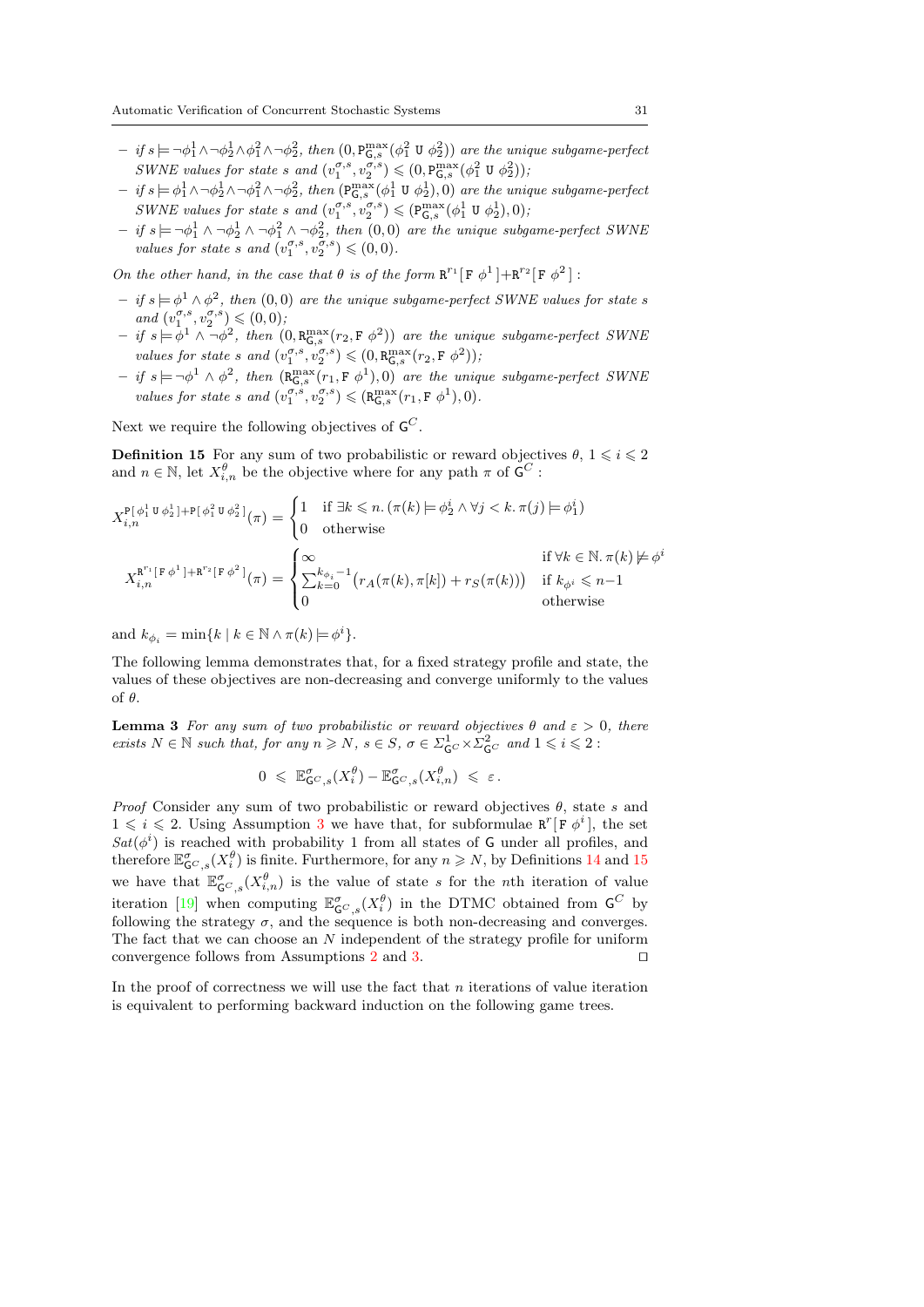- *if* $s \models \neg\phi_1^1 \wedge \neg\phi_2^1 \wedge \phi_1^2 \wedge \neg\phi_2^2$*, then* $(0, \mathtt{P}^{\max}_{\mathsf{G},s}(\phi_1^2 \ \mathtt{U}\ \phi_2^2))$ *are the unique subgame-perfect SWNE values for state* $s$ *and* $(v_1^{\sigma,s}, v_2^{\sigma,s}) \leqslant (0, \mathtt{P}^{\max}_{\mathsf{G},s}(\phi_1^2 \ \mathtt{U}\ \phi_2^2))$*;*
- *if* $s \models \phi_1^1 \wedge \neg\phi_2^1 \wedge \neg\phi_1^2 \wedge \neg\phi_2^2$*, then* $(\mathtt{P}^{\max}_{\mathsf{G},s}(\phi_1^1 \ \mathtt{U}\ \phi_2^1), 0)$ *are the unique subgame-perfect SWNE values for state* $s$ *and* $(v_1^{\sigma,s}, v_2^{\sigma,s}) \leqslant (\mathtt{P}^{\max}_{\mathsf{G},s}(\phi_1^1 \ \mathtt{U}\ \phi_2^1), 0)$*;*
- *if* $s \models \neg\phi_1^1 \wedge \neg\phi_2^1 \wedge \neg\phi_1^2 \wedge \neg\phi_2^2$*, then* $(0,0)$ *are the unique subgame-perfect SWNE values for state* $s$ *and* $(v_1^{\sigma,s}, v_2^{\sigma,s}) \leqslant (0,0)$*.*

*On the other hand, in the case that* $\theta$ *is of the form* $\mathtt{R}^{r_1}[\,\mathtt{F}\ \phi^1\,]+\mathtt{R}^{r_2}[\,\mathtt{F}\ \phi^2\,]$ *:*

- *if* $s \models \phi^1 \wedge \phi^2$*, then* $(0,0)$ *are the unique subgame-perfect SWNE values for state* $s$ *and* $(v_1^{\sigma,s}, v_2^{\sigma,s}) \leqslant (0,0)$*;*
- *if* $s \models \phi^1 \wedge \neg\phi^2$*, then* $(0, \mathtt{R}^{\max}_{\mathsf{G},s}(r_2, \mathtt{F}\ \phi^2))$ *are the unique subgame-perfect SWNE values for state* $s$ *and* $(v_1^{\sigma,s}, v_2^{\sigma,s}) \leqslant (0, \mathtt{R}^{\max}_{\mathsf{G},s}(r_2, \mathtt{F}\ \phi^2))$*;*
- *if* $s \models \neg\phi^1 \wedge \phi^2$*, then* $(\mathtt{R}^{\max}_{\mathsf{G},s}(r_1, \mathtt{F}\ \phi^1), 0)$ *are the unique subgame-perfect SWNE values for state* $s$ *and* $(v_1^{\sigma,s}, v_2^{\sigma,s}) \leqslant (\mathtt{R}^{\max}_{\mathsf{G},s}(r_1, \mathtt{F}\ \phi^1), 0)$*.*

Next we require the following objectives of $\mathsf{G}^C$.

**Definition 15** For any sum of two probabilistic or reward objectives $\theta$, $1 \leqslant i \leqslant 2$ and $n \in \mathbb{N}$, let $X_{i,n}^\theta$ be the objective where for any path $\pi$ of $\mathsf{G}^C$ :

$$X_{i,n}^{\mathtt{P}[\,\phi_1^1 \ \mathtt{U}\ \phi_2^1\,]+\mathtt{P}[\,\phi_1^2 \ \mathtt{U}\ \phi_2^2\,]}(\pi) = \begin{cases} 1 & \text{if } \exists k \leqslant n.\, (\pi(k) \models \phi_2^i \wedge \forall j < k.\, \pi(j) \models \phi_1^i) \\ 0 & \text{otherwise} \end{cases}$$

$$X_{i,n}^{\mathtt{R}^{r_1}[\,\mathtt{F}\ \phi^1\,]+\mathtt{R}^{r_2}[\,\mathtt{F}\ \phi^2\,]}(\pi) = \begin{cases} \infty & \text{if } \forall k \in \mathbb{N}.\, \pi(k) \not\models \phi^i \\ \sum_{k=0}^{k_{\phi_i}-1} \big(r_A(\pi(k), \pi[k]) + r_S(\pi(k))\big) & \text{if } k_{\phi^i} \leqslant n{-}1 \\ 0 & \text{otherwise} \end{cases}$$

and $k_{\phi_i} = \min\{k \mid k \in \mathbb{N} \wedge \pi(k) \models \phi^i\}$.

The following lemma demonstrates that, for a fixed strategy profile and state, the values of these objectives are non-decreasing and converge uniformly to the values of $\theta$.

**Lemma 3** *For any sum of two probabilistic or reward objectives* $\theta$ *and* $\varepsilon > 0$*, there exists* $N \in \mathbb{N}$ *such that, for any* $n \geqslant N$*,* $s \in S$*,* $\sigma \in \Sigma^1_{\mathsf{G}^C} \times \Sigma^2_{\mathsf{G}^C}$ *and* $1 \leqslant i \leqslant 2$ *:*

$$0 \ \leqslant\ \mathbb{E}^\sigma_{\mathsf{G}^C,s}(X_i^\theta) - \mathbb{E}^\sigma_{\mathsf{G}^C,s}(X_{i,n}^\theta) \ \leqslant\ \varepsilon\,.$$

*Proof* Consider any sum of two probabilistic or reward objectives $\theta$, state $s$ and $1 \leqslant i \leqslant 2$. Using Assumption 3 we have that, for subformulae $\mathtt{R}^r[\,\mathtt{F}\ \phi^i\,]$, the set $Sat(\phi^i)$ is reached with probability 1 from all states of $\mathsf{G}$ under all profiles, and therefore $\mathbb{E}^\sigma_{\mathsf{G}^C,s}(X_i^\theta)$ is finite. Furthermore, for any $n \geqslant N$, by Definitions 14 and 15 we have that $\mathbb{E}^\sigma_{\mathsf{G}^C,s}(X_{i,n}^\theta)$ is the value of state $s$ for the $n$th iteration of value iteration [19] when computing $\mathbb{E}^\sigma_{\mathsf{G}^C,s}(X_i^\theta)$ in the DTMC obtained from $\mathsf{G}^C$ by following the strategy $\sigma$, and the sequence is both non-decreasing and converges. The fact that we can choose an $N$ independent of the strategy profile for uniform convergence follows from Assumptions 2 and 3. ⊓⊔

In the proof of correctness we will use the fact that $n$ iterations of value iteration is equivalent to performing backward induction on the following game trees.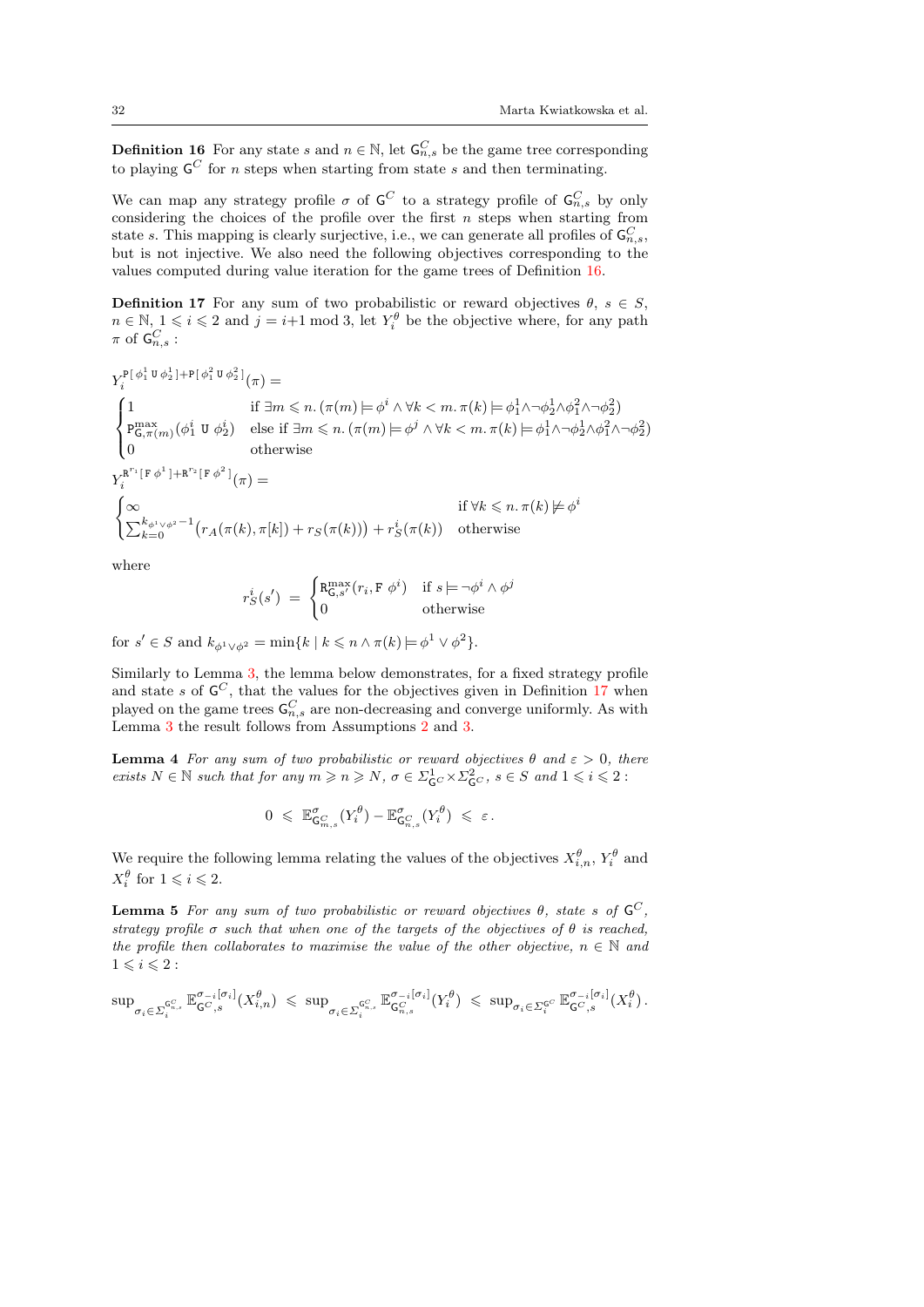**Definition 16** For any state $s$ and $n \in \mathbb{N}$, let $\mathsf{G}^C_{n,s}$ be the game tree corresponding to playing $\mathsf{G}^C$ for $n$ steps when starting from state $s$ and then terminating.

We can map any strategy profile $\sigma$ of $\mathsf{G}^C$ to a strategy profile of $\mathsf{G}^C_{n,s}$ by only considering the choices of the profile over the first $n$ steps when starting from state $s$. This mapping is clearly surjective, i.e., we can generate all profiles of $\mathsf{G}^C_{n,s}$, but is not injective. We also need the following objectives corresponding to the values computed during value iteration for the game trees of Definition 16.

**Definition 17** For any sum of two probabilistic or reward objectives $\theta$, $s \in S$, $n \in \mathbb{N}$, $1 \leqslant i \leqslant 2$ and $j = i{+}1 \bmod 3$, let $Y^\theta_i$ be the objective where, for any path $\pi$ of $\mathsf{G}^C_{n,s}$ :

$$
Y_i^{\mathtt{P}[\,\phi_1^1\ \mathtt{U}\ \phi_2^1\,]+\mathtt{P}[\,\phi_1^2\ \mathtt{U}\ \phi_2^2\,]}(\pi) =
$$

$$
\begin{cases}
1 & \text{if } \exists m \leqslant n.\, (\pi(m) \models \phi^i \wedge \forall k < m.\, \pi(k) \models \phi_1^1 \wedge \neg\phi_2^1 \wedge \phi_1^2 \wedge \neg\phi_2^2) \\
\mathtt{P}^{\max}_{\mathsf{G},\pi(m)}(\phi_1^i\ \mathtt{U}\ \phi_2^i) & \text{else if } \exists m \leqslant n.\, (\pi(m) \models \phi^j \wedge \forall k < m.\, \pi(k) \models \phi_1^1 \wedge \neg\phi_2^1 \wedge \phi_1^2 \wedge \neg\phi_2^2) \\
0 & \text{otherwise}
\end{cases}
$$

$$
Y_i^{\mathtt{R}^{r_1}[\,\mathtt{F}\ \phi^1\,]+\mathtt{R}^{r_2}[\,\mathtt{F}\ \phi^2\,]}(\pi) =
$$

$$
\begin{cases}
\infty & \text{if } \forall k \leqslant n.\, \pi(k) \not\models \phi^i \\
\sum_{k=0}^{k_{\phi^1 \vee \phi^2}-1} \big( r_A(\pi(k), \pi[k]) + r_S(\pi(k)) \big) + r_S^i(\pi(k)) & \text{otherwise}
\end{cases}
$$

where

$$
r_S^i(s') \ = \ \begin{cases}
\mathtt{R}^{\max}_{\mathsf{G},s'}(r_i, \mathtt{F}\ \phi^i) & \text{if } s \models \neg\phi^i \wedge \phi^j \\
0 & \text{otherwise}
\end{cases}
$$

for $s' \in S$ and $k_{\phi^1 \vee \phi^2} = \min\{k \mid k \leqslant n \wedge \pi(k) \models \phi^1 \vee \phi^2\}$.

Similarly to Lemma 3, the lemma below demonstrates, for a fixed strategy profile and state $s$ of $\mathsf{G}^C$, that the values for the objectives given in Definition 17 when played on the game trees $\mathsf{G}^C_{n,s}$ are non-decreasing and converge uniformly. As with Lemma 3 the result follows from Assumptions 2 and 3.

**Lemma 4** *For any sum of two probabilistic or reward objectives $\theta$ and $\varepsilon > 0$, there exists $N \in \mathbb{N}$ such that for any $m \geqslant n \geqslant N$, $\sigma \in \Sigma^1_{\mathsf{G}^C} \times \Sigma^2_{\mathsf{G}^C}$, $s \in S$ and $1 \leqslant i \leqslant 2$ :*

$$
0 \ \leqslant \ \mathbb{E}^\sigma_{\mathsf{G}^C_{m,s}}(Y^\theta_i) - \mathbb{E}^\sigma_{\mathsf{G}^C_{n,s}}(Y^\theta_i) \ \leqslant \ \varepsilon\,.
$$

We require the following lemma relating the values of the objectives $X^\theta_{i,n}$, $Y^\theta_i$ and $X^\theta_i$ for $1 \leqslant i \leqslant 2$.

**Lemma 5** *For any sum of two probabilistic or reward objectives $\theta$, state $s$ of $\mathsf{G}^C$, strategy profile $\sigma$ such that when one of the targets of the objectives of $\theta$ is reached, the profile then collaborates to maximise the value of the other objective, $n \in \mathbb{N}$ and $1 \leqslant i \leqslant 2$ :*

$$
\sup\nolimits_{\sigma_i \in \Sigma_i^{\mathsf{G}^C_{n,s}}} \mathbb{E}^{\sigma_{-i}[\sigma_i]}_{\mathsf{G}^C,s}(X^\theta_{i,n}) \ \leqslant \ \sup\nolimits_{\sigma_i \in \Sigma_i^{\mathsf{G}^C_{n,s}}} \mathbb{E}^{\sigma_{-i}[\sigma_i]}_{\mathsf{G}^C_{n,s}}(Y^\theta_i) \ \leqslant \ \sup\nolimits_{\sigma_i \in \Sigma_i^{\mathsf{G}^C}} \mathbb{E}^{\sigma_{-i}[\sigma_i]}_{\mathsf{G}^C,s}(X^\theta_i)\,.
$$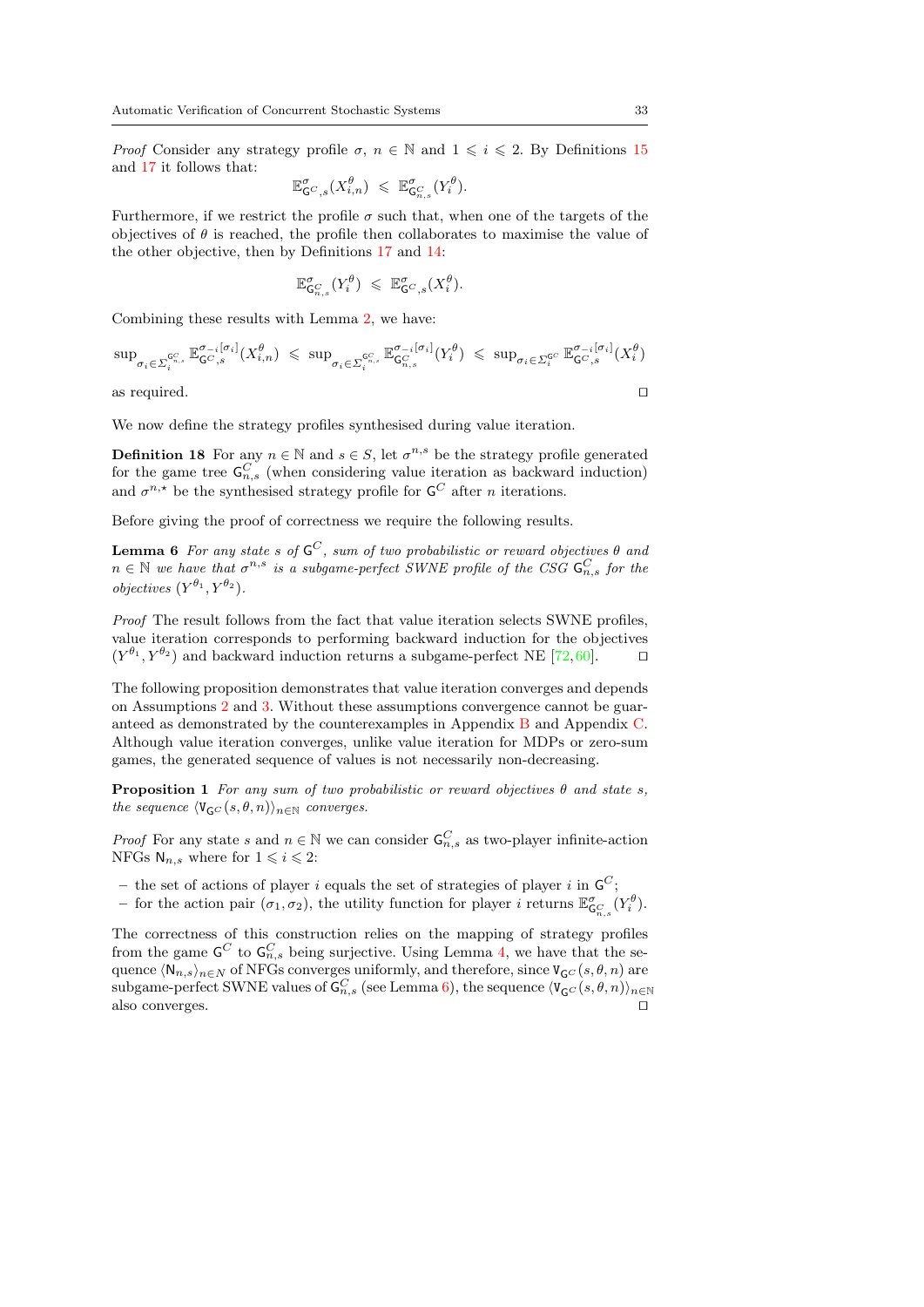*Proof* Consider any strategy profile $\sigma$, $n \in \mathbb{N}$ and $1 \leqslant i \leqslant 2$. By Definitions 15 and 17 it follows that:

$$\mathbb{E}^{\sigma}_{\mathsf{G}^C,s}(X^{\theta}_{i,n}) \;\leqslant\; \mathbb{E}^{\sigma}_{\mathsf{G}^C_{n,s}}(Y^{\theta}_i).$$

Furthermore, if we restrict the profile $\sigma$ such that, when one of the targets of the objectives of $\theta$ is reached, the profile then collaborates to maximise the value of the other objective, then by Definitions 17 and 14:

$$\mathbb{E}^{\sigma}_{\mathsf{G}^C_{n,s}}(Y^{\theta}_i) \;\leqslant\; \mathbb{E}^{\sigma}_{\mathsf{G}^C,s}(X^{\theta}_i).$$

Combining these results with Lemma 2, we have:

$$\sup\nolimits_{\sigma_i \in \Sigma_i^{\mathsf{G}^C_{n,s}}} \mathbb{E}^{\sigma_{-i}[\sigma_i]}_{\mathsf{G}^C,s}(X^{\theta}_{i,n}) \;\leqslant\; \sup\nolimits_{\sigma_i \in \Sigma_i^{\mathsf{G}^C_{n,s}}} \mathbb{E}^{\sigma_{-i}[\sigma_i]}_{\mathsf{G}^C_{n,s}}(Y^{\theta}_i) \;\leqslant\; \sup\nolimits_{\sigma_i \in \Sigma_i^{\mathsf{G}^C}} \mathbb{E}^{\sigma_{-i}[\sigma_i]}_{\mathsf{G}^C,s}(X^{\theta}_i)$$

as required. □

We now define the strategy profiles synthesised during value iteration.

**Definition 18** For any $n \in \mathbb{N}$ and $s \in S$, let $\sigma^{n,s}$ be the strategy profile generated for the game tree $\mathsf{G}^C_{n,s}$ (when considering value iteration as backward induction) and $\sigma^{n,\star}$ be the synthesised strategy profile for $\mathsf{G}^C$ after $n$ iterations.

Before giving the proof of correctness we require the following results.

**Lemma 6** *For any state $s$ of $\mathsf{G}^C$, sum of two probabilistic or reward objectives $\theta$ and $n \in \mathbb{N}$ we have that $\sigma^{n,s}$ is a subgame-perfect SWNE profile of the CSG $\mathsf{G}^C_{n,s}$ for the objectives $(Y^{\theta_1}, Y^{\theta_2})$.*

*Proof* The result follows from the fact that value iteration selects SWNE profiles, value iteration corresponds to performing backward induction for the objectives $(Y^{\theta_1}, Y^{\theta_2})$ and backward induction returns a subgame-perfect NE [72,60]. □

The following proposition demonstrates that value iteration converges and depends on Assumptions 2 and 3. Without these assumptions convergence cannot be guaranteed as demonstrated by the counterexamples in Appendix B and Appendix C. Although value iteration converges, unlike value iteration for MDPs or zero-sum games, the generated sequence of values is not necessarily non-decreasing.

**Proposition 1** *For any sum of two probabilistic or reward objectives $\theta$ and state $s$, the sequence $\langle \mathtt{V}_{\mathsf{G}^C}(s,\theta,n)\rangle_{n\in\mathbb{N}}$ converges.*

*Proof* For any state $s$ and $n \in \mathbb{N}$ we can consider $\mathsf{G}^C_{n,s}$ as two-player infinite-action NFGs $\mathsf{N}_{n,s}$ where for $1 \leqslant i \leqslant 2$:

- the set of actions of player $i$ equals the set of strategies of player $i$ in $\mathsf{G}^C$;
- for the action pair $(\sigma_1, \sigma_2)$, the utility function for player $i$ returns $\mathbb{E}^{\sigma}_{\mathsf{G}^C_{n,s}}(Y^{\theta}_i)$.

The correctness of this construction relies on the mapping of strategy profiles from the game $\mathsf{G}^C$ to $\mathsf{G}^C_{n,s}$ being surjective. Using Lemma 4, we have that the sequence $\langle \mathsf{N}_{n,s}\rangle_{n\in N}$ of NFGs converges uniformly, and therefore, since $\mathtt{V}_{\mathsf{G}^C}(s,\theta,n)$ are subgame-perfect SWNE values of $\mathsf{G}^C_{n,s}$ (see Lemma 6), the sequence $\langle \mathtt{V}_{\mathsf{G}^C}(s,\theta,n)\rangle_{n\in\mathbb{N}}$ also converges. □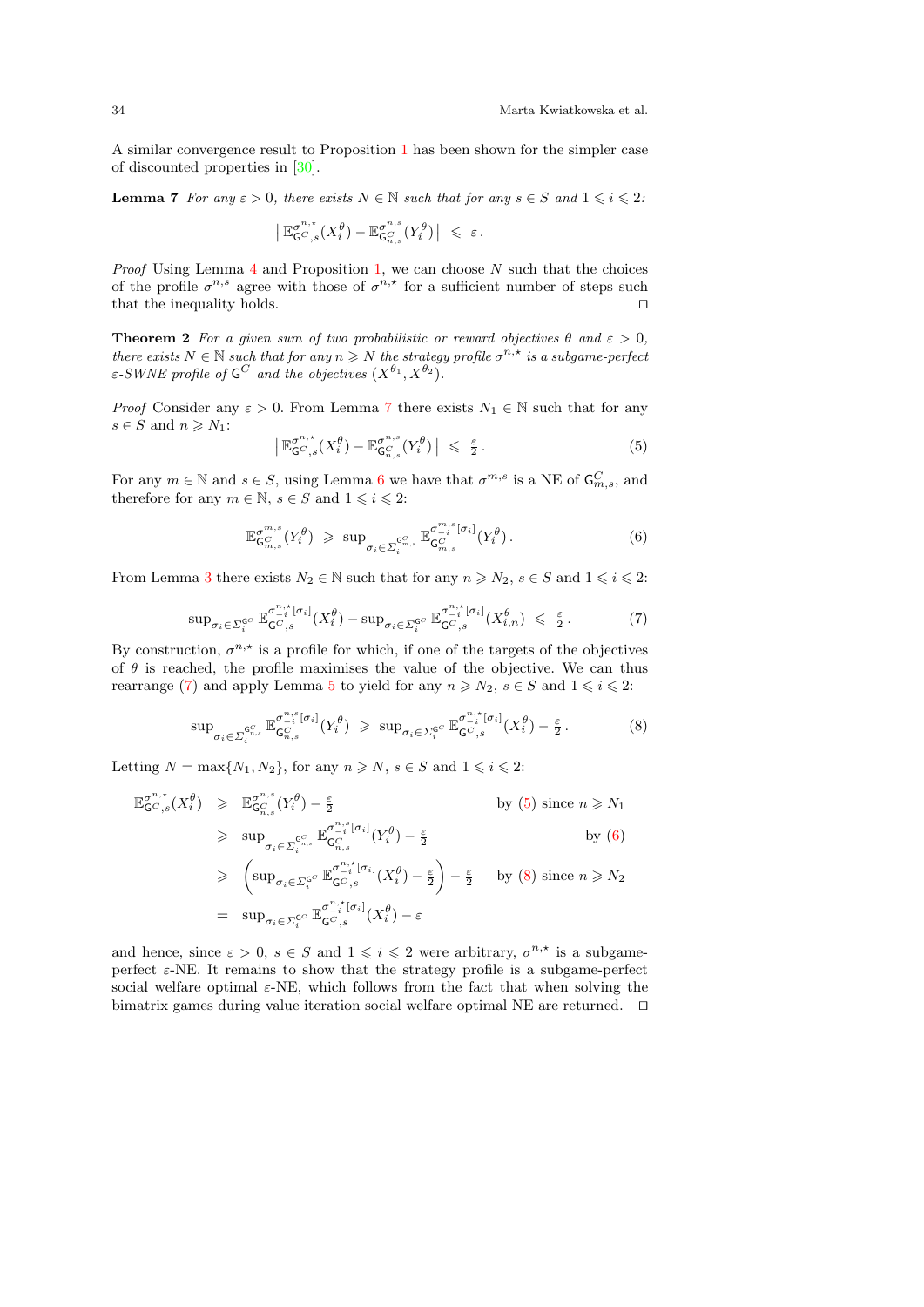A similar convergence result to Proposition 1 has been shown for the simpler case of discounted properties in [30].

**Lemma 7** *For any $\varepsilon > 0$, there exists $N \in \mathbb{N}$ such that for any $s \in S$ and $1 \leqslant i \leqslant 2$:*

$$\big| \, \mathbb{E}^{\sigma^{n,\star}}_{\mathsf{G}^C,s}(X^\theta_i) - \mathbb{E}^{\sigma^{n,s}}_{\mathsf{G}^C_{n,s}}(Y^\theta_i) \, \big| \;\leqslant\; \varepsilon \, .$$

*Proof* Using Lemma 4 and Proposition 1, we can choose $N$ such that the choices of the profile $\sigma^{n,s}$ agree with those of $\sigma^{n,\star}$ for a sufficient number of steps such that the inequality holds. □

**Theorem 2** *For a given sum of two probabilistic or reward objectives $\theta$ and $\varepsilon > 0$, there exists $N \in \mathbb{N}$ such that for any $n \geqslant N$ the strategy profile $\sigma^{n,\star}$ is a subgame-perfect $\varepsilon$-SWNE profile of $\mathsf{G}^C$ and the objectives $(X^{\theta_1}, X^{\theta_2})$.*

*Proof* Consider any $\varepsilon > 0$. From Lemma 7 there exists $N_1 \in \mathbb{N}$ such that for any $s \in S$ and $n \geqslant N_1$:

$$\big| \, \mathbb{E}^{\sigma^{n,\star}}_{\mathsf{G}^C,s}(X^\theta_i) - \mathbb{E}^{\sigma^{n,s}}_{\mathsf{G}^C_{n,s}}(Y^\theta_i) \, \big| \;\leqslant\; \tfrac{\varepsilon}{2} \, . \tag{5}$$

For any $m \in \mathbb{N}$ and $s \in S$, using Lemma 6 we have that $\sigma^{m,s}$ is a NE of $\mathsf{G}^C_{m,s}$, and therefore for any $m \in \mathbb{N}$, $s \in S$ and $1 \leqslant i \leqslant 2$:

$$\mathbb{E}^{\sigma^{m,s}}_{\mathsf{G}^C_{m,s}}(Y^\theta_i) \;\geqslant\; \sup\nolimits_{\sigma_i \in \Sigma_i^{\mathsf{G}^C_{m,s}}} \mathbb{E}^{\sigma^{m,s}_{-i}[\sigma_i]}_{\mathsf{G}^C_{m,s}}(Y^\theta_i) \, . \tag{6}$$

From Lemma 3 there exists $N_2 \in \mathbb{N}$ such that for any $n \geqslant N_2$, $s \in S$ and $1 \leqslant i \leqslant 2$:

$$\sup\nolimits_{\sigma_i \in \Sigma_i^{\mathsf{G}^C}} \mathbb{E}^{\sigma^{n,\star}_{-i}[\sigma_i]}_{\mathsf{G}^C,s}(X^\theta_i) - \sup\nolimits_{\sigma_i \in \Sigma_i^{\mathsf{G}^C}} \mathbb{E}^{\sigma^{n,\star}_{-i}[\sigma_i]}_{\mathsf{G}^C,s}(X^\theta_{i,n}) \;\leqslant\; \tfrac{\varepsilon}{2} \, . \tag{7}$$

By construction, $\sigma^{n,\star}$ is a profile for which, if one of the targets of the objectives of $\theta$ is reached, the profile maximises the value of the objective. We can thus rearrange (7) and apply Lemma 5 to yield for any $n \geqslant N_2$, $s \in S$ and $1 \leqslant i \leqslant 2$:

$$\sup\nolimits_{\sigma_i \in \Sigma_i^{\mathsf{G}^C_{n,s}}} \mathbb{E}^{\sigma^{n,s}_{-i}[\sigma_i]}_{\mathsf{G}^C_{n,s}}(Y^\theta_i) \;\geqslant\; \sup\nolimits_{\sigma_i \in \Sigma_i^{\mathsf{G}^C}} \mathbb{E}^{\sigma^{n,\star}_{-i}[\sigma_i]}_{\mathsf{G}^C,s}(X^\theta_i) - \tfrac{\varepsilon}{2} \, . \tag{8}$$

Letting $N = \max\{N_1, N_2\}$, for any $n \geqslant N$, $s \in S$ and $1 \leqslant i \leqslant 2$:

$$\begin{aligned}
\mathbb{E}^{\sigma^{n,\star}}_{\mathsf{G}^C,s}(X^\theta_i) &\geqslant \mathbb{E}^{\sigma^{n,s}}_{\mathsf{G}^C_{n,s}}(Y^\theta_i) - \tfrac{\varepsilon}{2} && \text{by (5) since } n \geqslant N_1 \\
&\geqslant \sup\nolimits_{\sigma_i \in \Sigma_i^{\mathsf{G}^C_{n,s}}} \mathbb{E}^{\sigma^{n,s}_{-i}[\sigma_i]}_{\mathsf{G}^C_{n,s}}(Y^\theta_i) - \tfrac{\varepsilon}{2} && \text{by (6)} \\
&\geqslant \left( \sup\nolimits_{\sigma_i \in \Sigma_i^{\mathsf{G}^C}} \mathbb{E}^{\sigma^{n,\star}_{-i}[\sigma_i]}_{\mathsf{G}^C,s}(X^\theta_i) - \tfrac{\varepsilon}{2} \right) - \tfrac{\varepsilon}{2} && \text{by (8) since } n \geqslant N_2 \\
&= \sup\nolimits_{\sigma_i \in \Sigma_i^{\mathsf{G}^C}} \mathbb{E}^{\sigma^{n,\star}_{-i}[\sigma_i]}_{\mathsf{G}^C,s}(X^\theta_i) - \varepsilon
\end{aligned}$$

and hence, since $\varepsilon > 0$, $s \in S$ and $1 \leqslant i \leqslant 2$ were arbitrary, $\sigma^{n,\star}$ is a subgame-perfect $\varepsilon$-NE. It remains to show that the strategy profile is a subgame-perfect social welfare optimal $\varepsilon$-NE, which follows from the fact that when solving the bimatrix games during value iteration social welfare optimal NE are returned. □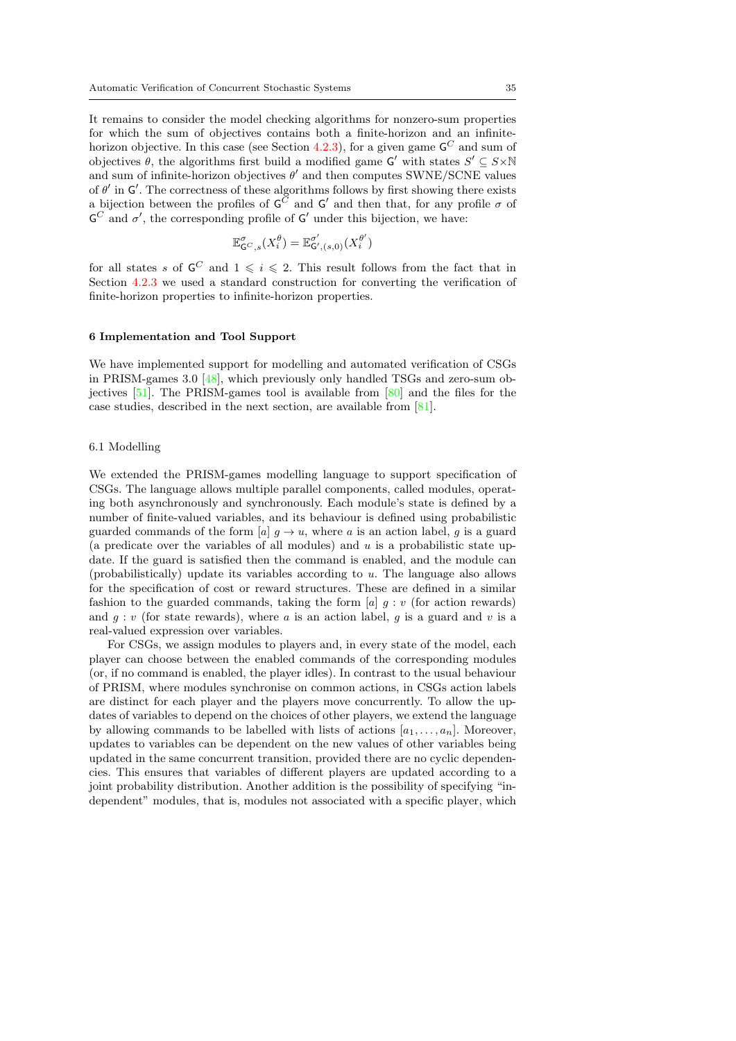It remains to consider the model checking algorithms for nonzero-sum properties for which the sum of objectives contains both a finite-horizon and an infinite-horizon objective. In this case (see Section 4.2.3), for a given game $\mathsf{G}^C$ and sum of objectives $\theta$, the algorithms first build a modified game $\mathsf{G}'$ with states $S' \subseteq S \times \mathbb{N}$ and sum of infinite-horizon objectives $\theta'$ and then computes SWNE/SCNE values of $\theta'$ in $\mathsf{G}'$. The correctness of these algorithms follows by first showing there exists a bijection between the profiles of $\mathsf{G}^C$ and $\mathsf{G}'$ and then that, for any profile $\sigma$ of $\mathsf{G}^C$ and $\sigma'$, the corresponding profile of $\mathsf{G}'$ under this bijection, we have:

$$\mathbb{E}^{\sigma}_{\mathsf{G}^C,s}(X_i^{\theta}) = \mathbb{E}^{\sigma'}_{\mathsf{G}',(s,0)}(X_i^{\theta'})$$

for all states $s$ of $\mathsf{G}^C$ and $1 \leqslant i \leqslant 2$. This result follows from the fact that in Section 4.2.3 we used a standard construction for converting the verification of finite-horizon properties to infinite-horizon properties.

## 6 Implementation and Tool Support

We have implemented support for modelling and automated verification of CSGs in PRISM-games 3.0 [48], which previously only handled TSGs and zero-sum objectives [51]. The PRISM-games tool is available from [80] and the files for the case studies, described in the next section, are available from [81].

### 6.1 Modelling

We extended the PRISM-games modelling language to support specification of CSGs. The language allows multiple parallel components, called modules, operating both asynchronously and synchronously. Each module's state is defined by a number of finite-valued variables, and its behaviour is defined using probabilistic guarded commands of the form $[a]\ g \rightarrow u$, where $a$ is an action label, $g$ is a guard (a predicate over the variables of all modules) and $u$ is a probabilistic state update. If the guard is satisfied then the command is enabled, and the module can (probabilistically) update its variables according to $u$. The language also allows for the specification of cost or reward structures. These are defined in a similar fashion to the guarded commands, taking the form $[a]\ g : v$ (for action rewards) and $g : v$ (for state rewards), where $a$ is an action label, $g$ is a guard and $v$ is a real-valued expression over variables.

For CSGs, we assign modules to players and, in every state of the model, each player can choose between the enabled commands of the corresponding modules (or, if no command is enabled, the player idles). In contrast to the usual behaviour of PRISM, where modules synchronise on common actions, in CSGs action labels are distinct for each player and the players move concurrently. To allow the updates of variables to depend on the choices of other players, we extend the language by allowing commands to be labelled with lists of actions $[a_1, \dots, a_n]$. Moreover, updates to variables can be dependent on the new values of other variables being updated in the same concurrent transition, provided there are no cyclic dependencies. This ensures that variables of different players are updated according to a joint probability distribution. Another addition is the possibility of specifying "independent" modules, that is, modules not associated with a specific player, which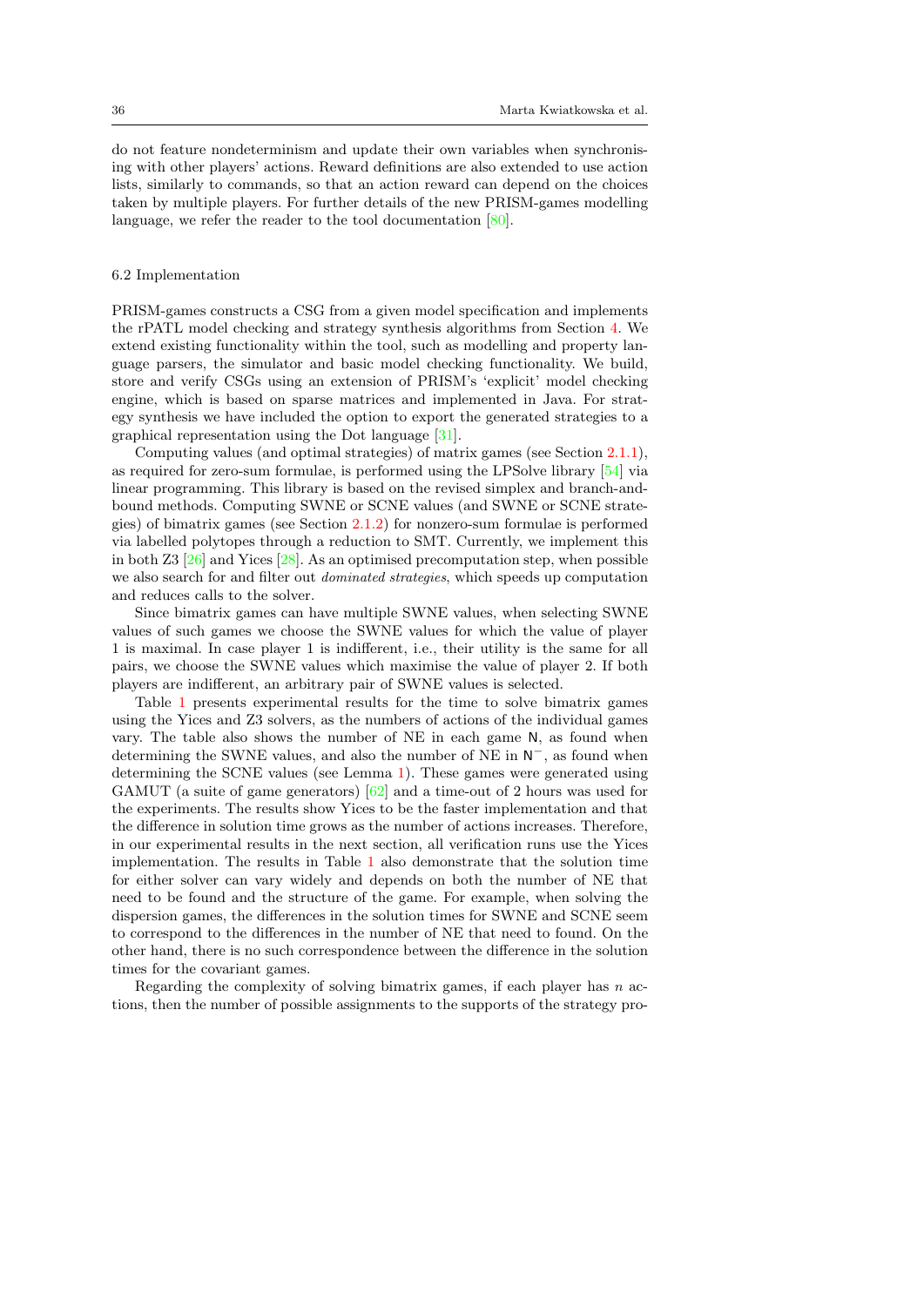do not feature nondeterminism and update their own variables when synchronising with other players' actions. Reward definitions are also extended to use action lists, similarly to commands, so that an action reward can depend on the choices taken by multiple players. For further details of the new PRISM-games modelling language, we refer the reader to the tool documentation [80].

### 6.2 Implementation

PRISM-games constructs a CSG from a given model specification and implements the rPATL model checking and strategy synthesis algorithms from Section 4. We extend existing functionality within the tool, such as modelling and property language parsers, the simulator and basic model checking functionality. We build, store and verify CSGs using an extension of PRISM's 'explicit' model checking engine, which is based on sparse matrices and implemented in Java. For strategy synthesis we have included the option to export the generated strategies to a graphical representation using the Dot language [31].

Computing values (and optimal strategies) of matrix games (see Section 2.1.1), as required for zero-sum formulae, is performed using the LPSolve library [54] via linear programming. This library is based on the revised simplex and branch-and-bound methods. Computing SWNE or SCNE values (and SWNE or SCNE strategies) of bimatrix games (see Section 2.1.2) for nonzero-sum formulae is performed via labelled polytopes through a reduction to SMT. Currently, we implement this in both Z3 [26] and Yices [28]. As an optimised precomputation step, when possible we also search for and filter out *dominated strategies*, which speeds up computation and reduces calls to the solver.

Since bimatrix games can have multiple SWNE values, when selecting SWNE values of such games we choose the SWNE values for which the value of player 1 is maximal. In case player 1 is indifferent, i.e., their utility is the same for all pairs, we choose the SWNE values which maximise the value of player 2. If both players are indifferent, an arbitrary pair of SWNE values is selected.

Table 1 presents experimental results for the time to solve bimatrix games using the Yices and Z3 solvers, as the numbers of actions of the individual games vary. The table also shows the number of NE in each game $\mathsf{N}$, as found when determining the SWNE values, and also the number of NE in $\mathsf{N}^-$, as found when determining the SCNE values (see Lemma 1). These games were generated using GAMUT (a suite of game generators) [62] and a time-out of 2 hours was used for the experiments. The results show Yices to be the faster implementation and that the difference in solution time grows as the number of actions increases. Therefore, in our experimental results in the next section, all verification runs use the Yices implementation. The results in Table 1 also demonstrate that the solution time for either solver can vary widely and depends on both the number of NE that need to be found and the structure of the game. For example, when solving the dispersion games, the differences in the solution times for SWNE and SCNE seem to correspond to the differences in the number of NE that need to found. On the other hand, there is no such correspondence between the difference in the solution times for the covariant games.

Regarding the complexity of solving bimatrix games, if each player has $n$ actions, then the number of possible assignments to the supports of the strategy pro-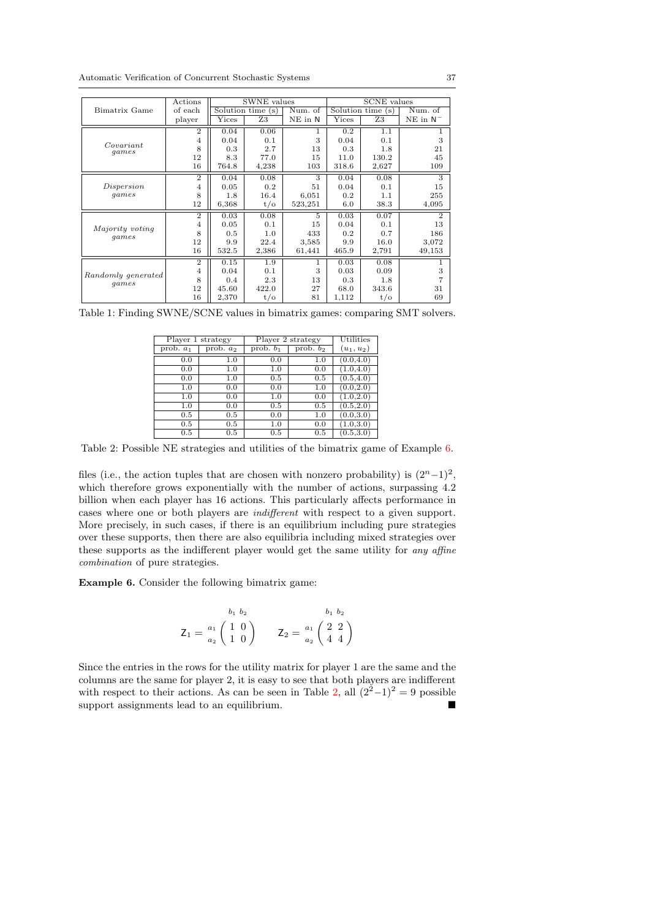| Bimatrix Game | Actions of each player | SWNE values | | | SCNE values | | |
|---|---|---|---|---|---|---|---|
| | | Solution time (s) | | Num. of NE in N | Solution time (s) | | Num. of NE in $N^-$ |
| | | Yices | Z3 | | Yices | Z3 | |
| *Covariant games* | 2 | 0.04 | 0.06 | 1 | 0.2 | 1.1 | 1 |
| | 4 | 0.04 | 0.1 | 3 | 0.04 | 0.1 | 3 |
| | 8 | 0.3 | 2.7 | 13 | 0.3 | 1.8 | 21 |
| | 12 | 8.3 | 77.0 | 15 | 11.0 | 130.2 | 45 |
| | 16 | 764.8 | 4,238 | 103 | 318.6 | 2,627 | 109 |
| *Dispersion games* | 2 | 0.04 | 0.08 | 3 | 0.04 | 0.08 | 3 |
| | 4 | 0.05 | 0.2 | 51 | 0.04 | 0.1 | 15 |
| | 8 | 1.8 | 16.4 | 6,051 | 0.2 | 1.1 | 255 |
| | 12 | 6,368 | t/o | 523,251 | 6.0 | 38.3 | 4,095 |
| *Majority voting games* | 2 | 0.03 | 0.08 | 5 | 0.03 | 0.07 | 2 |
| | 4 | 0.05 | 0.1 | 15 | 0.04 | 0.1 | 13 |
| | 8 | 0.5 | 1.0 | 433 | 0.2 | 0.7 | 186 |
| | 12 | 9.9 | 22.4 | 3,585 | 9.9 | 16.0 | 3,072 |
| | 16 | 532.5 | 2,386 | 61,441 | 465.9 | 2,791 | 49,153 |
| *Randomly generated games* | 2 | 0.15 | 1.9 | 1 | 0.03 | 0.08 | 1 |
| | 4 | 0.04 | 0.1 | 3 | 0.03 | 0.09 | 3 |
| | 8 | 0.4 | 2.3 | 13 | 0.3 | 1.8 | 7 |
| | 12 | 45.60 | 422.0 | 27 | 68.0 | 343.6 | 31 |
| | 16 | 2,370 | t/o | 81 | 1,112 | t/o | 69 |

Table 1: Finding SWNE/SCNE values in bimatrix games: comparing SMT solvers.

| Player 1 strategy | | Player 2 strategy | | Utilities |
|---|---|---|---|---|
| prob. $a_1$ | prob. $a_2$ | prob. $b_1$ | prob. $b_2$ | $(u_1, u_2)$ |
| 0.0 | 1.0 | 0.0 | 1.0 | (0.0,4.0) |
| 0.0 | 1.0 | 1.0 | 0.0 | (1.0,4.0) |
| 0.0 | 1.0 | 0.5 | 0.5 | (0.5,4.0) |
| 1.0 | 0.0 | 0.0 | 1.0 | (0.0,2.0) |
| 1.0 | 0.0 | 1.0 | 0.0 | (1.0,2.0) |
| 1.0 | 0.0 | 0.5 | 0.5 | (0.5,2.0) |
| 0.5 | 0.5 | 0.0 | 1.0 | (0.0,3.0) |
| 0.5 | 0.5 | 1.0 | 0.0 | (1.0,3.0) |
| 0.5 | 0.5 | 0.5 | 0.5 | (0.5,3.0) |

Table 2: Possible NE strategies and utilities of the bimatrix game of Example 6.

files (i.e., the action tuples that are chosen with nonzero probability) is $(2^n-1)^2$, which therefore grows exponentially with the number of actions, surpassing 4.2 billion when each player has 16 actions. This particularly affects performance in cases where one or both players are *indifferent* with respect to a given support. More precisely, in such cases, if there is an equilibrium including pure strategies over these supports, then there are also equilibria including mixed strategies over these supports as the indifferent player would get the same utility for *any affine combination* of pure strategies.

**Example 6.** Consider the following bimatrix game:

$$\mathsf{Z}_1 = \begin{array}{c} \\ a_1 \\ a_2 \end{array} \!\!\begin{array}{c} b_1 \;\; b_2 \\ \left(\begin{array}{cc} 1 & 0 \\ 1 & 0 \end{array}\right) \end{array} \qquad \mathsf{Z}_2 = \begin{array}{c} \\ a_1 \\ a_2 \end{array} \!\!\begin{array}{c} b_1 \;\; b_2 \\ \left(\begin{array}{cc} 2 & 2 \\ 4 & 4 \end{array}\right) \end{array}$$

Since the entries in the rows for the utility matrix for player 1 are the same and the columns are the same for player 2, it is easy to see that both players are indifferent with respect to their actions. As can be seen in Table 2, all $(2^2-1)^2 = 9$ possible support assignments lead to an equilibrium. ■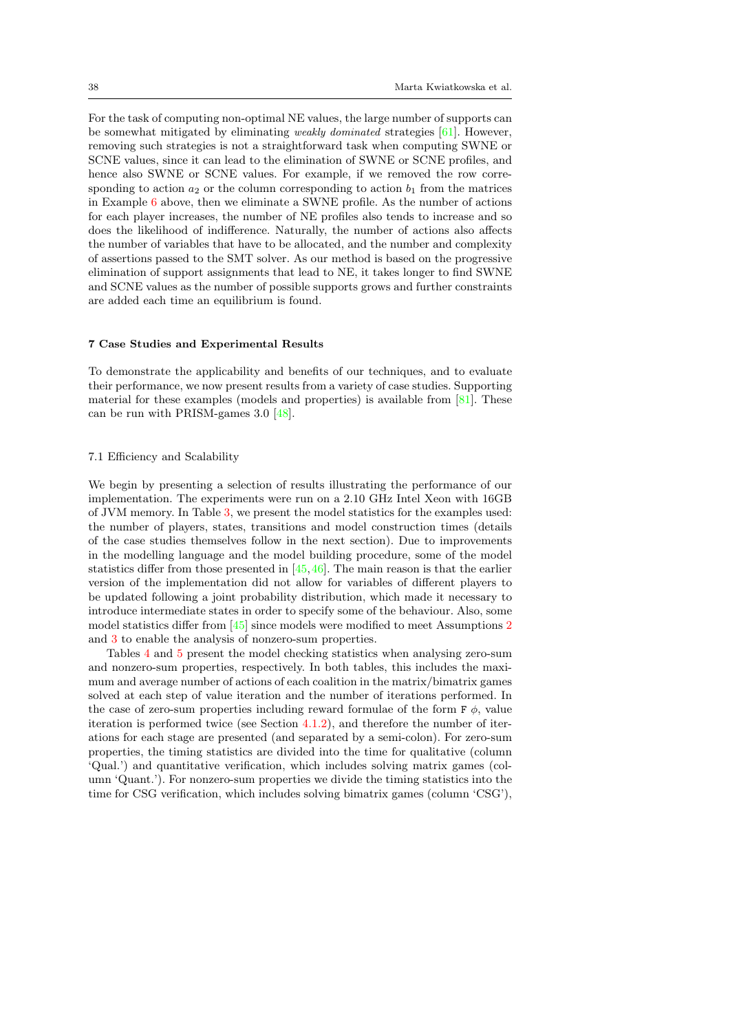For the task of computing non-optimal NE values, the large number of supports can be somewhat mitigated by eliminating *weakly dominated* strategies [61]. However, removing such strategies is not a straightforward task when computing SWNE or SCNE values, since it can lead to the elimination of SWNE or SCNE profiles, and hence also SWNE or SCNE values. For example, if we removed the row corresponding to action $a_2$ or the column corresponding to action $b_1$ from the matrices in Example 6 above, then we eliminate a SWNE profile. As the number of actions for each player increases, the number of NE profiles also tends to increase and so does the likelihood of indifference. Naturally, the number of actions also affects the number of variables that have to be allocated, and the number and complexity of assertions passed to the SMT solver. As our method is based on the progressive elimination of support assignments that lead to NE, it takes longer to find SWNE and SCNE values as the number of possible supports grows and further constraints are added each time an equilibrium is found.

## 7 Case Studies and Experimental Results

To demonstrate the applicability and benefits of our techniques, and to evaluate their performance, we now present results from a variety of case studies. Supporting material for these examples (models and properties) is available from [81]. These can be run with PRISM-games 3.0 [48].

### 7.1 Efficiency and Scalability

We begin by presenting a selection of results illustrating the performance of our implementation. The experiments were run on a 2.10 GHz Intel Xeon with 16GB of JVM memory. In Table 3, we present the model statistics for the examples used: the number of players, states, transitions and model construction times (details of the case studies themselves follow in the next section). Due to improvements in the modelling language and the model building procedure, some of the model statistics differ from those presented in [45,46]. The main reason is that the earlier version of the implementation did not allow for variables of different players to be updated following a joint probability distribution, which made it necessary to introduce intermediate states in order to specify some of the behaviour. Also, some model statistics differ from [45] since models were modified to meet Assumptions 2 and 3 to enable the analysis of nonzero-sum properties.

Tables 4 and 5 present the model checking statistics when analysing zero-sum and nonzero-sum properties, respectively. In both tables, this includes the maximum and average number of actions of each coalition in the matrix/bimatrix games solved at each step of value iteration and the number of iterations performed. In the case of zero-sum properties including reward formulae of the form F $\phi$, value iteration is performed twice (see Section 4.1.2), and therefore the number of iterations for each stage are presented (and separated by a semi-colon). For zero-sum properties, the timing statistics are divided into the time for qualitative (column 'Qual.') and quantitative verification, which includes solving matrix games (column 'Quant.'). For nonzero-sum properties we divide the timing statistics into the time for CSG verification, which includes solving bimatrix games (column 'CSG'),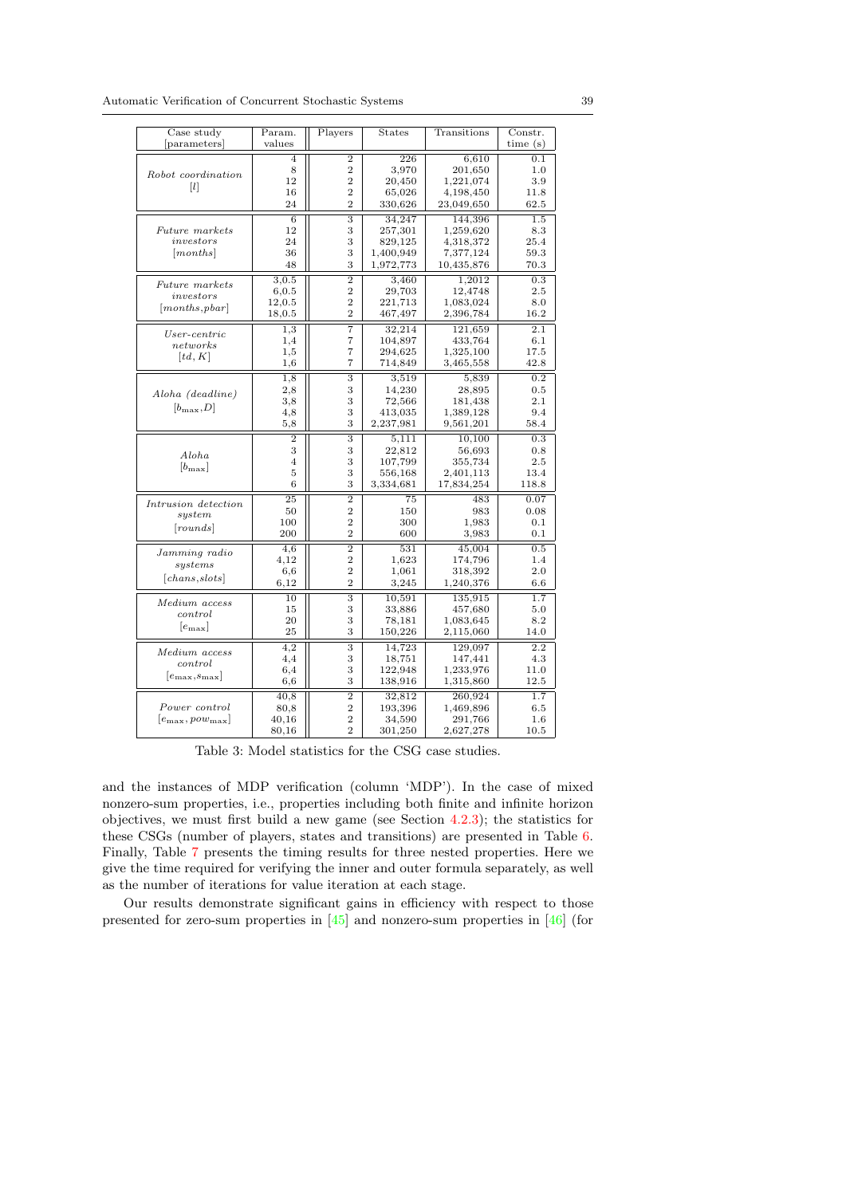| Case study [parameters] | Param. values | Players | States | Transitions | Constr. time (s) |
|---|---|---|---|---|---|
| *Robot coordination* $[l]$ | 4 | 2 | 226 | 6,610 | 0.1 |
| | 8 | 2 | 3,970 | 201,650 | 1.0 |
| | 12 | 2 | 20,450 | 1,221,074 | 3.9 |
| | 16 | 2 | 65,026 | 4,198,450 | 11.8 |
| | 24 | 2 | 330,626 | 23,049,650 | 62.5 |
| *Future markets investors* $[months]$ | 6 | 3 | 34,247 | 144,396 | 1.5 |
| | 12 | 3 | 257,301 | 1,259,620 | 8.3 |
| | 24 | 3 | 829,125 | 4,318,372 | 25.4 |
| | 36 | 3 | 1,400,949 | 7,377,124 | 59.3 |
| | 48 | 3 | 1,972,773 | 10,435,876 | 70.3 |
| *Future markets investors* $[months, pbar]$ | 3,0.5 | 2 | 3,460 | 1,2012 | 0.3 |
| | 6,0.5 | 2 | 29,703 | 12,4748 | 2.5 |
| | 12,0.5 | 2 | 221,713 | 1,083,024 | 8.0 |
| | 18,0.5 | 2 | 467,497 | 2,396,784 | 16.2 |
| *User-centric networks* $[td, K]$ | 1,3 | 7 | 32,214 | 121,659 | 2.1 |
| | 1,4 | 7 | 104,897 | 433,764 | 6.1 |
| | 1,5 | 7 | 294,625 | 1,325,100 | 17.5 |
| | 1,6 | 7 | 714,849 | 3,465,558 | 42.8 |
| *Aloha (deadline)* $[b_{\max}, D]$ | 1,8 | 3 | 3,519 | 5,839 | 0.2 |
| | 2,8 | 3 | 14,230 | 28,895 | 0.5 |
| | 3,8 | 3 | 72,566 | 181,438 | 2.1 |
| | 4,8 | 3 | 413,035 | 1,389,128 | 9.4 |
| | 5,8 | 3 | 2,237,981 | 9,561,201 | 58.4 |
| *Aloha* $[b_{\max}]$ | 2 | 3 | 5,111 | 10,100 | 0.3 |
| | 3 | 3 | 22,812 | 56,693 | 0.8 |
| | 4 | 3 | 107,799 | 355,734 | 2.5 |
| | 5 | 3 | 556,168 | 2,401,113 | 13.4 |
| | 6 | 3 | 3,334,681 | 17,834,254 | 118.8 |
| *Intrusion detection system* $[rounds]$ | 25 | 2 | 75 | 483 | 0.07 |
| | 50 | 2 | 150 | 983 | 0.08 |
| | 100 | 2 | 300 | 1,983 | 0.1 |
| | 200 | 2 | 600 | 3,983 | 0.1 |
| *Jamming radio systems* $[chans, slots]$ | 4,6 | 2 | 531 | 45,004 | 0.5 |
| | 4,12 | 2 | 1,623 | 174,796 | 1.4 |
| | 6,6 | 2 | 1,061 | 318,392 | 2.0 |
| | 6,12 | 2 | 3,245 | 1,240,376 | 6.6 |
| *Medium access control* $[e_{\max}]$ | 10 | 3 | 10,591 | 135,915 | 1.7 |
| | 15 | 3 | 33,886 | 457,680 | 5.0 |
| | 20 | 3 | 78,181 | 1,083,645 | 8.2 |
| | 25 | 3 | 150,226 | 2,115,060 | 14.0 |
| *Medium access control* $[e_{\max}, s_{\max}]$ | 4,2 | 3 | 14,723 | 129,097 | 2.2 |
| | 4,4 | 3 | 18,751 | 147,441 | 4.3 |
| | 6,4 | 3 | 122,948 | 1,233,976 | 11.0 |
| | 6,6 | 3 | 138,916 | 1,315,860 | 12.5 |
| *Power control* $[e_{\max}, pow_{\max}]$ | 40,8 | 2 | 32,812 | 260,924 | 1.7 |
| | 80,8 | 2 | 193,396 | 1,469,896 | 6.5 |
| | 40,16 | 2 | 34,590 | 291,766 | 1.6 |
| | 80,16 | 2 | 301,250 | 2,627,278 | 10.5 |

Table 3: Model statistics for the CSG case studies.

and the instances of MDP verification (column 'MDP'). In the case of mixed nonzero-sum properties, i.e., properties including both finite and infinite horizon objectives, we must first build a new game (see Section 4.2.3); the statistics for these CSGs (number of players, states and transitions) are presented in Table 6. Finally, Table 7 presents the timing results for three nested properties. Here we give the time required for verifying the inner and outer formula separately, as well as the number of iterations for value iteration at each stage.

Our results demonstrate significant gains in efficiency with respect to those presented for zero-sum properties in [45] and nonzero-sum properties in [46] (for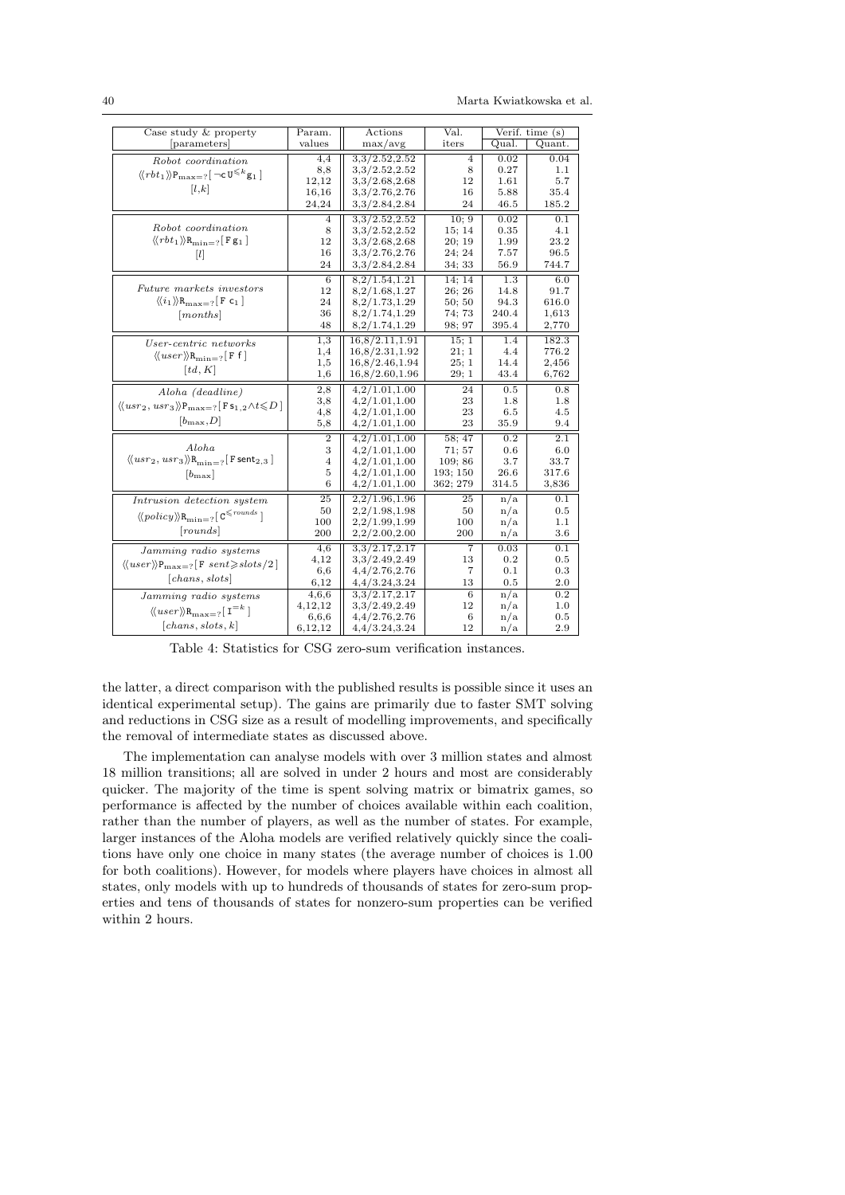| Case study & property [parameters] | Param. values | Actions max/avg | Val. iters | Verif. time (s) | |
|---|---|---|---|---|---|
| | | | | Qual. | Quant. |
| *Robot coordination* $\langle\langle rbt_1\rangle\rangle \mathtt{P}_{\max=?}[\,\neg \mathtt{c}\,\mathtt{U}^{\leqslant k}\,\mathtt{g}_1\,]$ $[l,k]$ | 4,4 | 3,3/2.52,2.52 | 4 | 0.02 | 0.04 |
| | 8,8 | 3,3/2.52,2.52 | 8 | 0.27 | 1.1 |
| | 12,12 | 3,3/2.68,2.68 | 12 | 1.61 | 5.7 |
| | 16,16 | 3,3/2.76,2.76 | 16 | 5.88 | 35.4 |
| | 24,24 | 3,3/2.84,2.84 | 24 | 46.5 | 185.2 |
| *Robot coordination* $\langle\langle rbt_1\rangle\rangle \mathtt{R}_{\min=?}[\,\mathtt{F}\,\mathtt{g}_1\,]$ $[l]$ | 4 | 3,3/2.52,2.52 | 10; 9 | 0.02 | 0.1 |
| | 8 | 3,3/2.52,2.52 | 15; 14 | 0.35 | 4.1 |
| | 12 | 3,3/2.68,2.68 | 20; 19 | 1.99 | 23.2 |
| | 16 | 3,3/2.76,2.76 | 24; 24 | 7.57 | 96.5 |
| | 24 | 3,3/2.84,2.84 | 34; 33 | 56.9 | 744.7 |
| *Future markets investors* $\langle\langle i_1\rangle\rangle \mathtt{R}_{\max=?}[\,\mathtt{F}\,\mathtt{c}_1\,]$ $[months]$ | 6 | 8,2/1.54,1.21 | 14; 14 | 1.3 | 6.0 |
| | 12 | 8,2/1.68,1.27 | 26; 26 | 14.8 | 91.7 |
| | 24 | 8,2/1.73,1.29 | 50; 50 | 94.3 | 616.0 |
| | 36 | 8,2/1.74,1.29 | 74; 73 | 240.4 | 1,613 |
| | 48 | 8,2/1.74,1.29 | 98; 97 | 395.4 | 2,770 |
| *User-centric networks* $\langle\langle user\rangle\rangle \mathtt{R}_{\min=?}[\,\mathtt{F}\,\mathtt{f}\,]$ $[td, K]$ | 1,3 | 16,8/2.11,1.91 | 15; 1 | 1.4 | 182.3 |
| | 1,4 | 16,8/2.31,1.92 | 21; 1 | 4.4 | 776.2 |
| | 1,5 | 16,8/2.46,1.94 | 25; 1 | 14.4 | 2,456 |
| | 1,6 | 16,8/2.60,1.96 | 29; 1 | 43.4 | 6,762 |
| *Aloha (deadline)* $\langle\langle usr_2, usr_3\rangle\rangle \mathtt{P}_{\max=?}[\,\mathtt{F}\,\mathtt{s}_{1,2}\wedge t\leqslant D\,]$ $[b_{\max}, D]$ | 2,8 | 4,2/1.01,1.00 | 24 | 0.5 | 0.8 |
| | 3,8 | 4,2/1.01,1.00 | 23 | 1.8 | 1.8 |
| | 4,8 | 4,2/1.01,1.00 | 23 | 6.5 | 4.5 |
| | 5,8 | 4,2/1.01,1.00 | 23 | 35.9 | 9.4 |
| *Aloha* $\langle\langle usr_2, usr_3\rangle\rangle \mathtt{R}_{\min=?}[\,\mathtt{F}\,\mathtt{sent}_{2,3}\,]$ $[b_{\max}]$ | 2 | 4,2/1.01,1.00 | 58; 47 | 0.2 | 2.1 |
| | 3 | 4,2/1.01,1.00 | 71; 57 | 0.6 | 6.0 |
| | 4 | 4,2/1.01,1.00 | 109; 86 | 3.7 | 33.7 |
| | 5 | 4,2/1.01,1.00 | 193; 150 | 26.6 | 317.6 |
| | 6 | 4,2/1.01,1.00 | 362; 279 | 314.5 | 3,836 |
| *Intrusion detection system* $\langle\langle policy\rangle\rangle \mathtt{R}_{\min=?}[\,\mathtt{C}^{\leqslant rounds}\,]$ $[rounds]$ | 25 | 2,2/1.96,1.96 | 25 | n/a | 0.1 |
| | 50 | 2,2/1.98,1.98 | 50 | n/a | 0.5 |
| | 100 | 2,2/1.99,1.99 | 100 | n/a | 1.1 |
| | 200 | 2,2/2.00,2.00 | 200 | n/a | 3.6 |
| *Jamming radio systems* $\langle\langle user\rangle\rangle \mathtt{P}_{\max=?}[\,\mathtt{F}\ sent\geqslant slots/2\,]$ $[chans, slots]$ | 4,6 | 3,3/2.17,2.17 | 7 | 0.03 | 0.1 |
| | 4,12 | 3,3/2.49,2.49 | 13 | 0.2 | 0.5 |
| | 6,6 | 4,4/2.76,2.76 | 7 | 0.1 | 0.3 |
| | 6,12 | 4,4/3.24,3.24 | 13 | 0.5 | 2.0 |
| *Jamming radio systems* $\langle\langle user\rangle\rangle \mathtt{R}_{\max=?}[\,\mathtt{I}^{=k}\,]$ $[chans, slots, k]$ | 4,6,6 | 3,3/2.17,2.17 | 6 | n/a | 0.2 |
| | 4,12,12 | 3,3/2.49,2.49 | 12 | n/a | 1.0 |
| | 6,6,6 | 4,4/2.76,2.76 | 6 | n/a | 0.5 |
| | 6,12,12 | 4,4/3.24,3.24 | 12 | n/a | 2.9 |

Table 4: Statistics for CSG zero-sum verification instances.

the latter, a direct comparison with the published results is possible since it uses an identical experimental setup). The gains are primarily due to faster SMT solving and reductions in CSG size as a result of modelling improvements, and specifically the removal of intermediate states as discussed above.

The implementation can analyse models with over 3 million states and almost 18 million transitions; all are solved in under 2 hours and most are considerably quicker. The majority of the time is spent solving matrix or bimatrix games, so performance is affected by the number of choices available within each coalition, rather than the number of players, as well as the number of states. For example, larger instances of the Aloha models are verified relatively quickly since the coalitions have only one choice in many states (the average number of choices is 1.00 for both coalitions). However, for models where players have choices in almost all states, only models with up to hundreds of thousands of states for zero-sum properties and tens of thousands of states for nonzero-sum properties can be verified within 2 hours.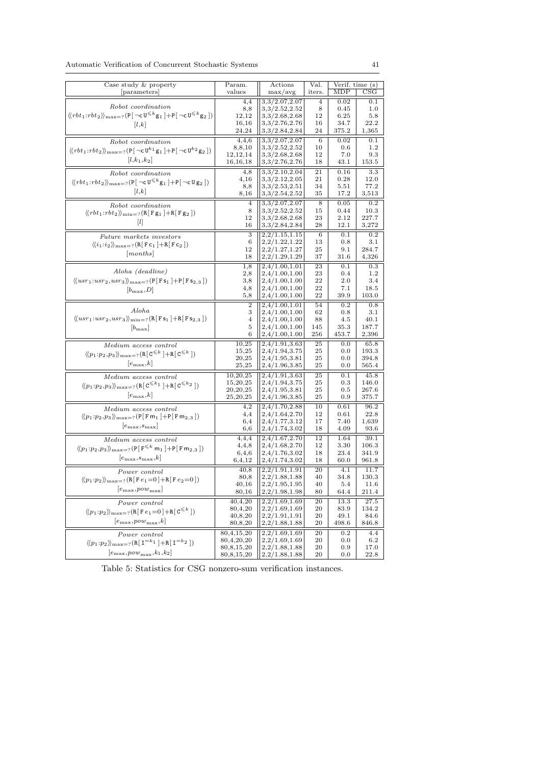| Case study & property [parameters] | Param. values | Actions max/avg | Val. iters. | Verif. time (s) MDP | CSG |
|---|---|---|---|---|---|
| *Robot coordination* $\langle\langle rbt_1{:}rbt_2\rangle\rangle_{\max=?}(\mathtt{P}[\,\neg\mathtt{c}\,\mathtt{U}^{\leqslant k}\,\mathtt{g}_1\,]{+}\mathtt{P}[\,\neg\mathtt{c}\,\mathtt{U}^{\leqslant k}\,\mathtt{g}_2\,])$ $[l,k]$ | 4,4 | 3,3/2.07,2.07 | 4 | 0.02 | 0.1 |
| | 8,8 | 3,3/2.52,2.52 | 8 | 0.45 | 1.0 |
| | 12,12 | 3,3/2.68,2.68 | 12 | 6.25 | 5.8 |
| | 16,16 | 3,3/2.76,2.76 | 16 | 34.7 | 22.2 |
| | 24,24 | 3,3/2.84,2.84 | 24 | 375.2 | 1,365 |
| *Robot coordination* $\langle\langle rbt_1{:}rbt_2\rangle\rangle_{\max=?}(\mathtt{P}[\,\neg\mathtt{c}\,\mathtt{U}^{k_1}\,\mathtt{g}_1\,]{+}\mathtt{P}[\,\neg\mathtt{c}\,\mathtt{U}^{k_2}\,\mathtt{g}_2\,])$ $[l,k_1,k_2]$ | 4,4,6 | 3,3/2.07,2.07 | 6 | 0.02 | 0.1 |
| | 8,8,10 | 3,3/2.52,2.52 | 10 | 0.6 | 1.2 |
| | 12,12,14 | 3,3/2.68,2.68 | 12 | 7.0 | 9.3 |
| | 16,16,18 | 3,3/2.76,2.76 | 18 | 43.1 | 153.5 |
| *Robot coordination* $\langle\langle rbt_1{:}rbt_2\rangle\rangle_{\max=?}(\mathtt{P}[\,\neg\mathtt{c}\,\mathtt{U}^{\leqslant k}\,\mathtt{g}_1\,]{+}\mathtt{P}[\,\neg\mathtt{c}\,\mathtt{U}\,\mathtt{g}_2\,])$ $[l,k]$ | 4,8 | 3,3/2.10,2.04 | 21 | 0.16 | 3.3 |
| | 4,16 | 3,3/2.12,2.05 | 21 | 0.28 | 12.0 |
| | 8,8 | 3,3/2.53,2.51 | 34 | 5.51 | 77.2 |
| | 8,16 | 3,3/2.54,2.52 | 35 | 17.2 | 3,513 |
| *Robot coordination* $\langle\langle rbt_1{:}rbt_2\rangle\rangle_{\min=?}(\mathtt{R}[\,\mathtt{F}\,\mathtt{g}_1\,]{+}\mathtt{R}[\,\mathtt{F}\,\mathtt{g}_2\,])$ $[l]$ | 4 | 3,3/2.07,2.07 | 8 | 0.05 | 0.2 |
| | 8 | 3,3/2.52,2.52 | 15 | 0.44 | 10.3 |
| | 12 | 3,3/2.68,2.68 | 23 | 2.12 | 227.7 |
| | 16 | 3,3/2.84,2.84 | 28 | 12.1 | 3,272 |
| *Future markets investors* $\langle\langle i_1{:}i_2\rangle\rangle_{\max=?}(\mathtt{R}[\,\mathtt{F}\,\mathtt{c}_1\,]{+}\mathtt{R}[\,\mathtt{F}\,\mathtt{c}_2\,])$ $[months]$ | 3 | 2,2/1.15,1.15 | 6 | 0.1 | 0.2 |
| | 6 | 2,2/1.22,1.22 | 13 | 0.8 | 3.1 |
| | 12 | 2,2/1.27,1.27 | 25 | 9.1 | 284.7 |
| | 18 | 2,2/1.29,1.29 | 37 | 31.6 | 4,326 |
| *Aloha (deadline)* $\langle\langle usr_1{:}usr_2,usr_3\rangle\rangle_{\max=?}(\mathtt{P}[\,\mathtt{F}\,\mathtt{s}_1\,]{+}\mathtt{P}[\,\mathtt{F}\,\mathtt{s}_{2,3}\,])$ $[b_{\max},D]$ | 1,8 | 2,4/1.00,1.01 | 23 | 0.1 | 0.3 |
| | 2,8 | 2,4/1.00,1.00 | 23 | 0.4 | 1.2 |
| | 3,8 | 2,4/1.00,1.00 | 22 | 2.0 | 3.4 |
| | 4,8 | 2,4/1.00,1.00 | 22 | 7.1 | 18.5 |
| | 5,8 | 2,4/1.00,1.00 | 22 | 39.9 | 103.0 |
| *Aloha* $\langle\langle usr_1{:}usr_2,usr_3\rangle\rangle_{\min=?}(\mathtt{R}[\,\mathtt{F}\,\mathtt{s}_1\,]{+}\mathtt{R}[\,\mathtt{F}\,\mathtt{s}_{2,3}\,])$ $[b_{\max}]$ | 2 | 2,4/1.00,1.01 | 54 | 0.2 | 0.8 |
| | 3 | 2,4/1.00,1.00 | 62 | 0.8 | 3.1 |
| | 4 | 2,4/1.00,1.00 | 88 | 4.5 | 40.1 |
| | 5 | 2,4/1.00,1.00 | 145 | 35.3 | 187.7 |
| | 6 | 2,4/1.00,1.00 | 256 | 453.7 | 2,396 |
| *Medium access control* $\langle\langle p_1{:}p_2,p_3\rangle\rangle_{\max=?}(\mathtt{R}[\,\mathtt{C}^{\leqslant k}\,]{+}\mathtt{R}[\,\mathtt{C}^{\leqslant k}\,])$ $[e_{\max},k]$ | 10,25 | 2,4/1.91,3.63 | 25 | 0.0 | 65.8 |
| | 15,25 | 2,4/1.94,3.75 | 25 | 0.0 | 193.3 |
| | 20,25 | 2,4/1.95,3.81 | 25 | 0.0 | 394.8 |
| | 25,25 | 2,4/1.96,3.85 | 25 | 0.0 | 565.4 |
| *Medium access control* $\langle\langle p_1{:}p_2,p_3\rangle\rangle_{\max=?}(\mathtt{R}[\,\mathtt{C}^{\leqslant k_1}\,]{+}\mathtt{R}[\,\mathtt{C}^{\leqslant k_2}\,])$ $[e_{\max},k]$ | 10,20,25 | 2,4/1.91,3.63 | 25 | 0.1 | 45.8 |
| | 15,20,25 | 2,4/1.94,3.75 | 25 | 0.3 | 146.0 |
| | 20,20,25 | 2,4/1.95,3.81 | 25 | 0.5 | 267.6 |
| | 25,20,25 | 2,4/1.96,3.85 | 25 | 0.9 | 375.7 |
| *Medium access control* $\langle\langle p_1{:}p_2,p_3\rangle\rangle_{\max=?}(\mathtt{P}[\,\mathtt{F}\,\mathtt{m}_1\,]{+}\mathtt{P}[\,\mathtt{F}\,\mathtt{m}_{2,3}\,])$ $[e_{\max},s_{\max}]$ | 4,2 | 2,4/1.70,2.88 | 10 | 0.61 | 96.2 |
| | 4,4 | 2,4/1.64,2.70 | 12 | 0.61 | 22.8 |
| | 6,4 | 2,4/1.77,3.12 | 17 | 7.40 | 1,639 |
| | 6,6 | 2,4/1.74,3.02 | 18 | 4.09 | 93.6 |
| *Medium access control* $\langle\langle p_1{:}p_2,p_3\rangle\rangle_{\max=?}(\mathtt{P}[\,\mathtt{F}^{\leqslant k}\,\mathtt{m}_1\,]{+}\mathtt{P}[\,\mathtt{F}\,\mathtt{m}_{2,3}\,])$ $[e_{\max},s_{\max},k]$ | 4,4,4 | 2,4/1.67,2.70 | 12 | 1.64 | 39.1 |
| | 4,4,8 | 2,4/1.68,2.70 | 12 | 3.30 | 106.3 |
| | 6,4,6 | 2,4/1.76,3.02 | 18 | 23.4 | 341.9 |
| | 6,4,12 | 2,4/1.74,3.02 | 18 | 60.0 | 961.8 |
| *Power control* $\langle\langle p_1{:}p_2\rangle\rangle_{\max=?}(\mathtt{R}[\,\mathtt{F}\,e_1{=}0\,]{+}\mathtt{R}[\,\mathtt{F}\,e_2{=}0\,])$ $[e_{\max},pow_{\max}]$ | 40,8 | 2,2/1.91,1.91 | 20 | 4.1 | 11.7 |
| | 80,8 | 2,2/1.88,1.88 | 40 | 34.8 | 130.3 |
| | 40,16 | 2,2/1.95,1.95 | 40 | 5.4 | 11.6 |
| | 80,16 | 2,2/1.98,1.98 | 80 | 64.4 | 211.4 |
| *Power control* $\langle\langle p_1{:}p_2\rangle\rangle_{\max=?}(\mathtt{R}[\,\mathtt{F}\,e_1{=}0\,]{+}\mathtt{R}[\,\mathtt{C}^{\leqslant k}\,])$ $[e_{\max},pow_{\max},k]$ | 40,4,20 | 2,2/1.69,1.69 | 20 | 13.3 | 27.5 |
| | 80,4,20 | 2,2/1.69,1.69 | 20 | 83.9 | 134.2 |
| | 40,8,20 | 2,2/1.91,1.91 | 20 | 49.1 | 84.6 |
| | 80,8,20 | 2,2/1.88,1.88 | 20 | 498.6 | 846.8 |
| *Power control* $\langle\langle p_1{:}p_2\rangle\rangle_{\max=?}(\mathtt{R}[\,\mathtt{I}^{=k_1}\,]{+}\mathtt{R}[\,\mathtt{I}^{=k_2}\,])$ $[e_{\max},pow_{\max},k_1,k_2]$ | 80,4,15,20 | 2,2/1.69,1.69 | 20 | 0.2 | 4.4 |
| | 80,4,20,20 | 2,2/1.69,1.69 | 20 | 0.0 | 6.2 |
| | 80,8,15,20 | 2,2/1.88,1.88 | 20 | 0.9 | 17.0 |
| | 80,8,15,20 | 2,2/1.88,1.88 | 20 | 0.0 | 22.8 |

Table 5: Statistics for CSG nonzero-sum verification instances.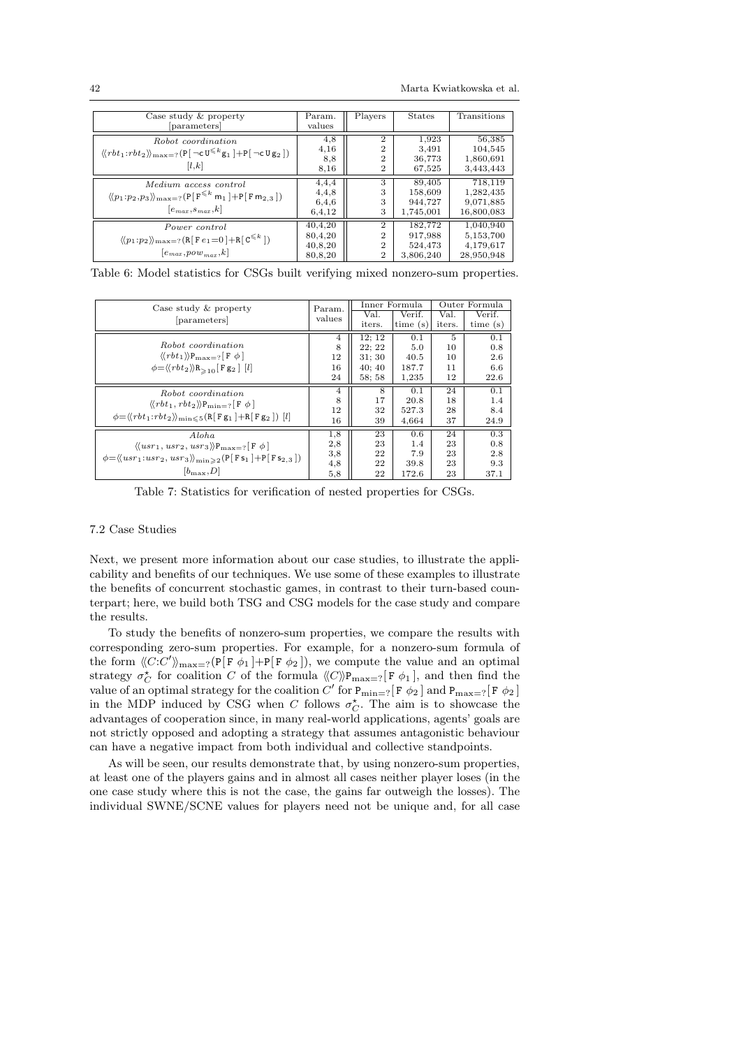| Case study & property [parameters] | Param. values | Players | States | Transitions |
|---|---|---|---|---|
| *Robot coordination* $\langle\langle rbt_1{:}rbt_2\rangle\rangle_{\max=?}(\mathtt{P}[\,\neg\mathtt{c}\,\mathtt{U}^{\leqslant k}\,\mathtt{g}_1\,]+\mathtt{P}[\,\neg\mathtt{c}\,\mathtt{U}\,\mathtt{g}_2\,])$ $[l,k]$ | 4,8 | 2 | 1,923 | 56,385 |
| | 4,16 | 2 | 3,491 | 104,545 |
| | 8,8 | 2 | 36,773 | 1,860,691 |
| | 8,16 | 2 | 67,525 | 3,443,443 |
| *Medium access control* $\langle\langle p_1{:}p_2,p_3\rangle\rangle_{\max=?}(\mathtt{P}[\,\mathtt{F}^{\leqslant k}\,\mathtt{m}_1\,]+\mathtt{P}[\,\mathtt{F}\,\mathtt{m}_{2,3}\,])$ $[e_{max},s_{max},k]$ | 4,4,4 | 3 | 89,405 | 718,119 |
| | 4,4,8 | 3 | 158,609 | 1,282,435 |
| | 6,4,6 | 3 | 944,727 | 9,071,885 |
| | 6,4,12 | 3 | 1,745,001 | 16,800,083 |
| *Power control* $\langle\langle p_1{:}p_2\rangle\rangle_{\max=?}(\mathtt{R}[\,\mathtt{F}\,e_1{=}0\,]+\mathtt{R}[\,\mathtt{C}^{\leqslant k}\,])$ $[e_{max},pow_{max},k]$ | 40,4,20 | 2 | 182,772 | 1,040,940 |
| | 80,4,20 | 2 | 917,988 | 5,153,700 |
| | 40,8,20 | 2 | 524,473 | 4,179,617 |
| | 80,8,20 | 2 | 3,806,240 | 28,950,948 |

Table 6: Model statistics for CSGs built verifying mixed nonzero-sum properties.

| Case study & property [parameters] | Param. values | Inner Formula | | Outer Formula | |
|---|---|---|---|---|---|
| | | Val. iters. | Verif. time (s) | Val. iters. | Verif. time (s) |
| *Robot coordination* $\langle\langle rbt_1\rangle\rangle\mathtt{P}_{\max=?}[\,\mathtt{F}\ \phi\,]$ $\phi{=}\langle\langle rbt_2\rangle\rangle\mathtt{R}_{\geqslant 10}[\,\mathtt{F}\,\mathtt{g}_2\,]$ $[l]$ | 4 | 12; 12 | 0.1 | 5 | 0.1 |
| | 8 | 22; 22 | 5.0 | 10 | 0.8 |
| | 12 | 31; 30 | 40.5 | 10 | 2.6 |
| | 16 | 40; 40 | 187.7 | 11 | 6.6 |
| | 24 | 58; 58 | 1,235 | 12 | 22.6 |
| *Robot coordination* $\langle\langle rbt_1,\,rbt_2\rangle\rangle\mathtt{P}_{\min=?}[\,\mathtt{F}\ \phi\,]$ $\phi{=}\langle\langle rbt_1{:}rbt_2\rangle\rangle_{\min\leqslant 5}(\mathtt{R}[\,\mathtt{F}\,\mathtt{g}_1\,]+\mathtt{R}[\,\mathtt{F}\,\mathtt{g}_2\,])$ $[l]$ | 4 | 8 | 0.1 | 24 | 0.1 |
| | 8 | 17 | 20.8 | 18 | 1.4 |
| | 12 | 32 | 527.3 | 28 | 8.4 |
| | 16 | 39 | 4,664 | 37 | 24.9 |
| *Aloha* $\langle\langle usr_1,\,usr_2,\,usr_3\rangle\rangle\mathtt{P}_{\max=?}[\,\mathtt{F}\ \phi\,]$ $\phi{=}\langle\langle usr_1{:}usr_2,\,usr_3\rangle\rangle_{\min\geqslant 2}(\mathtt{P}[\,\mathtt{F}\,\mathtt{s}_1\,]+\mathtt{P}[\,\mathtt{F}\,\mathtt{s}_{2,3}\,])$ $[b_{\max},D]$ | 1,8 | 23 | 0.6 | 24 | 0.3 |
| | 2,8 | 23 | 1.4 | 23 | 0.8 |
| | 3,8 | 22 | 7.9 | 23 | 2.8 |
| | 4,8 | 22 | 39.8 | 23 | 9.3 |
| | 5,8 | 22 | 172.6 | 23 | 37.1 |

Table 7: Statistics for verification of nested properties for CSGs.

### 7.2 Case Studies

Next, we present more information about our case studies, to illustrate the applicability and benefits of our techniques. We use some of these examples to illustrate the benefits of concurrent stochastic games, in contrast to their turn-based counterpart; here, we build both TSG and CSG models for the case study and compare the results.

To study the benefits of nonzero-sum properties, we compare the results with corresponding zero-sum properties. For example, for a nonzero-sum formula of the form $\langle\langle C{:}C'\rangle\rangle_{\max=?}(\mathtt{P}[\,\mathtt{F}\ \phi_1\,]+\mathtt{P}[\,\mathtt{F}\ \phi_2\,])$, we compute the value and an optimal strategy $\sigma^\star_C$ for coalition $C$ of the formula $\langle\langle C\rangle\rangle\mathtt{P}_{\max=?}[\,\mathtt{F}\ \phi_1\,]$, and then find the value of an optimal strategy for the coalition $C'$ for $\mathtt{P}_{\min=?}[\,\mathtt{F}\ \phi_2\,]$ and $\mathtt{P}_{\max=?}[\,\mathtt{F}\ \phi_2\,]$ in the MDP induced by CSG when $C$ follows $\sigma^\star_C$. The aim is to showcase the advantages of cooperation since, in many real-world applications, agents' goals are not strictly opposed and adopting a strategy that assumes antagonistic behaviour can have a negative impact from both individual and collective standpoints.

As will be seen, our results demonstrate that, by using nonzero-sum properties, at least one of the players gains and in almost all cases neither player loses (in the one case study where this is not the case, the gains far outweigh the losses). The individual SWNE/SCNE values for players need not be unique and, for all case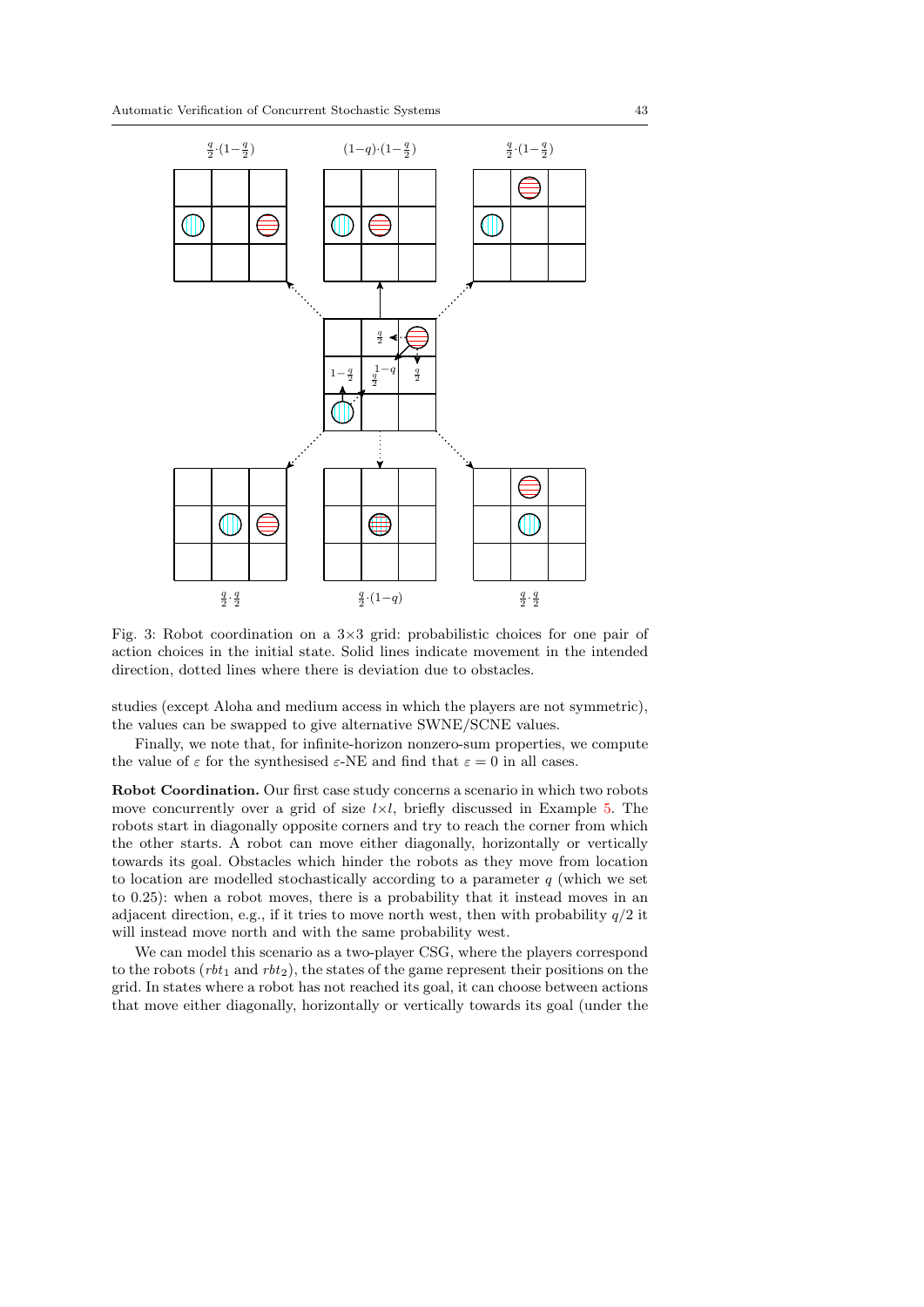Fig. 3: Robot coordination on a 3×3 grid: probabilistic choices for one pair of action choices in the initial state. Solid lines indicate movement in the intended direction, dotted lines where there is deviation due to obstacles.

studies (except Aloha and medium access in which the players are not symmetric), the values can be swapped to give alternative SWNE/SCNE values.

Finally, we note that, for infinite-horizon nonzero-sum properties, we compute the value of $\varepsilon$ for the synthesised $\varepsilon$-NE and find that $\varepsilon = 0$ in all cases.

**Robot Coordination.** Our first case study concerns a scenario in which two robots move concurrently over a grid of size $l{\times}l$, briefly discussed in Example 5. The robots start in diagonally opposite corners and try to reach the corner from which the other starts. A robot can move either diagonally, horizontally or vertically towards its goal. Obstacles which hinder the robots as they move from location to location are modelled stochastically according to a parameter $q$ (which we set to 0.25): when a robot moves, there is a probability that it instead moves in an adjacent direction, e.g., if it tries to move north west, then with probability $q/2$ it will instead move north and with the same probability west.

We can model this scenario as a two-player CSG, where the players correspond to the robots ($rbt_1$ and $rbt_2$), the states of the game represent their positions on the grid. In states where a robot has not reached its goal, it can choose between actions that move either diagonally, horizontally or vertically towards its goal (under the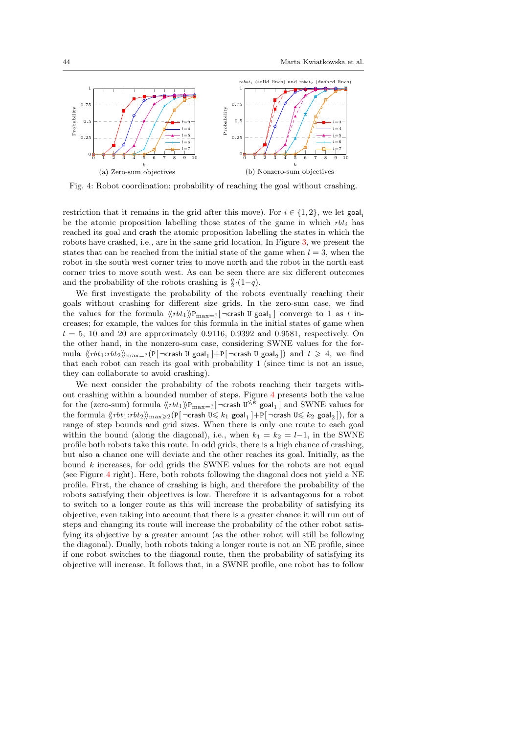Fig. 4: Robot coordination: probability of reaching the goal without crashing.

(a) Zero-sum objectives

(b) Nonzero-sum objectives

restriction that it remains in the grid after this move). For $i \in \{1,2\}$, we let $\mathsf{goal}_i$ be the atomic proposition labelling those states of the game in which $rbt_i$ has reached its goal and $\mathsf{crash}$ the atomic proposition labelling the states in which the robots have crashed, i.e., are in the same grid location. In Figure 3, we present the states that can be reached from the initial state of the game when $l=3$, when the robot in the south west corner tries to move north and the robot in the north east corner tries to move south west. As can be seen there are six different outcomes and the probability of the robots crashing is $\frac{q}{2}\cdot(1-q)$.

We first investigate the probability of the robots eventually reaching their goals without crashing for different size grids. In the zero-sum case, we find the values for the formula $\langle\langle rbt_1 \rangle\rangle \mathtt{P}_{\max=?}[\,\neg\mathsf{crash}\ \mathtt{U}\ \mathsf{goal}_1\,]$ converge to 1 as $l$ increases; for example, the values for this formula in the initial states of game when $l=5$, 10 and 20 are approximately 0.9116, 0.9392 and 0.9581, respectively. On the other hand, in the nonzero-sum case, considering SWNE values for the formula $\langle\langle rbt_1{:}rbt_2 \rangle\rangle_{\max=?}(\mathtt{P}[\,\neg\mathsf{crash}\ \mathtt{U}\ \mathsf{goal}_1\,]+\mathtt{P}[\,\neg\mathsf{crash}\ \mathtt{U}\ \mathsf{goal}_2\,])$ and $l \geqslant 4$, we find that each robot can reach its goal with probability 1 (since time is not an issue, they can collaborate to avoid crashing).

We next consider the probability of the robots reaching their targets without crashing within a bounded number of steps. Figure 4 presents both the value for the (zero-sum) formula $\langle\langle rbt_1 \rangle\rangle \mathtt{P}_{\max=?}[\,\neg\mathsf{crash}\ \mathtt{U}^{\leqslant k}\ \mathsf{goal}_1\,]$ and SWNE values for the formula $\langle\langle rbt_1{:}rbt_2 \rangle\rangle_{\max\geqslant 2}(\mathtt{P}[\,\neg\mathsf{crash}\ \mathtt{U}{\leqslant}\ k_1\ \mathsf{goal}_1\,]+\mathtt{P}[\,\neg\mathsf{crash}\ \mathtt{U}{\leqslant}\ k_2\ \mathsf{goal}_2\,])$, for a range of step bounds and grid sizes. When there is only one route to each goal within the bound (along the diagonal), i.e., when $k_1=k_2=l{-}1$, in the SWNE profile both robots take this route. In odd grids, there is a high chance of crashing, but also a chance one will deviate and the other reaches its goal. Initially, as the bound $k$ increases, for odd grids the SWNE values for the robots are not equal (see Figure 4 right). Here, both robots following the diagonal does not yield a NE profile. First, the chance of crashing is high, and therefore the probability of the robots satisfying their objectives is low. Therefore it is advantageous for a robot to switch to a longer route as this will increase the probability of satisfying its objective, even taking into account that there is a greater chance it will run out of steps and changing its route will increase the probability of the other robot satisfying its objective by a greater amount (as the other robot will still be following the diagonal). Dually, both robots taking a longer route is not an NE profile, since if one robot switches to the diagonal route, then the probability of satisfying its objective will increase. It follows that, in a SWNE profile, one robot has to follow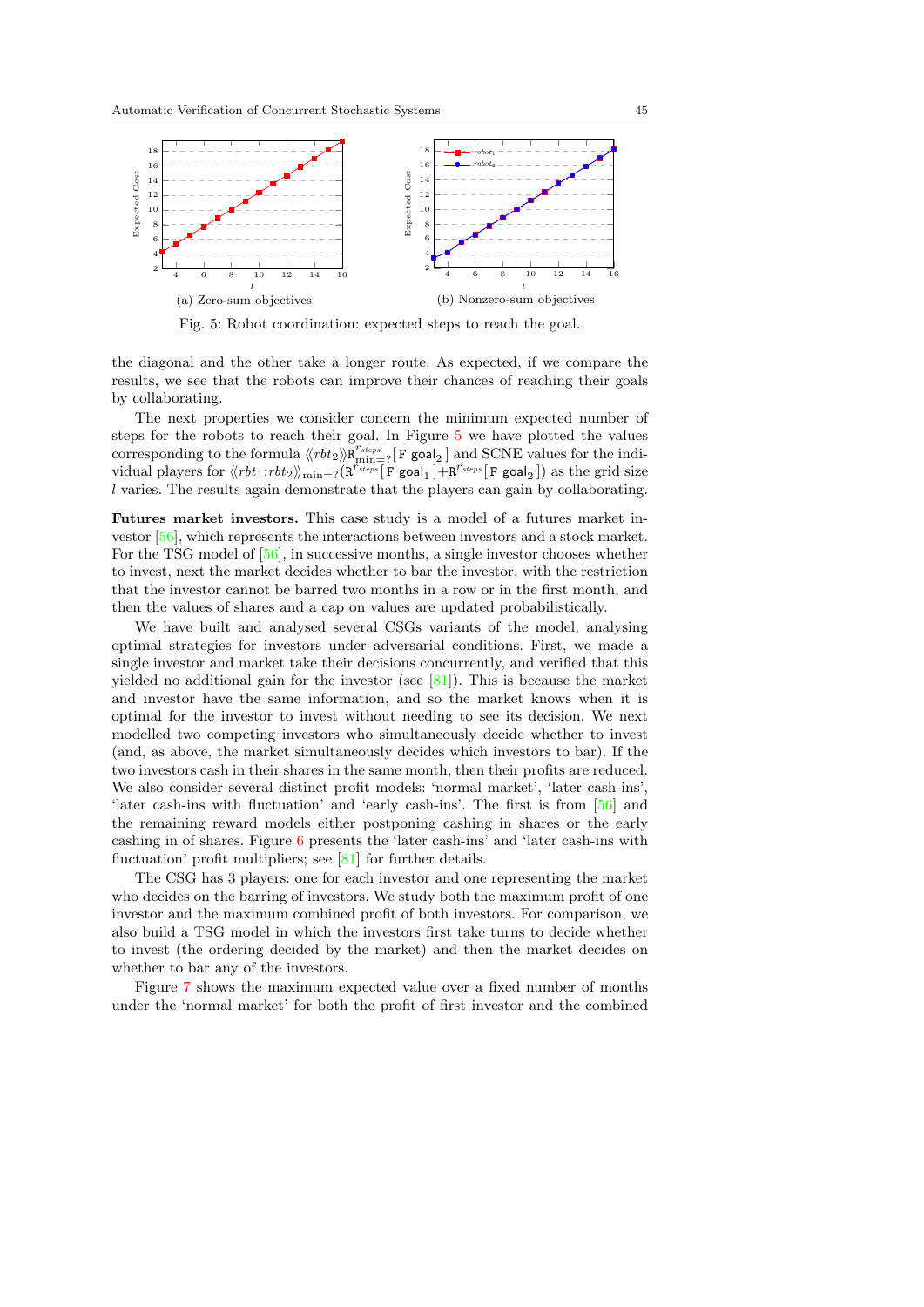(a) Zero-sum objectives

(b) Nonzero-sum objectives

Fig. 5: Robot coordination: expected steps to reach the goal.

the diagonal and the other take a longer route. As expected, if we compare the results, we see that the robots can improve their chances of reaching their goals by collaborating.

The next properties we consider concern the minimum expected number of steps for the robots to reach their goal. In Figure 5 we have plotted the values corresponding to the formula $\langle\langle rbt_2 \rangle\rangle \mathtt{R}^{r_{steps}}_{\min=?}[\,\mathtt{F}\ \mathsf{goal}_2\,]$ and SCNE values for the individual players for $\langle\langle rbt_1{:}rbt_2 \rangle\rangle_{\min=?}(\mathtt{R}^{r_{steps}}[\,\mathtt{F}\ \mathsf{goal}_1\,]{+}\mathtt{R}^{r_{steps}}[\,\mathtt{F}\ \mathsf{goal}_2\,])$ as the grid size $l$ varies. The results again demonstrate that the players can gain by collaborating.

**Futures market investors.** This case study is a model of a futures market investor [56], which represents the interactions between investors and a stock market. For the TSG model of [56], in successive months, a single investor chooses whether to invest, next the market decides whether to bar the investor, with the restriction that the investor cannot be barred two months in a row or in the first month, and then the values of shares and a cap on values are updated probabilistically.

We have built and analysed several CSGs variants of the model, analysing optimal strategies for investors under adversarial conditions. First, we made a single investor and market take their decisions concurrently, and verified that this yielded no additional gain for the investor (see [81]). This is because the market and investor have the same information, and so the market knows when it is optimal for the investor to invest without needing to see its decision. We next modelled two competing investors who simultaneously decide whether to invest (and, as above, the market simultaneously decides which investors to bar). If the two investors cash in their shares in the same month, then their profits are reduced. We also consider several distinct profit models: 'normal market', 'later cash-ins', 'later cash-ins with fluctuation' and 'early cash-ins'. The first is from [56] and the remaining reward models either postponing cashing in shares or the early cashing in of shares. Figure 6 presents the 'later cash-ins' and 'later cash-ins with fluctuation' profit multipliers; see [81] for further details.

The CSG has 3 players: one for each investor and one representing the market who decides on the barring of investors. We study both the maximum profit of one investor and the maximum combined profit of both investors. For comparison, we also build a TSG model in which the investors first take turns to decide whether to invest (the ordering decided by the market) and then the market decides on whether to bar any of the investors.

Figure 7 shows the maximum expected value over a fixed number of months under the 'normal market' for both the profit of first investor and the combined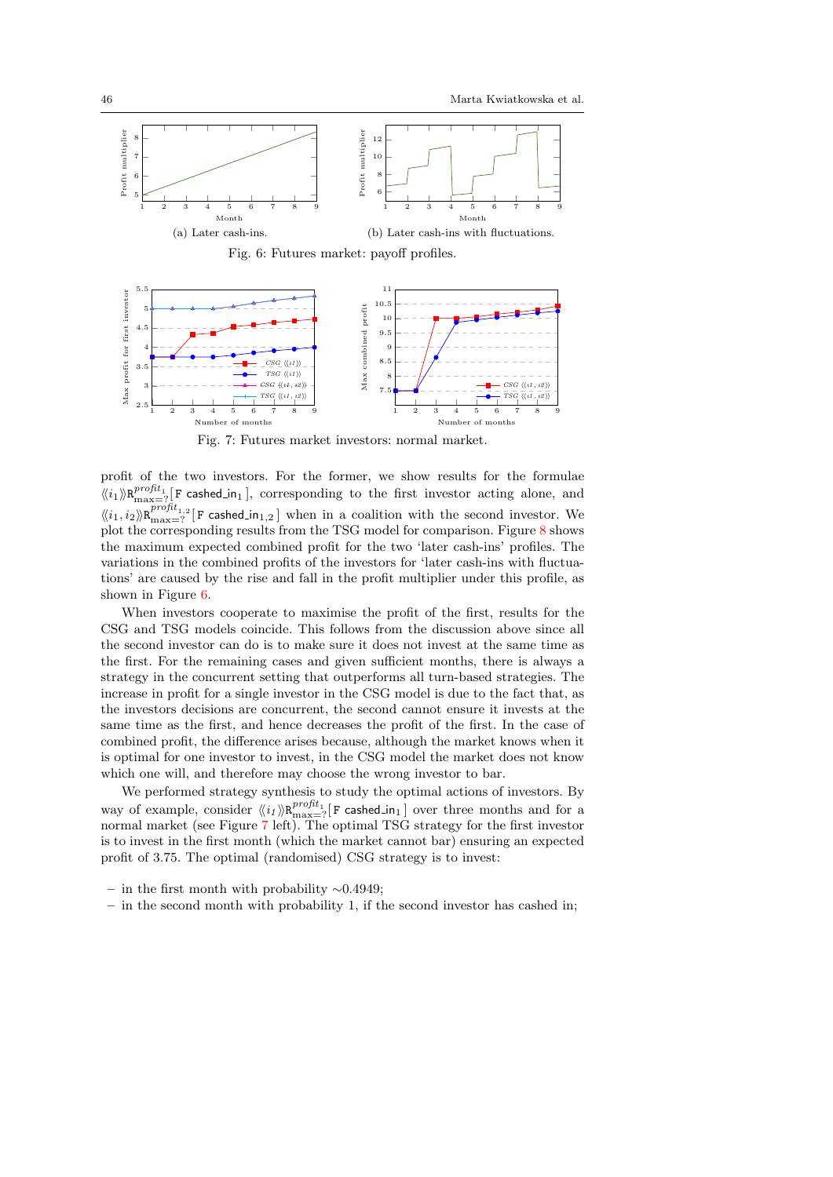(a) Later cash-ins.

(b) Later cash-ins with fluctuations.

Fig. 6: Futures market: payoff profiles.

Fig. 7: Futures market investors: normal market.

profit of the two investors. For the former, we show results for the formulae $\langle\langle i_1 \rangle\rangle \mathtt{R}^{profit_1}_{\max=?}[\,\mathtt{F}\ \mathsf{cashed\_in}_1\,]$, corresponding to the first investor acting alone, and $\langle\langle i_1, i_2 \rangle\rangle \mathtt{R}^{profit_{1,2}}_{\max=?}[\,\mathtt{F}\ \mathsf{cashed\_in}_{1,2}\,]$ when in a coalition with the second investor. We plot the corresponding results from the TSG model for comparison. Figure 8 shows the maximum expected combined profit for the two 'later cash-ins' profiles. The variations in the combined profits of the investors for 'later cash-ins with fluctuations' are caused by the rise and fall in the profit multiplier under this profile, as shown in Figure 6.

When investors cooperate to maximise the profit of the first, results for the CSG and TSG models coincide. This follows from the discussion above since all the second investor can do is to make sure it does not invest at the same time as the first. For the remaining cases and given sufficient months, there is always a strategy in the concurrent setting that outperforms all turn-based strategies. The increase in profit for a single investor in the CSG model is due to the fact that, as the investors decisions are concurrent, the second cannot ensure it invests at the same time as the first, and hence decreases the profit of the first. In the case of combined profit, the difference arises because, although the market knows when it is optimal for one investor to invest, in the CSG model the market does not know which one will, and therefore may choose the wrong investor to bar.

We performed strategy synthesis to study the optimal actions of investors. By way of example, consider $\langle\langle i_1 \rangle\rangle \mathtt{R}^{profit_1}_{\max=?}[\,\mathtt{F}\ \mathsf{cashed\_in}_1\,]$ over three months and for a normal market (see Figure 7 left). The optimal TSG strategy for the first investor is to invest in the first month (which the market cannot bar) ensuring an expected profit of 3.75. The optimal (randomised) CSG strategy is to invest:

- in the first month with probability $\sim$0.4949;
- in the second month with probability 1, if the second investor has cashed in;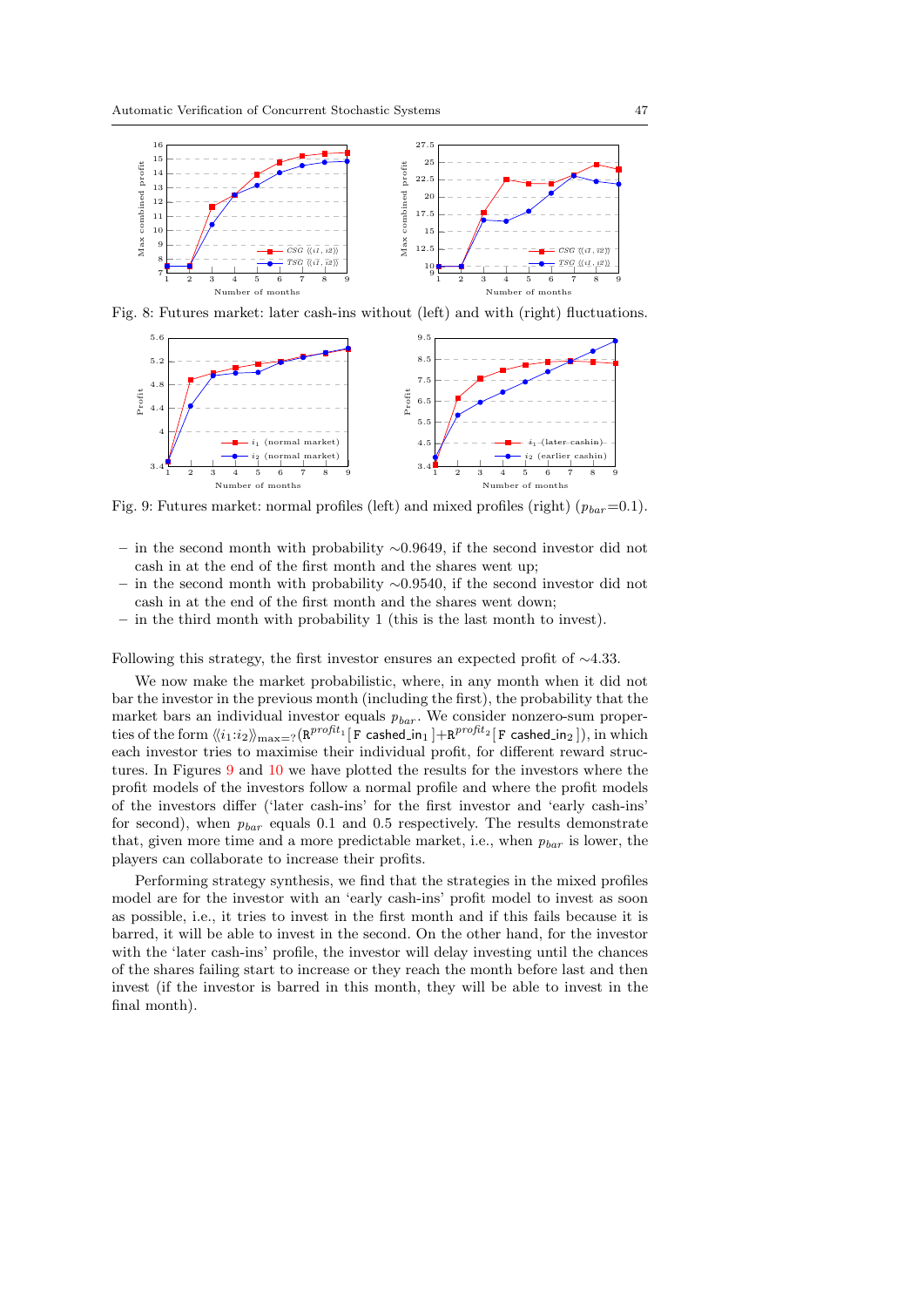Fig. 8: Futures market: later cash-ins without (left) and with (right) fluctuations.

Fig. 9: Futures market: normal profiles (left) and mixed profiles (right) ($p_{bar}$=0.1).

– in the second month with probability ∼0.9649, if the second investor did not cash in at the end of the first month and the shares went up;
– in the second month with probability ∼0.9540, if the second investor did not cash in at the end of the first month and the shares went down;
– in the third month with probability 1 (this is the last month to invest).

Following this strategy, the first investor ensures an expected profit of ∼4.33.

We now make the market probabilistic, where, in any month when it did not bar the investor in the previous month (including the first), the probability that the market bars an individual investor equals $p_{bar}$. We consider nonzero-sum properties of the form $\langle\langle i_1{:}i_2 \rangle\rangle_{\max=?}(\mathtt{R}^{profit_1}[\,\mathtt{F}\ \mathsf{cashed\_in}_1\,]+\mathtt{R}^{profit_2}[\,\mathtt{F}\ \mathsf{cashed\_in}_2\,])$, in which each investor tries to maximise their individual profit, for different reward structures. In Figures 9 and 10 we have plotted the results for the investors where the profit models of the investors follow a normal profile and where the profit models of the investors differ ('later cash-ins' for the first investor and 'early cash-ins' for second), when $p_{bar}$ equals 0.1 and 0.5 respectively. The results demonstrate that, given more time and a more predictable market, i.e., when $p_{bar}$ is lower, the players can collaborate to increase their profits.

Performing strategy synthesis, we find that the strategies in the mixed profiles model are for the investor with an 'early cash-ins' profit model to invest as soon as possible, i.e., it tries to invest in the first month and if this fails because it is barred, it will be able to invest in the second. On the other hand, for the investor with the 'later cash-ins' profile, the investor will delay investing until the chances of the shares failing start to increase or they reach the month before last and then invest (if the investor is barred in this month, they will be able to invest in the final month).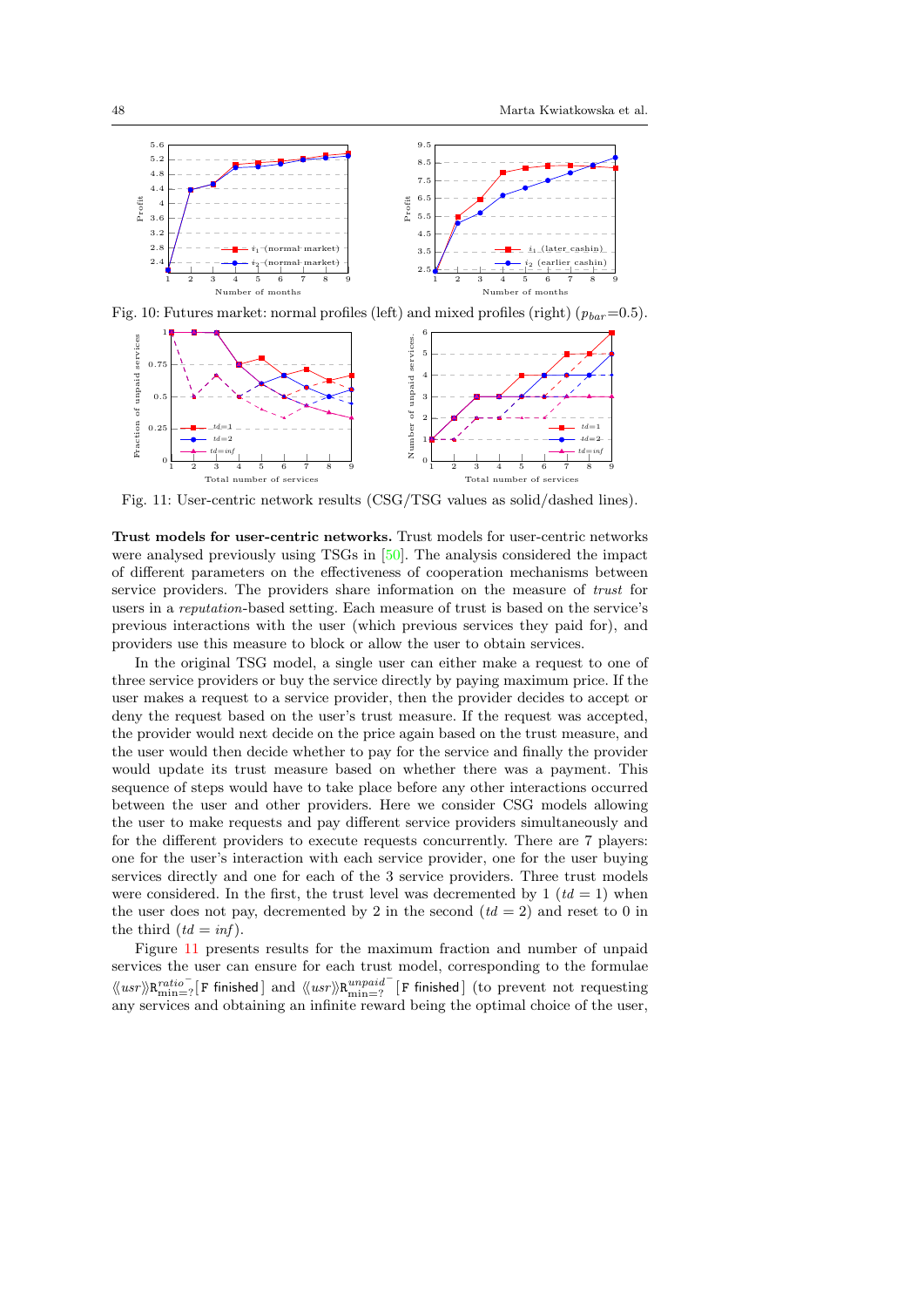Fig. 10: Futures market: normal profiles (left) and mixed profiles (right) ($p_{bar}$=0.5).

Fig. 11: User-centric network results (CSG/TSG values as solid/dashed lines).

**Trust models for user-centric networks.** Trust models for user-centric networks were analysed previously using TSGs in [50]. The analysis considered the impact of different parameters on the effectiveness of cooperation mechanisms between service providers. The providers share information on the measure of *trust* for users in a *reputation*-based setting. Each measure of trust is based on the service's previous interactions with the user (which previous services they paid for), and providers use this measure to block or allow the user to obtain services.

In the original TSG model, a single user can either make a request to one of three service providers or buy the service directly by paying maximum price. If the user makes a request to a service provider, then the provider decides to accept or deny the request based on the user's trust measure. If the request was accepted, the provider would next decide on the price again based on the trust measure, and the user would then decide whether to pay for the service and finally the provider would update its trust measure based on whether there was a payment. This sequence of steps would have to take place before any other interactions occurred between the user and other providers. Here we consider CSG models allowing the user to make requests and pay different service providers simultaneously and for the different providers to execute requests concurrently. There are 7 players: one for the user's interaction with each service provider, one for the user buying services directly and one for each of the 3 service providers. Three trust models were considered. In the first, the trust level was decremented by 1 ($td = 1$) when the user does not pay, decremented by 2 in the second ($td = 2$) and reset to 0 in the third ($td = inf$).

Figure 11 presents results for the maximum fraction and number of unpaid services the user can ensure for each trust model, corresponding to the formulae $\langle\langle usr \rangle\rangle \mathtt{R}^{ratio^-}_{\min=?}[\,\mathtt{F}\ \mathsf{finished}\,]$ and $\langle\langle usr \rangle\rangle \mathtt{R}^{unpaid^-}_{\min=?}[\,\mathtt{F}\ \mathsf{finished}\,]$ (to prevent not requesting any services and obtaining an infinite reward being the optimal choice of the user,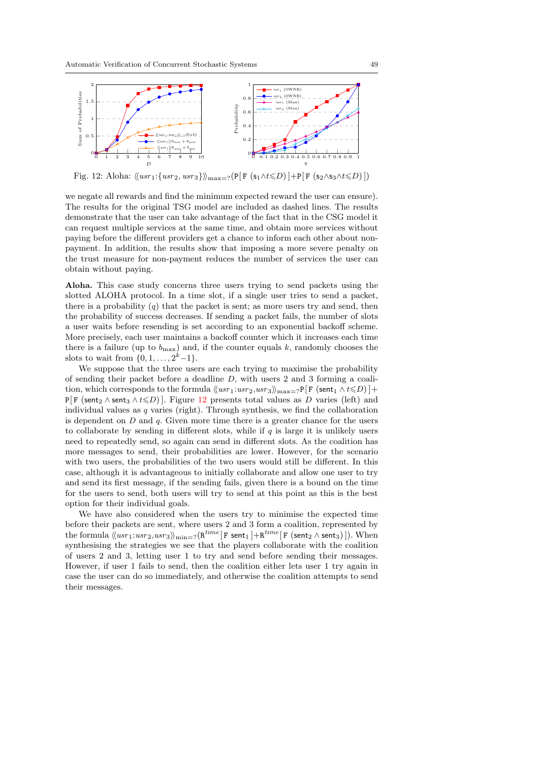Fig. 12: Aloha: $\langle\langle usr_1{:}\{usr_2, usr_3\}\rangle\rangle_{\max=?}(\mathtt{P}[\,\mathtt{F}\ (\mathsf{s}_1 \wedge t \leqslant D)\,] + \mathtt{P}[\,\mathtt{F}\ (\mathsf{s}_2 \wedge \mathsf{s}_3 \wedge t \leqslant D)\,])$

we negate all rewards and find the minimum expected reward the user can ensure). The results for the original TSG model are included as dashed lines. The results demonstrate that the user can take advantage of the fact that in the CSG model it can request multiple services at the same time, and obtain more services without paying before the different providers get a chance to inform each other about non-payment. In addition, the results show that imposing a more severe penalty on the trust measure for non-payment reduces the number of services the user can obtain without paying.

**Aloha.** This case study concerns three users trying to send packets using the slotted ALOHA protocol. In a time slot, if a single user tries to send a packet, there is a probability ($q$) that the packet is sent; as more users try and send, then the probability of success decreases. If sending a packet fails, the number of slots a user waits before resending is set according to an exponential backoff scheme. More precisely, each user maintains a backoff counter which it increases each time there is a failure (up to $b_{\max}$) and, if the counter equals $k$, randomly chooses the slots to wait from $\{0, 1, \ldots, 2^k{-}1\}$.

We suppose that the three users are each trying to maximise the probability of sending their packet before a deadline $D$, with users 2 and 3 forming a coalition, which corresponds to the formula $\langle\langle usr_1{:}usr_2, usr_3\rangle\rangle_{\max=?}\mathtt{P}[\,\mathtt{F}\ (\mathsf{sent}_1 \wedge t \leqslant D)\,] + \mathtt{P}[\,\mathtt{F}\ (\mathsf{sent}_2 \wedge \mathsf{sent}_3 \wedge t \leqslant D)\,]$. Figure 12 presents total values as $D$ varies (left) and individual values as $q$ varies (right). Through synthesis, we find the collaboration is dependent on $D$ and $q$. Given more time there is a greater chance for the users to collaborate by sending in different slots, while if $q$ is large it is unlikely users need to repeatedly send, so again can send in different slots. As the coalition has more messages to send, their probabilities are lower. However, for the scenario with two users, the probabilities of the two users would still be different. In this case, although it is advantageous to initially collaborate and allow one user to try and send its first message, if the sending fails, given there is a bound on the time for the users to send, both users will try to send at this point as this is the best option for their individual goals.

We have also considered when the users try to minimise the expected time before their packets are sent, where users 2 and 3 form a coalition, represented by the formula $\langle\langle usr_1{:}usr_2, usr_3\rangle\rangle_{\min=?}(\mathtt{R}^{time}[\,\mathtt{F}\ \mathsf{sent}_1\,] + \mathtt{R}^{time}[\,\mathtt{F}\ (\mathsf{sent}_2 \wedge \mathsf{sent}_3)\,])$. When synthesising the strategies we see that the players collaborate with the coalition of users 2 and 3, letting user 1 to try and send before sending their messages. However, if user 1 fails to send, then the coalition either lets user 1 try again in case the user can do so immediately, and otherwise the coalition attempts to send their messages.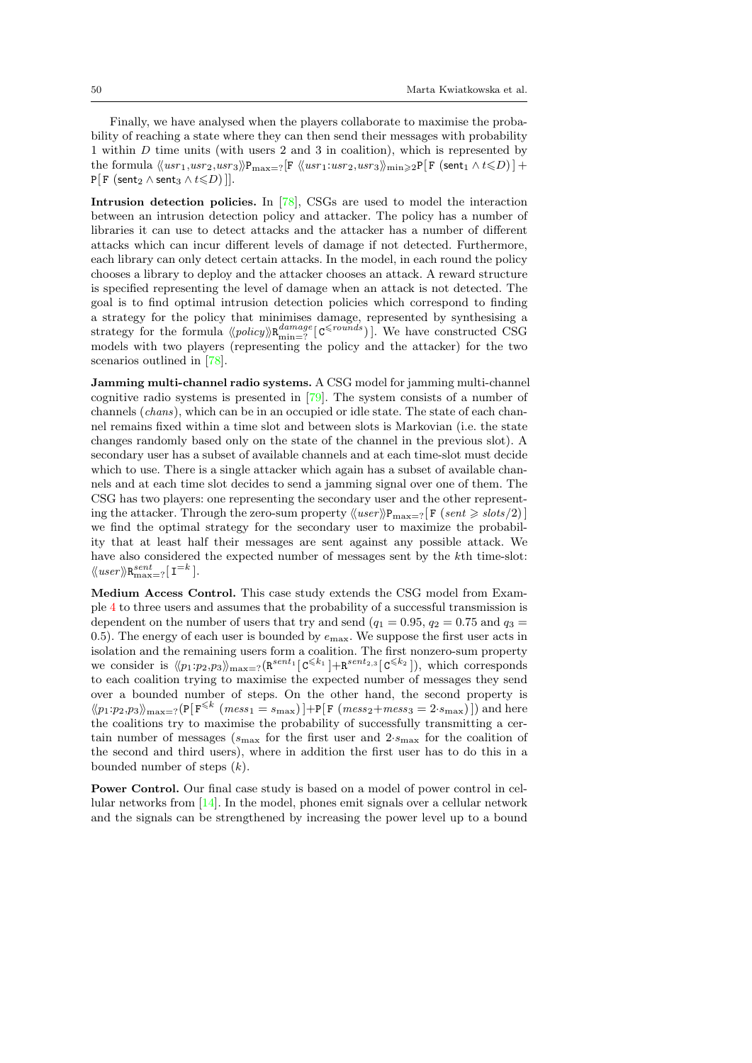Finally, we have analysed when the players collaborate to maximise the probability of reaching a state where they can then send their messages with probability 1 within $D$ time units (with users 2 and 3 in coalition), which is represented by the formula $\langle\langle usr_1,usr_2,usr_3\rangle\rangle \mathtt{P}_{\max=?}[\,\mathtt{F}\ \langle\langle usr_1{:}usr_2,usr_3\rangle\rangle_{\min\geqslant 2}\mathtt{P}[\,\mathtt{F}\ (\mathsf{sent}_1 \wedge t{\leqslant}D)\,] + \mathtt{P}[\,\mathtt{F}\ (\mathsf{sent}_2 \wedge \mathsf{sent}_3 \wedge t{\leqslant}D)\,]\,]$.

**Intrusion detection policies.** In [78], CSGs are used to model the interaction between an intrusion detection policy and attacker. The policy has a number of libraries it can use to detect attacks and the attacker has a number of different attacks which can incur different levels of damage if not detected. Furthermore, each library can only detect certain attacks. In the model, in each round the policy chooses a library to deploy and the attacker chooses an attack. A reward structure is specified representing the level of damage when an attack is not detected. The goal is to find optimal intrusion detection policies which correspond to finding a strategy for the policy that minimises damage, represented by synthesising a strategy for the formula $\langle\langle policy\rangle\rangle \mathtt{R}^{damage}_{\min=?}[\,\mathtt{C}^{\leqslant rounds}\,]$. We have constructed CSG models with two players (representing the policy and the attacker) for the two scenarios outlined in [78].

**Jamming multi-channel radio systems.** A CSG model for jamming multi-channel cognitive radio systems is presented in [79]. The system consists of a number of channels (*chans*), which can be in an occupied or idle state. The state of each channel remains fixed within a time slot and between slots is Markovian (i.e. the state changes randomly based only on the state of the channel in the previous slot). A secondary user has a subset of available channels and at each time-slot must decide which to use. There is a single attacker which again has a subset of available channels and at each time slot decides to send a jamming signal over one of them. The CSG has two players: one representing the secondary user and the other representing the attacker. Through the zero-sum property $\langle\langle user\rangle\rangle \mathtt{P}_{\max=?}[\,\mathtt{F}\ (sent \geqslant slots/2)\,]$ we find the optimal strategy for the secondary user to maximize the probability that at least half their messages are sent against any possible attack. We have also considered the expected number of messages sent by the $k$th time-slot: $\langle\langle user\rangle\rangle \mathtt{R}^{sent}_{\max=?}[\,\mathtt{I}^{=k}\,]$.

**Medium Access Control.** This case study extends the CSG model from Example 4 to three users and assumes that the probability of a successful transmission is dependent on the number of users that try and send ($q_1 = 0.95$, $q_2 = 0.75$ and $q_3 = 0.5$). The energy of each user is bounded by $e_{\max}$. We suppose the first user acts in isolation and the remaining users form a coalition. The first nonzero-sum property we consider is $\langle\langle p_1{:}p_2,p_3\rangle\rangle_{\max=?}(\mathtt{R}^{sent_1}[\,\mathtt{C}^{\leqslant k_1}\,]{+}\mathtt{R}^{sent_{2,3}}[\,\mathtt{C}^{\leqslant k_2}\,])$, which corresponds to each coalition trying to maximise the expected number of messages they send over a bounded number of steps. On the other hand, the second property is $\langle\langle p_1{:}p_2,p_3\rangle\rangle_{\max=?}(\mathtt{P}[\,\mathtt{F}^{\leqslant k}\ (mess_1 = s_{\max})\,]{+}\mathtt{P}[\,\mathtt{F}\ (mess_2{+}mess_3 = 2{\cdot}s_{\max})\,])$ and here the coalitions try to maximise the probability of successfully transmitting a certain number of messages ($s_{\max}$ for the first user and $2{\cdot}s_{\max}$ for the coalition of the second and third users), where in addition the first user has to do this in a bounded number of steps ($k$).

**Power Control.** Our final case study is based on a model of power control in cellular networks from [14]. In the model, phones emit signals over a cellular network and the signals can be strengthened by increasing the power level up to a bound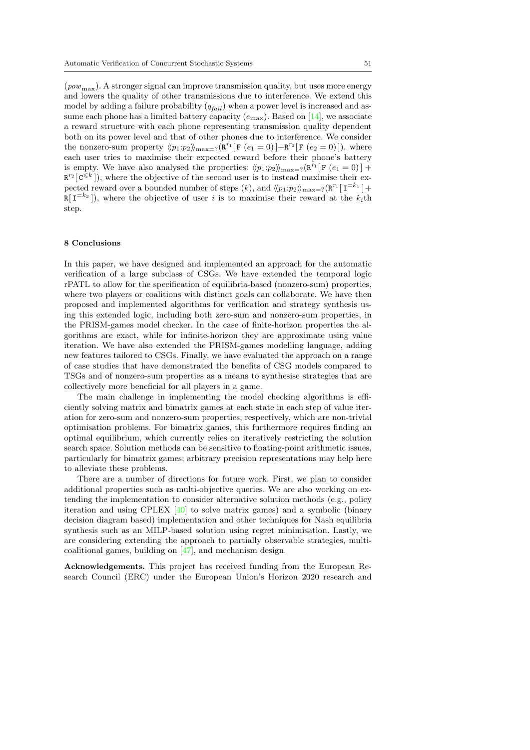($pow_{\max}$). A stronger signal can improve transmission quality, but uses more energy and lowers the quality of other transmissions due to interference. We extend this model by adding a failure probability ($q_{fail}$) when a power level is increased and assume each phone has a limited battery capacity ($e_{\max}$). Based on [14], we associate a reward structure with each phone representing transmission quality dependent both on its power level and that of other phones due to interference. We consider the nonzero-sum property $\langle\langle p_1{:}p_2 \rangle\rangle_{\max=?}(\mathtt{R}^{r_1}[\,\mathtt{F}\ (e_1=0)\,]+\mathtt{R}^{r_2}[\,\mathtt{F}\ (e_2=0)\,])$, where each user tries to maximise their expected reward before their phone's battery is empty. We have also analysed the properties: $\langle\langle p_1{:}p_2 \rangle\rangle_{\max=?}(\mathtt{R}^{r_1}[\,\mathtt{F}\ (e_1=0)\,] + \mathtt{R}^{r_2}[\,\mathtt{C}^{\leqslant k}\,])$, where the objective of the second user is to instead maximise their expected reward over a bounded number of steps ($k$), and $\langle\langle p_1{:}p_2 \rangle\rangle_{\max=?}(\mathtt{R}^{r_1}[\,\mathtt{I}^{=k_1}\,] + \mathtt{R}[\,\mathtt{I}^{=k_2}\,])$, where the objective of user $i$ is to maximise their reward at the $k_i$th step.

## 8 Conclusions

In this paper, we have designed and implemented an approach for the automatic verification of a large subclass of CSGs. We have extended the temporal logic rPATL to allow for the specification of equilibria-based (nonzero-sum) properties, where two players or coalitions with distinct goals can collaborate. We have then proposed and implemented algorithms for verification and strategy synthesis using this extended logic, including both zero-sum and nonzero-sum properties, in the PRISM-games model checker. In the case of finite-horizon properties the algorithms are exact, while for infinite-horizon they are approximate using value iteration. We have also extended the PRISM-games modelling language, adding new features tailored to CSGs. Finally, we have evaluated the approach on a range of case studies that have demonstrated the benefits of CSG models compared to TSGs and of nonzero-sum properties as a means to synthesise strategies that are collectively more beneficial for all players in a game.

The main challenge in implementing the model checking algorithms is efficiently solving matrix and bimatrix games at each state in each step of value iteration for zero-sum and nonzero-sum properties, respectively, which are non-trivial optimisation problems. For bimatrix games, this furthermore requires finding an optimal equilibrium, which currently relies on iteratively restricting the solution search space. Solution methods can be sensitive to floating-point arithmetic issues, particularly for bimatrix games; arbitrary precision representations may help here to alleviate these problems.

There are a number of directions for future work. First, we plan to consider additional properties such as multi-objective queries. We are also working on extending the implementation to consider alternative solution methods (e.g., policy iteration and using CPLEX [40] to solve matrix games) and a symbolic (binary decision diagram based) implementation and other techniques for Nash equilibria synthesis such as an MILP-based solution using regret minimisation. Lastly, we are considering extending the approach to partially observable strategies, multi-coalitional games, building on [47], and mechanism design.

**Acknowledgements.** This project has received funding from the European Research Council (ERC) under the European Union's Horizon 2020 research and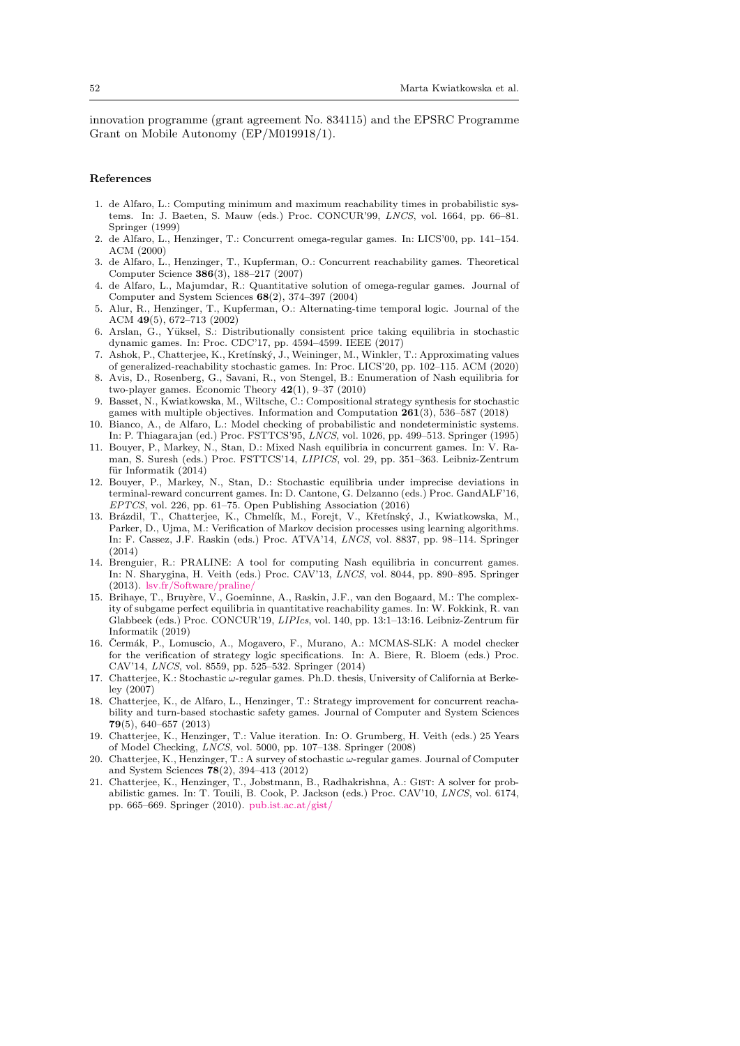innovation programme (grant agreement No. 834115) and the EPSRC Programme Grant on Mobile Autonomy (EP/M019918/1).

## References

1. de Alfaro, L.: Computing minimum and maximum reachability times in probabilistic systems. In: J. Baeten, S. Mauw (eds.) Proc. CONCUR'99, *LNCS*, vol. 1664, pp. 66–81. Springer (1999)
2. de Alfaro, L., Henzinger, T.: Concurrent omega-regular games. In: LICS'00, pp. 141–154. ACM (2000)
3. de Alfaro, L., Henzinger, T., Kupferman, O.: Concurrent reachability games. Theoretical Computer Science **386**(3), 188–217 (2007)
4. de Alfaro, L., Majumdar, R.: Quantitative solution of omega-regular games. Journal of Computer and System Sciences **68**(2), 374–397 (2004)
5. Alur, R., Henzinger, T., Kupferman, O.: Alternating-time temporal logic. Journal of the ACM **49**(5), 672–713 (2002)
6. Arslan, G., Yüksel, S.: Distributionally consistent price taking equilibria in stochastic dynamic games. In: Proc. CDC'17, pp. 4594–4599. IEEE (2017)
7. Ashok, P., Chatterjee, K., Kretínský, J., Weininger, M., Winkler, T.: Approximating values of generalized-reachability stochastic games. In: Proc. LICS'20, pp. 102–115. ACM (2020)
8. Avis, D., Rosenberg, G., Savani, R., von Stengel, B.: Enumeration of Nash equilibria for two-player games. Economic Theory **42**(1), 9–37 (2010)
9. Basset, N., Kwiatkowska, M., Wiltsche, C.: Compositional strategy synthesis for stochastic games with multiple objectives. Information and Computation **261**(3), 536–587 (2018)
10. Bianco, A., de Alfaro, L.: Model checking of probabilistic and nondeterministic systems. In: P. Thiagarajan (ed.) Proc. FSTTCS'95, *LNCS*, vol. 1026, pp. 499–513. Springer (1995)
11. Bouyer, P., Markey, N., Stan, D.: Mixed Nash equilibria in concurrent games. In: V. Raman, S. Suresh (eds.) Proc. FSTTCS'14, *LIPICS*, vol. 29, pp. 351–363. Leibniz-Zentrum für Informatik (2014)
12. Bouyer, P., Markey, N., Stan, D.: Stochastic equilibria under imprecise deviations in terminal-reward concurrent games. In: D. Cantone, G. Delzanno (eds.) Proc. GandALF'16, *EPTCS*, vol. 226, pp. 61–75. Open Publishing Association (2016)
13. Brázdil, T., Chatterjee, K., Chmelík, M., Forejt, V., Křetínský, J., Kwiatkowska, M., Parker, D., Ujma, M.: Verification of Markov decision processes using learning algorithms. In: F. Cassez, J.F. Raskin (eds.) Proc. ATVA'14, *LNCS*, vol. 8837, pp. 98–114. Springer (2014)
14. Brenguier, R.: PRALINE: A tool for computing Nash equilibria in concurrent games. In: N. Sharygina, H. Veith (eds.) Proc. CAV'13, *LNCS*, vol. 8044, pp. 890–895. Springer (2013). lsv.fr/Software/praline/
15. Brihaye, T., Bruyère, V., Goeminne, A., Raskin, J.F., van den Bogaard, M.: The complexity of subgame perfect equilibria in quantitative reachability games. In: W. Fokkink, R. van Glabbeek (eds.) Proc. CONCUR'19, *LIPIcs*, vol. 140, pp. 13:1–13:16. Leibniz-Zentrum für Informatik (2019)
16. Čermák, P., Lomuscio, A., Mogavero, F., Murano, A.: MCMAS-SLK: A model checker for the verification of strategy logic specifications. In: A. Biere, R. Bloem (eds.) Proc. CAV'14, *LNCS*, vol. 8559, pp. 525–532. Springer (2014)
17. Chatterjee, K.: Stochastic $\omega$-regular games. Ph.D. thesis, University of California at Berkeley (2007)
18. Chatterjee, K., de Alfaro, L., Henzinger, T.: Strategy improvement for concurrent reachability and turn-based stochastic safety games. Journal of Computer and System Sciences **79**(5), 640–657 (2013)
19. Chatterjee, K., Henzinger, T.: Value iteration. In: O. Grumberg, H. Veith (eds.) 25 Years of Model Checking, *LNCS*, vol. 5000, pp. 107–138. Springer (2008)
20. Chatterjee, K., Henzinger, T.: A survey of stochastic $\omega$-regular games. Journal of Computer and System Sciences **78**(2), 394–413 (2012)
21. Chatterjee, K., Henzinger, T., Jobstmann, B., Radhakrishna, A.: Gist: A solver for probabilistic games. In: T. Touili, B. Cook, P. Jackson (eds.) Proc. CAV'10, *LNCS*, vol. 6174, pp. 665–669. Springer (2010). pub.ist.ac.at/gist/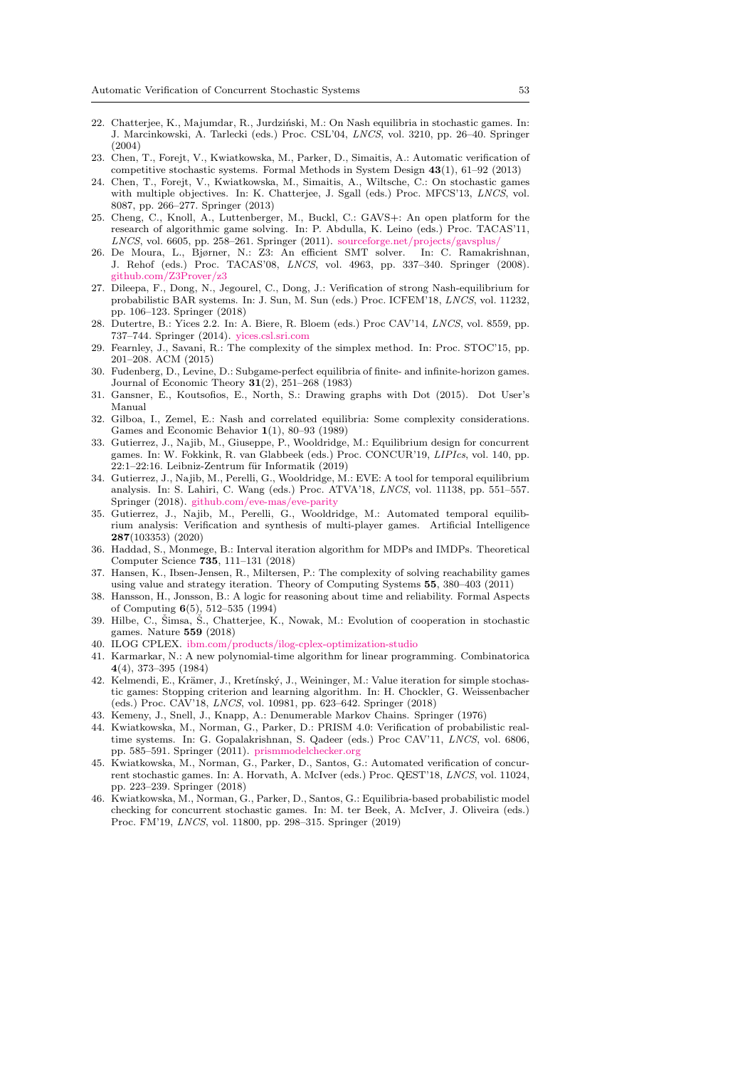22. Chatterjee, K., Majumdar, R., Jurdziński, M.: On Nash equilibria in stochastic games. In: J. Marcinkowski, A. Tarlecki (eds.) Proc. CSL'04, *LNCS*, vol. 3210, pp. 26–40. Springer (2004)
23. Chen, T., Forejt, V., Kwiatkowska, M., Parker, D., Simaitis, A.: Automatic verification of competitive stochastic systems. Formal Methods in System Design **43**(1), 61–92 (2013)
24. Chen, T., Forejt, V., Kwiatkowska, M., Simaitis, A., Wiltsche, C.: On stochastic games with multiple objectives. In: K. Chatterjee, J. Sgall (eds.) Proc. MFCS'13, *LNCS*, vol. 8087, pp. 266–277. Springer (2013)
25. Cheng, C., Knoll, A., Luttenberger, M., Buckl, C.: GAVS+: An open platform for the research of algorithmic game solving. In: P. Abdulla, K. Leino (eds.) Proc. TACAS'11, *LNCS*, vol. 6605, pp. 258–261. Springer (2011). sourceforge.net/projects/gavsplus/
26. De Moura, L., Bjørner, N.: Z3: An efficient SMT solver. In: C. Ramakrishnan, J. Rehof (eds.) Proc. TACAS'08, *LNCS*, vol. 4963, pp. 337–340. Springer (2008). github.com/Z3Prover/z3
27. Dileepa, F., Dong, N., Jegourel, C., Dong, J.: Verification of strong Nash-equilibrium for probabilistic BAR systems. In: J. Sun, M. Sun (eds.) Proc. ICFEM'18, *LNCS*, vol. 11232, pp. 106–123. Springer (2018)
28. Dutertre, B.: Yices 2.2. In: A. Biere, R. Bloem (eds.) Proc CAV'14, *LNCS*, vol. 8559, pp. 737–744. Springer (2014). yices.csl.sri.com
29. Fearnley, J., Savani, R.: The complexity of the simplex method. In: Proc. STOC'15, pp. 201–208. ACM (2015)
30. Fudenberg, D., Levine, D.: Subgame-perfect equilibria of finite- and infinite-horizon games. Journal of Economic Theory **31**(2), 251–268 (1983)
31. Gansner, E., Koutsofios, E., North, S.: Drawing graphs with Dot (2015). Dot User's Manual
32. Gilboa, I., Zemel, E.: Nash and correlated equilibria: Some complexity considerations. Games and Economic Behavior **1**(1), 80–93 (1989)
33. Gutierrez, J., Najib, M., Giuseppe, P., Wooldridge, M.: Equilibrium design for concurrent games. In: W. Fokkink, R. van Glabbeek (eds.) Proc. CONCUR'19, *LIPIcs*, vol. 140, pp. 22:1–22:16. Leibniz-Zentrum für Informatik (2019)
34. Gutierrez, J., Najib, M., Perelli, G., Wooldridge, M.: EVE: A tool for temporal equilibrium analysis. In: S. Lahiri, C. Wang (eds.) Proc. ATVA'18, *LNCS*, vol. 11138, pp. 551–557. Springer (2018). github.com/eve-mas/eve-parity
35. Gutierrez, J., Najib, M., Perelli, G., Wooldridge, M.: Automated temporal equilibrium analysis: Verification and synthesis of multi-player games. Artificial Intelligence **287**(103353) (2020)
36. Haddad, S., Monmege, B.: Interval iteration algorithm for MDPs and IMDPs. Theoretical Computer Science **735**, 111–131 (2018)
37. Hansen, K., Ibsen-Jensen, R., Miltersen, P.: The complexity of solving reachability games using value and strategy iteration. Theory of Computing Systems **55**, 380–403 (2011)
38. Hansson, H., Jonsson, B.: A logic for reasoning about time and reliability. Formal Aspects of Computing **6**(5), 512–535 (1994)
39. Hilbe, C., Šimsa, Š., Chatterjee, K., Nowak, M.: Evolution of cooperation in stochastic games. Nature **559** (2018)
40. ILOG CPLEX. ibm.com/products/ilog-cplex-optimization-studio
41. Karmarkar, N.: A new polynomial-time algorithm for linear programming. Combinatorica **4**(4), 373–395 (1984)
42. Kelmendi, E., Krämer, J., Kretínský, J., Weininger, M.: Value iteration for simple stochastic games: Stopping criterion and learning algorithm. In: H. Chockler, G. Weissenbacher (eds.) Proc. CAV'18, *LNCS*, vol. 10981, pp. 623–642. Springer (2018)
43. Kemeny, J., Snell, J., Knapp, A.: Denumerable Markov Chains. Springer (1976)
44. Kwiatkowska, M., Norman, G., Parker, D.: PRISM 4.0: Verification of probabilistic real-time systems. In: G. Gopalakrishnan, S. Qadeer (eds.) Proc CAV'11, *LNCS*, vol. 6806, pp. 585–591. Springer (2011). prismmodelchecker.org
45. Kwiatkowska, M., Norman, G., Parker, D., Santos, G.: Automated verification of concurrent stochastic games. In: A. Horvath, A. McIver (eds.) Proc. QEST'18, *LNCS*, vol. 11024, pp. 223–239. Springer (2018)
46. Kwiatkowska, M., Norman, G., Parker, D., Santos, G.: Equilibria-based probabilistic model checking for concurrent stochastic games. In: M. ter Beek, A. McIver, J. Oliveira (eds.) Proc. FM'19, *LNCS*, vol. 11800, pp. 298–315. Springer (2019)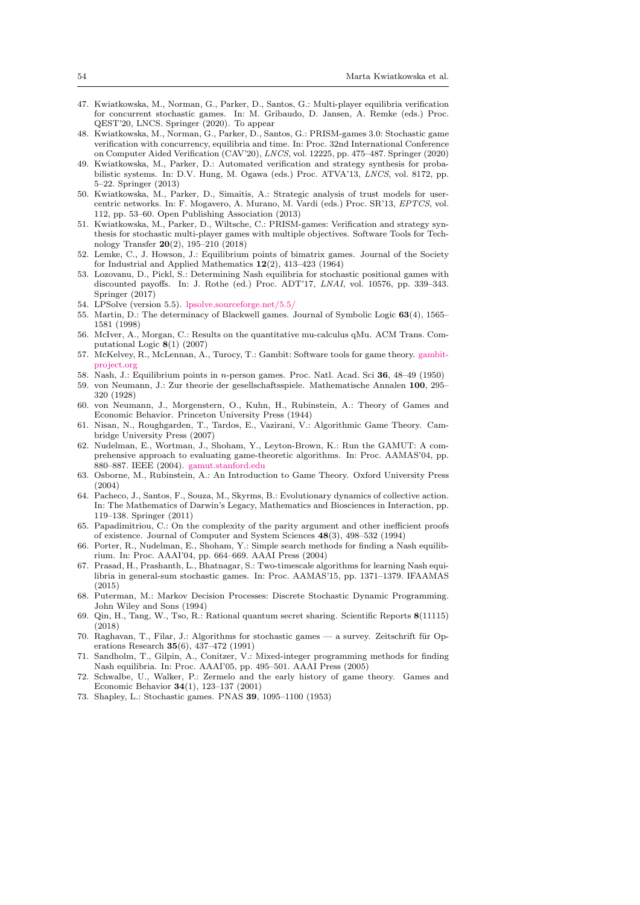47. Kwiatkowska, M., Norman, G., Parker, D., Santos, G.: Multi-player equilibria verification for concurrent stochastic games. In: M. Gribaudo, D. Jansen, A. Remke (eds.) Proc. QEST'20, LNCS. Springer (2020). To appear
48. Kwiatkowska, M., Norman, G., Parker, D., Santos, G.: PRISM-games 3.0: Stochastic game verification with concurrency, equilibria and time. In: Proc. 32nd International Conference on Computer Aided Verification (CAV'20), *LNCS*, vol. 12225, pp. 475–487. Springer (2020)
49. Kwiatkowska, M., Parker, D.: Automated verification and strategy synthesis for probabilistic systems. In: D.V. Hung, M. Ogawa (eds.) Proc. ATVA'13, *LNCS*, vol. 8172, pp. 5–22. Springer (2013)
50. Kwiatkowska, M., Parker, D., Simaitis, A.: Strategic analysis of trust models for user-centric networks. In: F. Mogavero, A. Murano, M. Vardi (eds.) Proc. SR'13, *EPTCS*, vol. 112, pp. 53–60. Open Publishing Association (2013)
51. Kwiatkowska, M., Parker, D., Wiltsche, C.: PRISM-games: Verification and strategy synthesis for stochastic multi-player games with multiple objectives. Software Tools for Technology Transfer **20**(2), 195–210 (2018)
52. Lemke, C., J. Howson, J.: Equilibrium points of bimatrix games. Journal of the Society for Industrial and Applied Mathematics **12**(2), 413–423 (1964)
53. Lozovanu, D., Pickl, S.: Determining Nash equilibria for stochastic positional games with discounted payoffs. In: J. Rothe (ed.) Proc. ADT'17, *LNAI*, vol. 10576, pp. 339–343. Springer (2017)
54. LPSolve (version 5.5). lpsolve.sourceforge.net/5.5/
55. Martin, D.: The determinacy of Blackwell games. Journal of Symbolic Logic **63**(4), 1565–1581 (1998)
56. McIver, A., Morgan, C.: Results on the quantitative mu-calculus qMu. ACM Trans. Computational Logic **8**(1) (2007)
57. McKelvey, R., McLennan, A., Turocy, T.: Gambit: Software tools for game theory. gambit-project.org
58. Nash, J.: Equilibrium points in $n$-person games. Proc. Natl. Acad. Sci **36**, 48–49 (1950)
59. von Neumann, J.: Zur theorie der gesellschaftsspiele. Mathematische Annalen **100**, 295–320 (1928)
60. von Neumann, J., Morgenstern, O., Kuhn, H., Rubinstein, A.: Theory of Games and Economic Behavior. Princeton University Press (1944)
61. Nisan, N., Roughgarden, T., Tardos, E., Vazirani, V.: Algorithmic Game Theory. Cambridge University Press (2007)
62. Nudelman, E., Wortman, J., Shoham, Y., Leyton-Brown, K.: Run the GAMUT: A comprehensive approach to evaluating game-theoretic algorithms. In: Proc. AAMAS'04, pp. 880–887. IEEE (2004). gamut.stanford.edu
63. Osborne, M., Rubinstein, A.: An Introduction to Game Theory. Oxford University Press (2004)
64. Pacheco, J., Santos, F., Souza, M., Skyrms, B.: Evolutionary dynamics of collective action. In: The Mathematics of Darwin's Legacy, Mathematics and Biosciences in Interaction, pp. 119–138. Springer (2011)
65. Papadimitriou, C.: On the complexity of the parity argument and other inefficient proofs of existence. Journal of Computer and System Sciences **48**(3), 498–532 (1994)
66. Porter, R., Nudelman, E., Shoham, Y.: Simple search methods for finding a Nash equilibrium. In: Proc. AAAI'04, pp. 664–669. AAAI Press (2004)
67. Prasad, H., Prashanth, L., Bhatnagar, S.: Two-timescale algorithms for learning Nash equilibria in general-sum stochastic games. In: Proc. AAMAS'15, pp. 1371–1379. IFAAMAS (2015)
68. Puterman, M.: Markov Decision Processes: Discrete Stochastic Dynamic Programming. John Wiley and Sons (1994)
69. Qin, H., Tang, W., Tso, R.: Rational quantum secret sharing. Scientific Reports **8**(11115) (2018)
70. Raghavan, T., Filar, J.: Algorithms for stochastic games — a survey. Zeitschrift für Operations Research **35**(6), 437–472 (1991)
71. Sandholm, T., Gilpin, A., Conitzer, V.: Mixed-integer programming methods for finding Nash equilibria. In: Proc. AAAI'05, pp. 495–501. AAAI Press (2005)
72. Schwalbe, U., Walker, P.: Zermelo and the early history of game theory. Games and Economic Behavior **34**(1), 123–137 (2001)
73. Shapley, L.: Stochastic games. PNAS **39**, 1095–1100 (1953)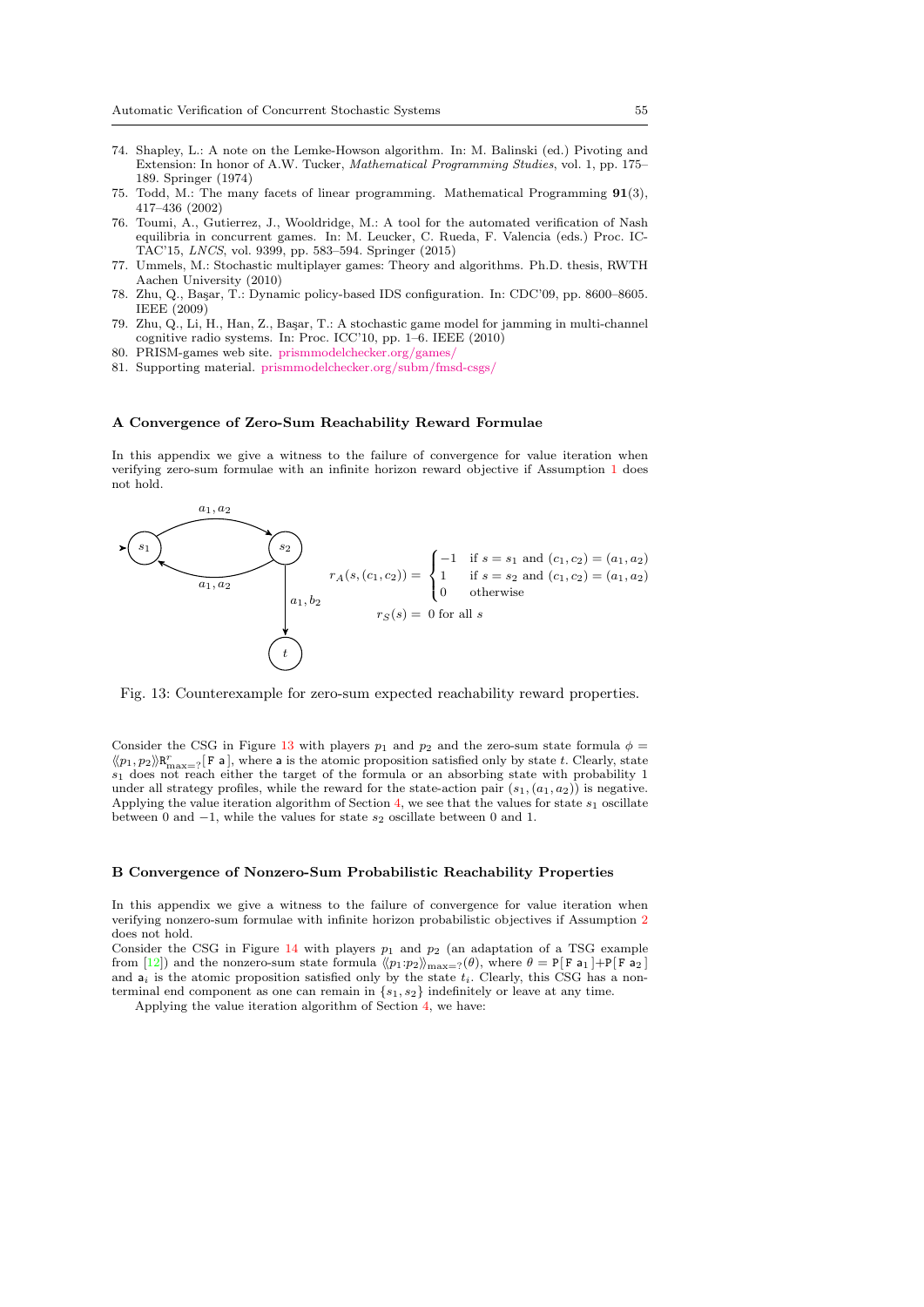74. Shapley, L.: A note on the Lemke-Howson algorithm. In: M. Balinski (ed.) Pivoting and Extension: In honor of A.W. Tucker, *Mathematical Programming Studies*, vol. 1, pp. 175–189. Springer (1974)
75. Todd, M.: The many facets of linear programming. Mathematical Programming **91**(3), 417–436 (2002)
76. Toumi, A., Gutierrez, J., Wooldridge, M.: A tool for the automated verification of Nash equilibria in concurrent games. In: M. Leucker, C. Rueda, F. Valencia (eds.) Proc. ICTAC'15, *LNCS*, vol. 9399, pp. 583–594. Springer (2015)
77. Ummels, M.: Stochastic multiplayer games: Theory and algorithms. Ph.D. thesis, RWTH Aachen University (2010)
78. Zhu, Q., Başar, T.: Dynamic policy-based IDS configuration. In: CDC'09, pp. 8600–8605. IEEE (2009)
79. Zhu, Q., Li, H., Han, Z., Başar, T.: A stochastic game model for jamming in multi-channel cognitive radio systems. In: Proc. ICC'10, pp. 1–6. IEEE (2010)
80. PRISM-games web site. prismmodelchecker.org/games/
81. Supporting material. prismmodelchecker.org/subm/fmsd-csgs/

## A Convergence of Zero-Sum Reachability Reward Formulae

In this appendix we give a witness to the failure of convergence for value iteration when verifying zero-sum formulae with an infinite horizon reward objective if Assumption 1 does not hold.

$$r_A(s,(c_1,c_2)) = \begin{cases} -1 & \text{if } s = s_1 \text{ and } (c_1,c_2) = (a_1,a_2) \\ 1 & \text{if } s = s_2 \text{ and } (c_1,c_2) = (a_1,a_2) \\ 0 & \text{otherwise} \end{cases}$$

$$r_S(s) = 0 \text{ for all } s$$

Fig. 13: Counterexample for zero-sum expected reachability reward properties.

Consider the CSG in Figure 13 with players $p_1$ and $p_2$ and the zero-sum state formula $\phi = \langle\langle p_1, p_2 \rangle\rangle \mathtt{R}^r_{\max=?}[\,\mathtt{F}\ \mathsf{a}\,]$, where $\mathsf{a}$ is the atomic proposition satisfied only by state $t$. Clearly, state $s_1$ does not reach either the target of the formula or an absorbing state with probability 1 under all strategy profiles, while the reward for the state-action pair $(s_1,(a_1,a_2))$ is negative. Applying the value iteration algorithm of Section 4, we see that the values for state $s_1$ oscillate between 0 and $-1$, while the values for state $s_2$ oscillate between 0 and 1.

## B Convergence of Nonzero-Sum Probabilistic Reachability Properties

In this appendix we give a witness to the failure of convergence for value iteration when verifying nonzero-sum formulae with infinite horizon probabilistic objectives if Assumption 2 does not hold.

Consider the CSG in Figure 14 with players $p_1$ and $p_2$ (an adaptation of a TSG example from [12]) and the nonzero-sum state formula $\langle\langle p_1{:}p_2 \rangle\rangle_{\max=?}(\theta)$, where $\theta = \mathtt{P}[\,\mathtt{F}\ \mathsf{a}_1\,]{+}\mathtt{P}[\,\mathtt{F}\ \mathsf{a}_2\,]$ and $\mathsf{a}_i$ is the atomic proposition satisfied only by the state $t_i$. Clearly, this CSG has a nonterminal end component as one can remain in $\{s_1, s_2\}$ indefinitely or leave at any time.

Applying the value iteration algorithm of Section 4, we have: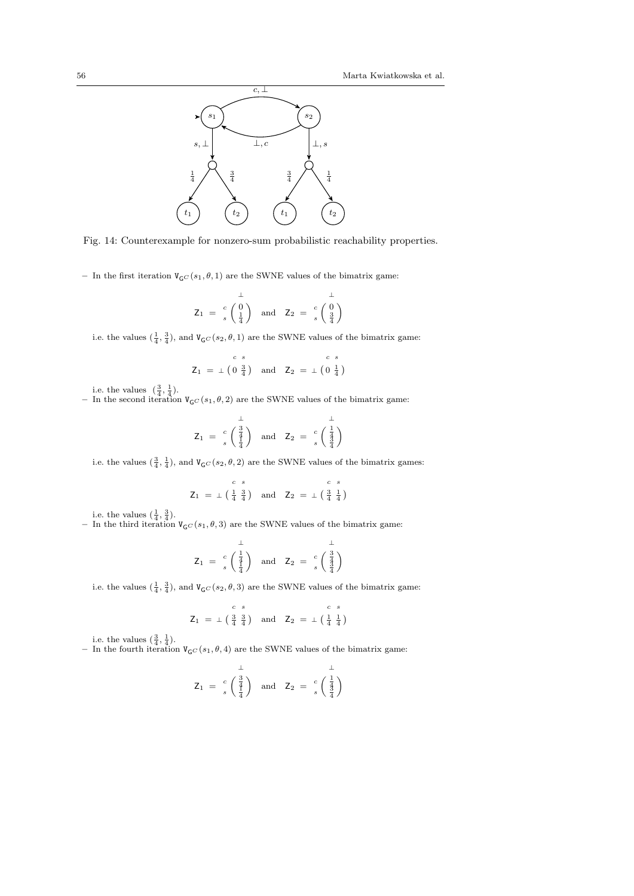Fig. 14: Counterexample for nonzero-sum probabilistic reachability properties.

- In the first iteration $\mathsf{V}_{\mathsf{G}^C}(s_1, \theta, 1)$ are the SWNE values of the bimatrix game:

$$\mathsf{Z}_1 \;=\; \begin{array}{c} \\ c \\ s \end{array}\!\!\begin{array}{c} \bot \\ \left(\begin{array}{c} 0 \\ \frac{1}{4} \end{array}\right) \end{array} \quad \text{and} \quad \mathsf{Z}_2 \;=\; \begin{array}{c} \\ c \\ s \end{array}\!\!\begin{array}{c} \bot \\ \left(\begin{array}{c} 0 \\ \frac{3}{4} \end{array}\right) \end{array}$$

i.e. the values $(\frac{1}{4}, \frac{3}{4})$, and $\mathsf{V}_{\mathsf{G}^C}(s_2, \theta, 1)$ are the SWNE values of the bimatrix game:

$$\mathsf{Z}_1 \;=\; \begin{array}{c} \\ \bot \end{array}\!\!\begin{array}{c} c \;\; s \\ \left(\begin{array}{cc} 0 & \frac{3}{4} \end{array}\right) \end{array} \quad \text{and} \quad \mathsf{Z}_2 \;=\; \begin{array}{c} \\ \bot \end{array}\!\!\begin{array}{c} c \;\; s \\ \left(\begin{array}{cc} 0 & \frac{1}{4} \end{array}\right) \end{array}$$

i.e. the values $(\frac{3}{4}, \frac{1}{4})$.

- In the second iteration $\mathsf{V}_{\mathsf{G}^C}(s_1, \theta, 2)$ are the SWNE values of the bimatrix game:

$$\mathsf{Z}_1 \;=\; \begin{array}{c} \\ c \\ s \end{array}\!\!\begin{array}{c} \bot \\ \left(\begin{array}{c} \frac{3}{4} \\ \frac{1}{4} \end{array}\right) \end{array} \quad \text{and} \quad \mathsf{Z}_2 \;=\; \begin{array}{c} \\ c \\ s \end{array}\!\!\begin{array}{c} \bot \\ \left(\begin{array}{c} \frac{1}{4} \\ \frac{3}{4} \end{array}\right) \end{array}$$

i.e. the values $(\frac{3}{4}, \frac{1}{4})$, and $\mathsf{V}_{\mathsf{G}^C}(s_2, \theta, 2)$ are the SWNE values of the bimatrix games:

$$\mathsf{Z}_1 \;=\; \begin{array}{c} \\ \bot \end{array}\!\!\begin{array}{c} c \;\; s \\ \left(\begin{array}{cc} \frac{1}{4} & \frac{3}{4} \end{array}\right) \end{array} \quad \text{and} \quad \mathsf{Z}_2 \;=\; \begin{array}{c} \\ \bot \end{array}\!\!\begin{array}{c} c \;\; s \\ \left(\begin{array}{cc} \frac{3}{4} & \frac{1}{4} \end{array}\right) \end{array}$$

i.e. the values $(\frac{1}{4}, \frac{3}{4})$.

- In the third iteration $\mathsf{V}_{\mathsf{G}^C}(s_1, \theta, 3)$ are the SWNE values of the bimatrix game:

$$\mathsf{Z}_1 \;=\; \begin{array}{c} \\ c \\ s \end{array}\!\!\begin{array}{c} \bot \\ \left(\begin{array}{c} \frac{1}{4} \\ \frac{1}{4} \end{array}\right) \end{array} \quad \text{and} \quad \mathsf{Z}_2 \;=\; \begin{array}{c} \\ c \\ s \end{array}\!\!\begin{array}{c} \bot \\ \left(\begin{array}{c} \frac{3}{4} \\ \frac{3}{4} \end{array}\right) \end{array}$$

i.e. the values $(\frac{1}{4}, \frac{3}{4})$, and $\mathsf{V}_{\mathsf{G}^C}(s_2, \theta, 3)$ are the SWNE values of the bimatrix game:

$$\mathsf{Z}_1 \;=\; \begin{array}{c} \\ \bot \end{array}\!\!\begin{array}{c} c \;\; s \\ \left(\begin{array}{cc} \frac{3}{4} & \frac{3}{4} \end{array}\right) \end{array} \quad \text{and} \quad \mathsf{Z}_2 \;=\; \begin{array}{c} \\ \bot \end{array}\!\!\begin{array}{c} c \;\; s \\ \left(\begin{array}{cc} \frac{1}{4} & \frac{1}{4} \end{array}\right) \end{array}$$

i.e. the values $(\frac{3}{4}, \frac{1}{4})$.

- In the fourth iteration $\mathsf{V}_{\mathsf{G}^C}(s_1, \theta, 4)$ are the SWNE values of the bimatrix game:

$$\mathsf{Z}_1 \;=\; \begin{array}{c} \\ c \\ s \end{array}\!\!\begin{array}{c} \bot \\ \left(\begin{array}{c} \frac{3}{4} \\ \frac{1}{4} \end{array}\right) \end{array} \quad \text{and} \quad \mathsf{Z}_2 \;=\; \begin{array}{c} \\ c \\ s \end{array}\!\!\begin{array}{c} \bot \\ \left(\begin{array}{c} \frac{1}{4} \\ \frac{3}{4} \end{array}\right) \end{array}$$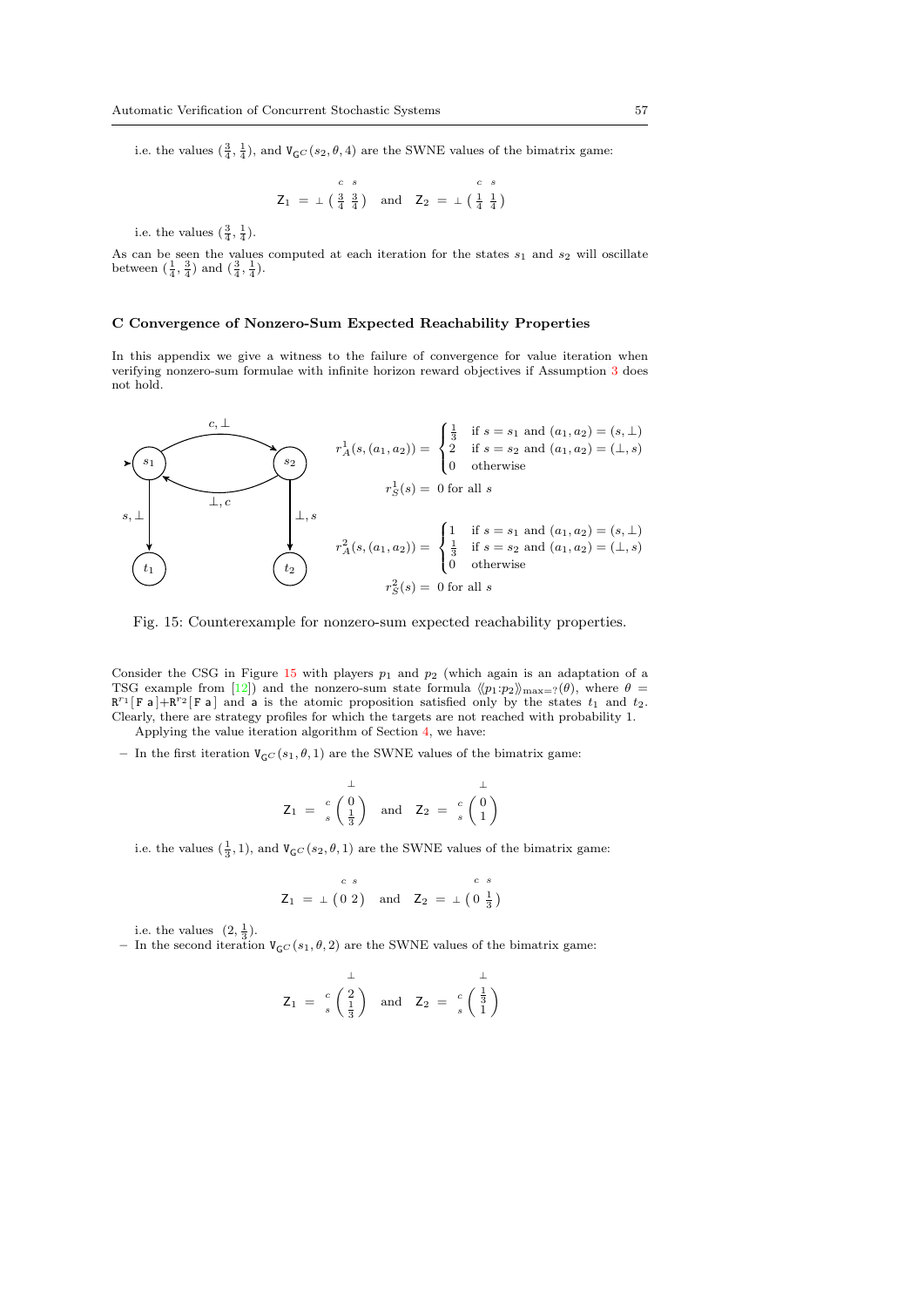i.e. the values $(\frac{3}{4}, \frac{1}{4})$, and $\mathtt{V}_{\mathsf{G}^C}(s_2, \theta, 4)$ are the SWNE values of the bimatrix game:

$$\mathsf{Z}_1 \;=\; \begin{array}{c} \\ \bot \end{array}\!\!\begin{array}{c} \scriptstyle c \;\; s \\ \left( \frac{3}{4} \; \frac{3}{4} \right) \end{array} \quad \text{and} \quad \mathsf{Z}_2 \;=\; \begin{array}{c} \\ \bot \end{array}\!\!\begin{array}{c} \scriptstyle c \;\; s \\ \left( \frac{1}{4} \; \frac{1}{4} \right) \end{array}$$

i.e. the values $(\frac{3}{4}, \frac{1}{4})$.

As can be seen the values computed at each iteration for the states $s_1$ and $s_2$ will oscillate between $(\frac{1}{4}, \frac{3}{4})$ and $(\frac{3}{4}, \frac{1}{4})$.

### C Convergence of Nonzero-Sum Expected Reachability Properties

In this appendix we give a witness to the failure of convergence for value iteration when verifying nonzero-sum formulae with infinite horizon reward objectives if Assumption 3 does not hold.

$$r^1_A(s, (a_1, a_2)) = \begin{cases} \frac{1}{3} & \text{if } s = s_1 \text{ and } (a_1, a_2) = (s, \bot) \\ 2 & \text{if } s = s_2 \text{ and } (a_1, a_2) = (\bot, s) \\ 0 & \text{otherwise} \end{cases}$$

$$r^1_S(s) = \; 0 \text{ for all } s$$

$$r^2_A(s, (a_1, a_2)) = \begin{cases} 1 & \text{if } s = s_1 \text{ and } (a_1, a_2) = (s, \bot) \\ \frac{1}{3} & \text{if } s = s_2 \text{ and } (a_1, a_2) = (\bot, s) \\ 0 & \text{otherwise} \end{cases}$$

$$r^2_S(s) = \; 0 \text{ for all } s$$

Fig. 15: Counterexample for nonzero-sum expected reachability properties.

Consider the CSG in Figure 15 with players $p_1$ and $p_2$ (which again is an adaptation of a TSG example from [12]) and the nonzero-sum state formula $\langle\!\langle p_1{:}p_2 \rangle\!\rangle_{\max=?}(\theta)$, where $\theta = \mathtt{R}^{r_1}[\,\mathtt{F}\ \mathtt{a}\,]{+}\mathtt{R}^{r_2}[\,\mathtt{F}\ \mathtt{a}\,]$ and $\mathtt{a}$ is the atomic proposition satisfied only by the states $t_1$ and $t_2$. Clearly, there are strategy profiles for which the targets are not reached with probability 1.

Applying the value iteration algorithm of Section 4, we have:

– In the first iteration $\mathtt{V}_{\mathsf{G}^C}(s_1, \theta, 1)$ are the SWNE values of the bimatrix game:

$$\mathsf{Z}_1 \;=\; \begin{array}{c} c \\ s \end{array}\!\!\overset{\bot}{\begin{pmatrix} 0 \\ \frac{1}{3} \end{pmatrix}} \quad \text{and} \quad \mathsf{Z}_2 \;=\; \begin{array}{c} c \\ s \end{array}\!\!\overset{\bot}{\begin{pmatrix} 0 \\ 1 \end{pmatrix}}$$

i.e. the values $(\frac{1}{3}, 1)$, and $\mathtt{V}_{\mathsf{G}^C}(s_2, \theta, 1)$ are the SWNE values of the bimatrix game:

$$\mathsf{Z}_1 \;=\; \begin{array}{c} \\ \bot \end{array}\!\!\begin{array}{c} \scriptstyle c \;\; s \\ \left( 0 \; 2 \right) \end{array} \quad \text{and} \quad \mathsf{Z}_2 \;=\; \begin{array}{c} \\ \bot \end{array}\!\!\begin{array}{c} \scriptstyle c \;\; s \\ \left( 0 \; \frac{1}{3} \right) \end{array}$$

i.e. the values $(2, \frac{1}{3})$.

– In the second iteration $\mathtt{V}_{\mathsf{G}^C}(s_1, \theta, 2)$ are the SWNE values of the bimatrix game:

$$\mathsf{Z}_1 \;=\; \begin{array}{c} c \\ s \end{array}\!\!\overset{\bot}{\begin{pmatrix} 2 \\ \frac{1}{3} \end{pmatrix}} \quad \text{and} \quad \mathsf{Z}_2 \;=\; \begin{array}{c} c \\ s \end{array}\!\!\overset{\bot}{\begin{pmatrix} \frac{1}{3} \\ 1 \end{pmatrix}}$$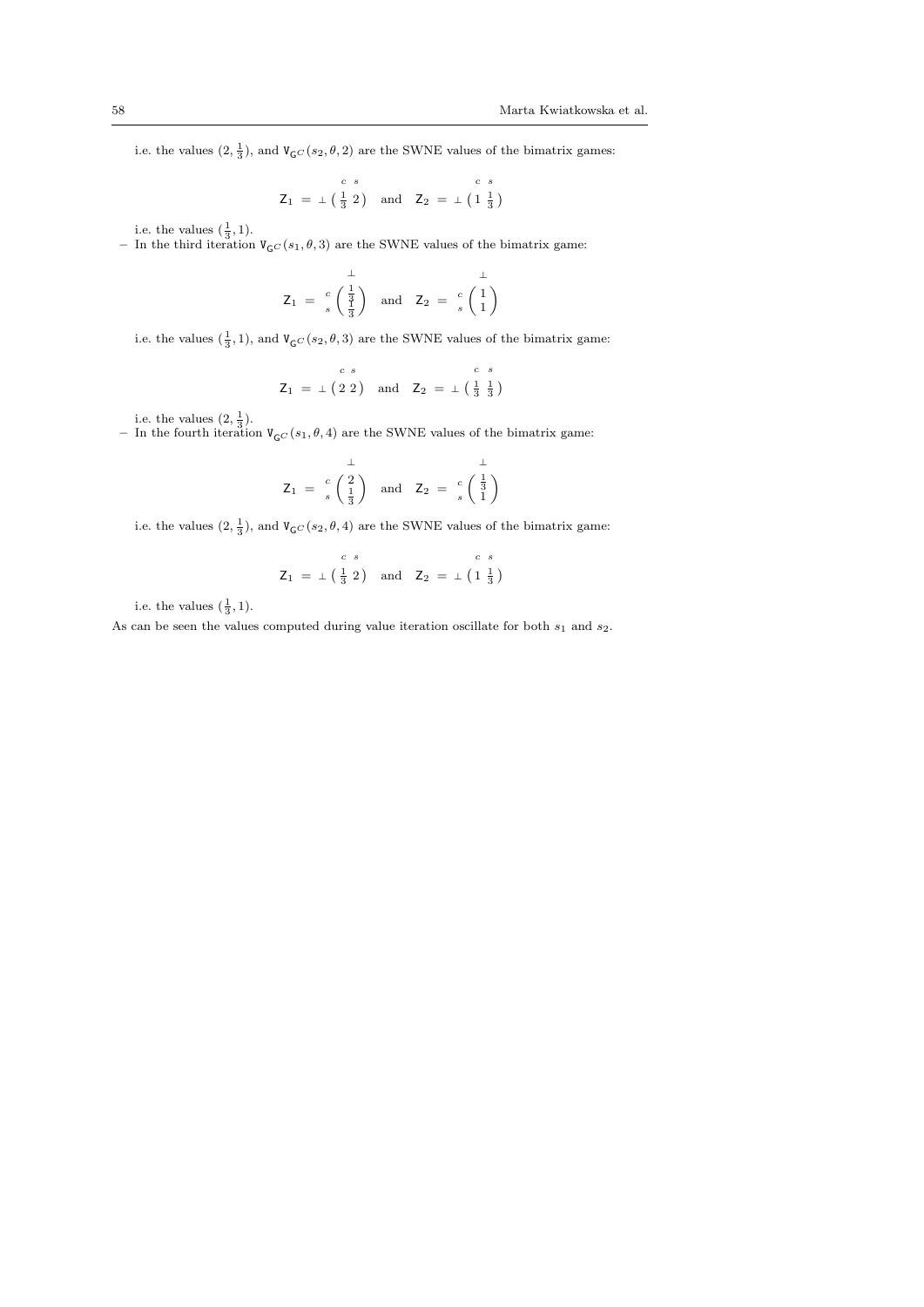i.e. the values $(2, \frac{1}{3})$, and $\mathsf{V}_{\mathsf{G}^C}(s_2, \theta, 2)$ are the SWNE values of the bimatrix games:

$$\mathsf{Z}_1 \;=\; \begin{array}{c} \\ \bot \end{array}\!\!\begin{array}{c} \begin{matrix} c & s \end{matrix} \\ \begin{pmatrix} \frac{1}{3} & 2 \end{pmatrix} \end{array} \quad \text{and} \quad \mathsf{Z}_2 \;=\; \begin{array}{c} \\ \bot \end{array}\!\!\begin{array}{c} \begin{matrix} c & s \end{matrix} \\ \begin{pmatrix} 1 & \frac{1}{3} \end{pmatrix} \end{array}$$

i.e. the values $(\frac{1}{3}, 1)$.

- In the third iteration $\mathsf{V}_{\mathsf{G}^C}(s_1, \theta, 3)$ are the SWNE values of the bimatrix game:

$$\mathsf{Z}_1 \;=\; \begin{array}{c} \\ c \\ s \end{array}\!\!\begin{array}{c} \bot \\ \begin{pmatrix} \frac{1}{3} \\ \frac{1}{3} \end{pmatrix} \end{array} \quad \text{and} \quad \mathsf{Z}_2 \;=\; \begin{array}{c} \\ c \\ s \end{array}\!\!\begin{array}{c} \bot \\ \begin{pmatrix} 1 \\ 1 \end{pmatrix} \end{array}$$

i.e. the values $(\frac{1}{3}, 1)$, and $\mathsf{V}_{\mathsf{G}^C}(s_2, \theta, 3)$ are the SWNE values of the bimatrix game:

$$\mathsf{Z}_1 \;=\; \begin{array}{c} \\ \bot \end{array}\!\!\begin{array}{c} \begin{matrix} c & s \end{matrix} \\ \begin{pmatrix} 2 & 2 \end{pmatrix} \end{array} \quad \text{and} \quad \mathsf{Z}_2 \;=\; \begin{array}{c} \\ \bot \end{array}\!\!\begin{array}{c} \begin{matrix} c & s \end{matrix} \\ \begin{pmatrix} \frac{1}{3} & \frac{1}{3} \end{pmatrix} \end{array}$$

i.e. the values $(2, \frac{1}{3})$.

- In the fourth iteration $\mathsf{V}_{\mathsf{G}^C}(s_1, \theta, 4)$ are the SWNE values of the bimatrix game:

$$\mathsf{Z}_1 \;=\; \begin{array}{c} \\ c \\ s \end{array}\!\!\begin{array}{c} \bot \\ \begin{pmatrix} 2 \\ \frac{1}{3} \end{pmatrix} \end{array} \quad \text{and} \quad \mathsf{Z}_2 \;=\; \begin{array}{c} \\ c \\ s \end{array}\!\!\begin{array}{c} \bot \\ \begin{pmatrix} \frac{1}{3} \\ 1 \end{pmatrix} \end{array}$$

i.e. the values $(2, \frac{1}{3})$, and $\mathsf{V}_{\mathsf{G}^C}(s_2, \theta, 4)$ are the SWNE values of the bimatrix game:

$$\mathsf{Z}_1 \;=\; \begin{array}{c} \\ \bot \end{array}\!\!\begin{array}{c} \begin{matrix} c & s \end{matrix} \\ \begin{pmatrix} \frac{1}{3} & 2 \end{pmatrix} \end{array} \quad \text{and} \quad \mathsf{Z}_2 \;=\; \begin{array}{c} \\ \bot \end{array}\!\!\begin{array}{c} \begin{matrix} c & s \end{matrix} \\ \begin{pmatrix} 1 & \frac{1}{3} \end{pmatrix} \end{array}$$

i.e. the values $(\frac{1}{3}, 1)$.

As can be seen the values computed during value iteration oscillate for both $s_1$ and $s_2$.